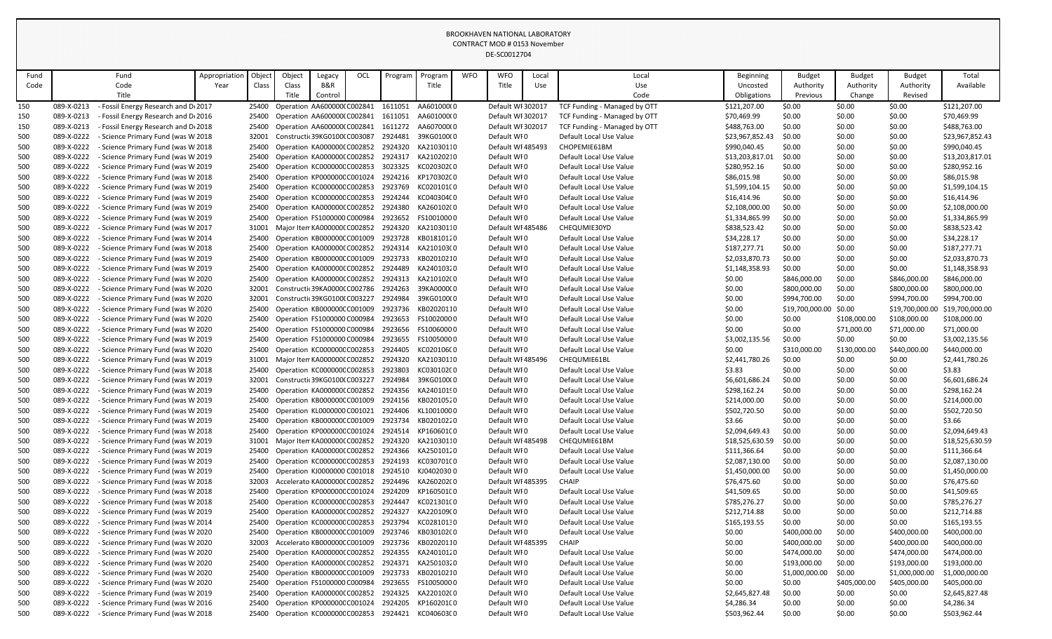BROOKHAVEN NATIONAL LABORATORY
CONTRACT MOD # 0153 November
DE-SC0012704

| Fund Code | Fund Code Title | Appropriation Year | Object Class | Object Class Title | Legacy B&R Control | OCL | Program | Program Title | WFO | WFO Title | Local Use | Local Use Code | Beginning Uncosted Obligations | Budget Authority Previous | Budget Authority Change | Budget Authority Revised | Total Available |
|---|---|---|---|---|---|---|---|---|---|---|---|---|---|---|---|---|---|
| 150 | 089-X-0213 - Fossil Energy Research and D | 2017 | 25400 | Operation | AA600000C | C002841 | 1611051 | AA601000(0 | | Default WF | 302017 | TCF Funding - Managed by OTT | $121,207.00 | $0.00 | $0.00 | $0.00 | $121,207.00 |
| 150 | 089-X-0213 - Fossil Energy Research and D | 2016 | 25400 | Operation | AA600000C | C002841 | 1611051 | AA601000(0 | | Default WF | 302017 | TCF Funding - Managed by OTT | $70,469.99 | $0.00 | $0.00 | $0.00 | $70,469.99 |
| 150 | 089-X-0213 - Fossil Energy Research and D | 2018 | 25400 | Operation | AA600000C | C002841 | 1611272 | AA607000(0 | | Default WF | 302017 | TCF Funding - Managed by OTT | $488,763.00 | $0.00 | $0.00 | $0.00 | $488,763.00 |
| 500 | 089-X-0222 - Science Primary Fund (was W | 2018 | 32001 | Constructi | 39KG0100C | C003087 | 2924481 | 39KG0100(0 | | Default WF | 0 | Default Local Use Value | $23,967,852.43 | $0.00 | $0.00 | $0.00 | $23,967,852.43 |
| 500 | 089-X-0222 - Science Primary Fund (was W | 2018 | 25400 | Operation | KA000000C | C002852 | 2924320 | KA2103011 | 0 | Default WF | 485493 | CHOPEMIE61BM | $990,040.45 | $0.00 | $0.00 | $0.00 | $990,040.45 |
| 500 | 089-X-0222 - Science Primary Fund (was W | 2019 | 25400 | Operation | KA000000C | C002852 | 2924317 | KA2102021 | 0 | Default WF | 0 | Default Local Use Value | $13,203,817.01 | $0.00 | $0.00 | $0.00 | $13,203,817.01 |
| 500 | 089-X-0222 - Science Primary Fund (was W | 2019 | 25400 | Operation | KC000000C | C002853 | 3023325 | KC020302C | 0 | Default WF | 0 | Default Local Use Value | $280,952.16 | $0.00 | $0.00 | $0.00 | $280,952.16 |
| 500 | 089-X-0222 - Science Primary Fund (was W | 2018 | 25400 | Operation | KP000000C | C001024 | 2924216 | KP170302C | 0 | Default WF | 0 | Default Local Use Value | $86,015.98 | $0.00 | $0.00 | $0.00 | $86,015.98 |
| 500 | 089-X-0222 - Science Primary Fund (was W | 2019 | 25400 | Operation | KC000000C | C002853 | 2923769 | KC020101C | 0 | Default WF | 0 | Default Local Use Value | $1,599,104.15 | $0.00 | $0.00 | $0.00 | $1,599,104.15 |
| 500 | 089-X-0222 - Science Primary Fund (was W | 2019 | 25400 | Operation | KC000000C | C002853 | 2924244 | KC040304C | 0 | Default WF | 0 | Default Local Use Value | $16,414.96 | $0.00 | $0.00 | $0.00 | $16,414.96 |
| 500 | 089-X-0222 - Science Primary Fund (was W | 2019 | 25400 | Operation | KA000000C | C002852 | 2924380 | KA260102C | 0 | Default WF | 0 | Default Local Use Value | $2,108,000.00 | $0.00 | $0.00 | $0.00 | $2,108,000.00 |
| 500 | 089-X-0222 - Science Primary Fund (was W | 2019 | 25400 | Operation | FS1000000 | C000984 | 2923652 | FS1001000 | 0 | Default WF | 0 | Default Local Use Value | $1,334,865.99 | $0.00 | $0.00 | $0.00 | $1,334,865.99 |
| 500 | 089-X-0222 - Science Primary Fund (was W | 2017 | 31001 | Major Item | KA000000C | C002852 | 2924320 | KA2103011 | 0 | Default WF | 485486 | CHEQUMIE30YD | $838,523.42 | $0.00 | $0.00 | $0.00 | $838,523.42 |
| 500 | 089-X-0222 - Science Primary Fund (was W | 2014 | 25400 | Operation | KB000000C | C001009 | 2923728 | KB0181012 | 0 | Default WF | 0 | Default Local Use Value | $34,228.17 | $0.00 | $0.00 | $0.00 | $34,228.17 |
| 500 | 089-X-0222 - Science Primary Fund (was W | 2018 | 25400 | Operation | KA000000C | C002852 | 2924314 | KA210103C | 0 | Default WF | 0 | Default Local Use Value | $187,277.71 | $0.00 | $0.00 | $0.00 | $187,277.71 |
| 500 | 089-X-0222 - Science Primary Fund (was W | 2019 | 25400 | Operation | KB000000C | C001009 | 2923733 | KB0201021 | 0 | Default WF | 0 | Default Local Use Value | $2,033,870.73 | $0.00 | $0.00 | $0.00 | $2,033,870.73 |
| 500 | 089-X-0222 - Science Primary Fund (was W | 2019 | 25400 | Operation | KA000000C | C002852 | 2924489 | KA2401032 | 0 | Default WF | 0 | Default Local Use Value | $1,148,358.93 | $0.00 | $0.00 | $0.00 | $1,148,358.93 |
| 500 | 089-X-0222 - Science Primary Fund (was W | 2020 | 25400 | Operation | KA000000C | C002852 | 2924313 | KA210102C | 0 | Default WF | 0 | Default Local Use Value | $0.00 | $846,000.00 | $0.00 | $846,000.00 | $846,000.00 |
| 500 | 089-X-0222 - Science Primary Fund (was W | 2020 | 32001 | Constructi | 39KA0000C | C002786 | 2924263 | 39KA0000C | 0 | Default WF | 0 | Default Local Use Value | $0.00 | $800,000.00 | $0.00 | $800,000.00 | $800,000.00 |
| 500 | 089-X-0222 - Science Primary Fund (was W | 2020 | 32001 | Constructi | 39KG0100C | C003227 | 2924984 | 39KG0100(0 | | Default WF | 0 | Default Local Use Value | $0.00 | $994,700.00 | $0.00 | $994,700.00 | $994,700.00 |
| 500 | 089-X-0222 - Science Primary Fund (was W | 2020 | 25400 | Operation | KB000000C | C001009 | 2923736 | KB0202011 | 0 | Default WF | 0 | Default Local Use Value | $0.00 | $19,700,000.00 | $0.00 | $19,700,000.00 | $19,700,000.00 |
| 500 | 089-X-0222 - Science Primary Fund (was W | 2020 | 25400 | Operation | FS1000000 | C000984 | 2923653 | FS1002000 | 0 | Default WF | 0 | Default Local Use Value | $0.00 | $0.00 | $108,000.00 | $108,000.00 | $108,000.00 |
| 500 | 089-X-0222 - Science Primary Fund (was W | 2020 | 25400 | Operation | FS1000000 | C000984 | 2923656 | FS1006000 | 0 | Default WF | 0 | Default Local Use Value | $0.00 | $0.00 | $71,000.00 | $71,000.00 | $71,000.00 |
| 500 | 089-X-0222 - Science Primary Fund (was W | 2019 | 25400 | Operation | FS1000000 | C000984 | 2923655 | FS1005000 | 0 | Default WF | 0 | Default Local Use Value | $3,002,135.56 | $0.00 | $0.00 | $0.00 | $3,002,135.56 |
| 500 | 089-X-0222 - Science Primary Fund (was W | 2020 | 25400 | Operation | KC000000C | C002853 | 2924405 | KC020106C | 0 | Default WF | 0 | Default Local Use Value | $0.00 | $310,000.00 | $130,000.00 | $440,000.00 | $440,000.00 |
| 500 | 089-X-0222 - Science Primary Fund (was W | 2019 | 31001 | Major Item | KA000000C | C002852 | 2924320 | KA2103011 | 0 | Default WF | 485496 | CHEQUMIE61BL | $2,441,780.26 | $0.00 | $0.00 | $0.00 | $2,441,780.26 |
| 500 | 089-X-0222 - Science Primary Fund (was W | 2018 | 25400 | Operation | KC000000C | C002853 | 2923803 | KC030102C | 0 | Default WF | 0 | Default Local Use Value | $3.83 | $0.00 | $0.00 | $0.00 | $3.83 |
| 500 | 089-X-0222 - Science Primary Fund (was W | 2019 | 32001 | Constructi | 39KG0100C | C003227 | 2924984 | 39KG0100(0 | | Default WF | 0 | Default Local Use Value | $6,601,686.24 | $0.00 | $0.00 | $0.00 | $6,601,686.24 |
| 500 | 089-X-0222 - Science Primary Fund (was W | 2019 | 25400 | Operation | KA000000C | C002852 | 2924356 | KA2401015 | 0 | Default WF | 0 | Default Local Use Value | $298,162.24 | $0.00 | $0.00 | $0.00 | $298,162.24 |
| 500 | 089-X-0222 - Science Primary Fund (was W | 2019 | 25400 | Operation | KB000000C | C001009 | 2924156 | KB0201052 | 0 | Default WF | 0 | Default Local Use Value | $214,000.00 | $0.00 | $0.00 | $0.00 | $214,000.00 |
| 500 | 089-X-0222 - Science Primary Fund (was W | 2019 | 25400 | Operation | KL0000000 | C001021 | 2924406 | KL1001000 | 0 | Default WF | 0 | Default Local Use Value | $502,720.50 | $0.00 | $0.00 | $0.00 | $502,720.50 |
| 500 | 089-X-0222 - Science Primary Fund (was W | 2019 | 25400 | Operation | KB000000C | C001009 | 2923734 | KB0201022 | 0 | Default WF | 0 | Default Local Use Value | $3.66 | $0.00 | $0.00 | $0.00 | $3.66 |
| 500 | 089-X-0222 - Science Primary Fund (was W | 2018 | 25400 | Operation | KP000000C | C001024 | 2924514 | KP160601C | 0 | Default WF | 0 | Default Local Use Value | $2,094,649.43 | $0.00 | $0.00 | $0.00 | $2,094,649.43 |
| 500 | 089-X-0222 - Science Primary Fund (was W | 2019 | 31001 | Major Item | KA000000C | C002852 | 2924320 | KA2103011 | 0 | Default WF | 485498 | CHEQUMIE61BM | $18,525,630.59 | $0.00 | $0.00 | $0.00 | $18,525,630.59 |
| 500 | 089-X-0222 - Science Primary Fund (was W | 2019 | 25400 | Operation | KA000000C | C002852 | 2924366 | KA2501012 | 0 | Default WF | 0 | Default Local Use Value | $111,366.64 | $0.00 | $0.00 | $0.00 | $111,366.64 |
| 500 | 089-X-0222 - Science Primary Fund (was W | 2019 | 25400 | Operation | KC000000C | C002853 | 2924193 | KC030701C | 0 | Default WF | 0 | Default Local Use Value | $2,087,130.00 | $0.00 | $0.00 | $0.00 | $2,087,130.00 |
| 500 | 089-X-0222 - Science Primary Fund (was W | 2019 | 25400 | Operation | KJ0000000 | C001018 | 2924510 | KJ0402030 | 0 | Default WF | 0 | Default Local Use Value | $1,450,000.00 | $0.00 | $0.00 | $0.00 | $1,450,000.00 |
| 500 | 089-X-0222 - Science Primary Fund (was W | 2018 | 32003 | Accelerato | KA000000C | C002852 | 2924496 | KA260202C | 0 | Default WF | 485395 | CHAIP | $76,475.60 | $0.00 | $0.00 | $0.00 | $76,475.60 |
| 500 | 089-X-0222 - Science Primary Fund (was W | 2018 | 25400 | Operation | KP000000C | C001024 | 2924209 | KP160501C | 0 | Default WF | 0 | Default Local Use Value | $41,509.65 | $0.00 | $0.00 | $0.00 | $41,509.65 |
| 500 | 089-X-0222 - Science Primary Fund (was W | 2018 | 25400 | Operation | KC000000C | C002853 | 2924447 | KC021301C | 0 | Default WF | 0 | Default Local Use Value | $785,276.27 | $0.00 | $0.00 | $0.00 | $785,276.27 |
| 500 | 089-X-0222 - Science Primary Fund (was W | 2019 | 25400 | Operation | KA000000C | C002852 | 2924327 | KA220109C | 0 | Default WF | 0 | Default Local Use Value | $212,714.88 | $0.00 | $0.00 | $0.00 | $212,714.88 |
| 500 | 089-X-0222 - Science Primary Fund (was W | 2014 | 25400 | Operation | KC000000C | C002853 | 2923794 | KC0281013 | 0 | Default WF | 0 | Default Local Use Value | $165,193.55 | $0.00 | $0.00 | $0.00 | $165,193.55 |
| 500 | 089-X-0222 - Science Primary Fund (was W | 2020 | 25400 | Operation | KB000000C | C001009 | 2923746 | KB030102C | 0 | Default WF | 0 | Default Local Use Value | $0.00 | $400,000.00 | $0.00 | $400,000.00 | $400,000.00 |
| 500 | 089-X-0222 - Science Primary Fund (was W | 2020 | 32003 | Accelerato | KB000000C | C001009 | 2923736 | KB0202011 | 0 | Default WF | 485395 | CHAIP | $0.00 | $400,000.00 | $0.00 | $400,000.00 | $400,000.00 |
| 500 | 089-X-0222 - Science Primary Fund (was W | 2020 | 25400 | Operation | KA000000C | C002852 | 2924355 | KA2401012 | 0 | Default WF | 0 | Default Local Use Value | $0.00 | $474,000.00 | $0.00 | $474,000.00 | $474,000.00 |
| 500 | 089-X-0222 - Science Primary Fund (was W | 2020 | 25400 | Operation | KA000000C | C002852 | 2924371 | KA2501032 | 0 | Default WF | 0 | Default Local Use Value | $0.00 | $193,000.00 | $0.00 | $193,000.00 | $193,000.00 |
| 500 | 089-X-0222 - Science Primary Fund (was W | 2020 | 25400 | Operation | KB000000C | C001009 | 2923733 | KB0201021 | 0 | Default WF | 0 | Default Local Use Value | $0.00 | $1,000,000.00 | $0.00 | $1,000,000.00 | $1,000,000.00 |
| 500 | 089-X-0222 - Science Primary Fund (was W | 2020 | 25400 | Operation | FS1000000 | C000984 | 2923655 | FS1005000 | 0 | Default WF | 0 | Default Local Use Value | $0.00 | $0.00 | $405,000.00 | $405,000.00 | $405,000.00 |
| 500 | 089-X-0222 - Science Primary Fund (was W | 2019 | 25400 | Operation | KA000000C | C002852 | 2924325 | KA220102C | 0 | Default WF | 0 | Default Local Use Value | $2,645,827.48 | $0.00 | $0.00 | $0.00 | $2,645,827.48 |
| 500 | 089-X-0222 - Science Primary Fund (was W | 2016 | 25400 | Operation | KP000000C | C001024 | 2924205 | KP160201C | 0 | Default WF | 0 | Default Local Use Value | $4,286.34 | $0.00 | $0.00 | $0.00 | $4,286.34 |
| 500 | 089-X-0222 - Science Primary Fund (was W | 2018 | 25400 | Operation | KC000000C | C002853 | 2924421 | KC040603C | 0 | Default WF | 0 | Default Local Use Value | $503,962.44 | $0.00 | $0.00 | $0.00 | $503,962.44 |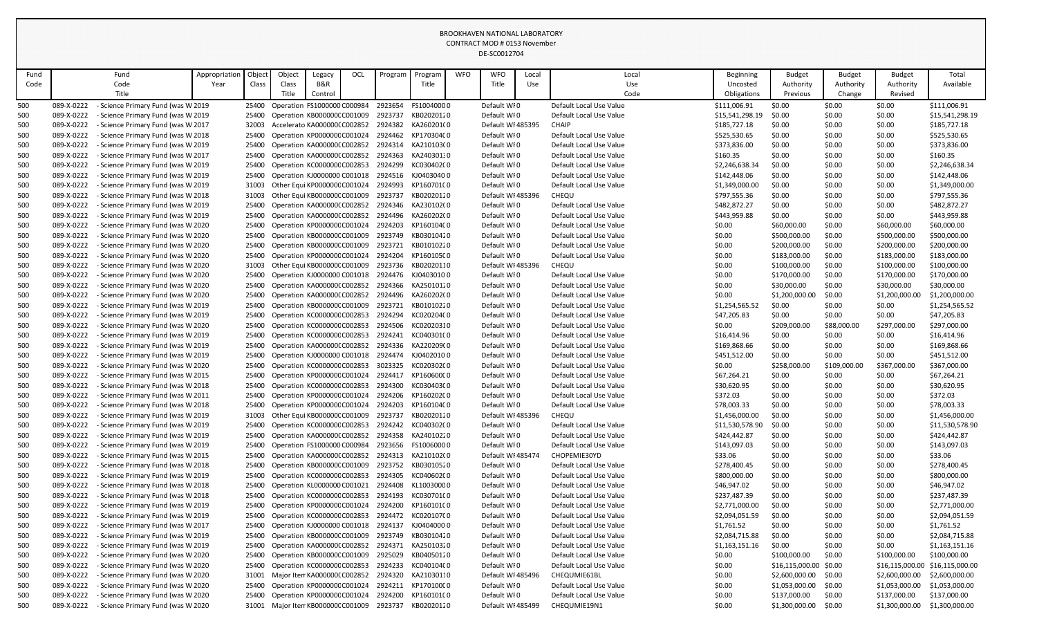BROOKHAVEN NATIONAL LABORATORY
CONTRACT MOD # 0153 November
DE-SC0012704

| Fund Code | Fund Code Title | Appropriation Year | Object Class | Object Class Title | Legacy B&R Control | OCL | Program | Program Title | WFO | WFO Title | Local Use | Local Use Code | Beginning Uncosted Obligations | Budget Authority Previous | Budget Authority Change | Budget Authority Revised | Total Available |
|---|---|---|---|---|---|---|---|---|---|---|---|---|---|---|---|---|---|
| 500 | 089-X-0222 - Science Primary Fund (was W 2019 | | 25400 | Operation | FS1000000 | C000984 | 2923654 | FS10040000 | | Default WF | 0 | Default Local Use Value | $111,006.91 | $0.00 | $0.00 | $0.00 | $111,006.91 |
| 500 | 089-X-0222 - Science Primary Fund (was W 2019 | | 25400 | Operation | KB000000C | C001009 | 2923737 | KB0202012 | | Default WF | 0 | Default Local Use Value | $15,541,298.19 | $0.00 | $0.00 | $0.00 | $15,541,298.19 |
| 500 | 089-X-0222 - Science Primary Fund (was W 2017 | | 32003 | Accelerato | KA000000C | C002852 | 2924382 | KA260201 | | Default WF | 485395 | CHAIP | $185,727.18 | $0.00 | $0.00 | $0.00 | $185,727.18 |
| 500 | 089-X-0222 - Science Primary Fund (was W 2018 | | 25400 | Operation | KP000000C | C001024 | 2924462 | KP170304 | | Default WF | 0 | Default Local Use Value | $525,530.65 | $0.00 | $0.00 | $0.00 | $525,530.65 |
| 500 | 089-X-0222 - Science Primary Fund (was W 2019 | | 25400 | Operation | KA000000C | C002852 | 2924314 | KA210103 | | Default WF | 0 | Default Local Use Value | $373,836.00 | $0.00 | $0.00 | $0.00 | $373,836.00 |
| 500 | 089-X-0222 - Science Primary Fund (was W 2017 | | 25400 | Operation | KA000000C | C002852 | 2924363 | KA2403013 | | Default WF | 0 | Default Local Use Value | $160.35 | $0.00 | $0.00 | $0.00 | $160.35 |
| 500 | 089-X-0222 - Science Primary Fund (was W 2019 | | 25400 | Operation | KC000000C | C002853 | 2924299 | KC030402 | | Default WF | 0 | Default Local Use Value | $2,246,638.34 | $0.00 | $0.00 | $0.00 | $2,246,638.34 |
| 500 | 089-X-0222 - Science Primary Fund (was W 2019 | | 25400 | Operation | KJ0000000 | C001018 | 2924516 | KJ0403040 | | Default WF | 0 | Default Local Use Value | $142,448.06 | $0.00 | $0.00 | $0.00 | $142,448.06 |
| 500 | 089-X-0222 - Science Primary Fund (was W 2019 | | 31003 | Other Equi | KP000000C | C001024 | 2924993 | KP160701 | | Default WF | 0 | Default Local Use Value | $1,349,000.00 | $0.00 | $0.00 | $0.00 | $1,349,000.00 |
| 500 | 089-X-0222 - Science Primary Fund (was W 2018 | | 31003 | Other Equi | KB000000C | C001009 | 2923737 | KB0202012 | | Default WF | 485396 | CHEQU | $797,555.36 | $0.00 | $0.00 | $0.00 | $797,555.36 |
| 500 | 089-X-0222 - Science Primary Fund (was W 2019 | | 25400 | Operation | KA000000C | C002852 | 2924346 | KA230102 | | Default WF | 0 | Default Local Use Value | $482,872.27 | $0.00 | $0.00 | $0.00 | $482,872.27 |
| 500 | 089-X-0222 - Science Primary Fund (was W 2019 | | 25400 | Operation | KA000000C | C002852 | 2924496 | KA260202 | | Default WF | 0 | Default Local Use Value | $443,959.88 | $0.00 | $0.00 | $0.00 | $443,959.88 |
| 500 | 089-X-0222 - Science Primary Fund (was W 2020 | | 25400 | Operation | KP000000C | C001024 | 2924203 | KP160104 | | Default WF | 0 | Default Local Use Value | $0.00 | $60,000.00 | $0.00 | $60,000.00 | $60,000.00 |
| 500 | 089-X-0222 - Science Primary Fund (was W 2020 | | 25400 | Operation | KB000000C | C001009 | 2923749 | KB0301042 | | Default WF | 0 | Default Local Use Value | $0.00 | $500,000.00 | $0.00 | $500,000.00 | $500,000.00 |
| 500 | 089-X-0222 - Science Primary Fund (was W 2020 | | 25400 | Operation | KB000000C | C001009 | 2923721 | KB0101022 | | Default WF | 0 | Default Local Use Value | $0.00 | $200,000.00 | $0.00 | $200,000.00 | $200,000.00 |
| 500 | 089-X-0222 - Science Primary Fund (was W 2020 | | 25400 | Operation | KP000000C | C001024 | 2924204 | KP160105 | | Default WF | 0 | Default Local Use Value | $0.00 | $183,000.00 | $0.00 | $183,000.00 | $183,000.00 |
| 500 | 089-X-0222 - Science Primary Fund (was W 2020 | | 31003 | Other Equi | KB000000C | C001009 | 2923736 | KB0202011 | | Default WF | 485396 | CHEQU | $0.00 | $100,000.00 | $0.00 | $100,000.00 | $100,000.00 |
| 500 | 089-X-0222 - Science Primary Fund (was W 2020 | | 25400 | Operation | KJ0000000 | C001018 | 2924476 | KJ0403010 | | Default WF | 0 | Default Local Use Value | $0.00 | $170,000.00 | $0.00 | $170,000.00 | $170,000.00 |
| 500 | 089-X-0222 - Science Primary Fund (was W 2020 | | 25400 | Operation | KA000000C | C002852 | 2924366 | KA2501012 | | Default WF | 0 | Default Local Use Value | $0.00 | $30,000.00 | $0.00 | $30,000.00 | $30,000.00 |
| 500 | 089-X-0222 - Science Primary Fund (was W 2020 | | 25400 | Operation | KA000000C | C002852 | 2924496 | KA260202 | | Default WF | 0 | Default Local Use Value | $0.00 | $1,200,000.00 | $0.00 | $1,200,000.00 | $1,200,000.00 |
| 500 | 089-X-0222 - Science Primary Fund (was W 2019 | | 25400 | Operation | KB000000C | C001009 | 2923721 | KB0101022 | | Default WF | 0 | Default Local Use Value | $1,254,565.52 | $0.00 | $0.00 | $0.00 | $1,254,565.52 |
| 500 | 089-X-0222 - Science Primary Fund (was W 2019 | | 25400 | Operation | KC000000C | C002853 | 2924294 | KC020204 | | Default WF | 0 | Default Local Use Value | $47,205.83 | $0.00 | $0.00 | $0.00 | $47,205.83 |
| 500 | 089-X-0222 - Science Primary Fund (was W 2020 | | 25400 | Operation | KC000000C | C002853 | 2924506 | KC020203 | | Default WF | 0 | Default Local Use Value | $0.00 | $209,000.00 | $88,000.00 | $297,000.00 | $297,000.00 |
| 500 | 089-X-0222 - Science Primary Fund (was W 2019 | | 25400 | Operation | KC000000C | C002853 | 2924241 | KC040301 | | Default WF | 0 | Default Local Use Value | $16,414.96 | $0.00 | $0.00 | $0.00 | $16,414.96 |
| 500 | 089-X-0222 - Science Primary Fund (was W 2019 | | 25400 | Operation | KA000000C | C002852 | 2924336 | KA220209 | | Default WF | 0 | Default Local Use Value | $169,868.66 | $0.00 | $0.00 | $0.00 | $169,868.66 |
| 500 | 089-X-0222 - Science Primary Fund (was W 2019 | | 25400 | Operation | KJ0000000 | C001018 | 2924474 | KJ0402010 | | Default WF | 0 | Default Local Use Value | $451,512.00 | $0.00 | $0.00 | $0.00 | $451,512.00 |
| 500 | 089-X-0222 - Science Primary Fund (was W 2020 | | 25400 | Operation | KC000000C | C002853 | 3023325 | KC020302 | | Default WF | 0 | Default Local Use Value | $0.00 | $258,000.00 | $109,000.00 | $367,000.00 | $367,000.00 |
| 500 | 089-X-0222 - Science Primary Fund (was W 2015 | | 25400 | Operation | KP000000C | C001024 | 2924417 | KP160600 | | Default WF | 0 | Default Local Use Value | $67,264.21 | $0.00 | $0.00 | $0.00 | $67,264.21 |
| 500 | 089-X-0222 - Science Primary Fund (was W 2018 | | 25400 | Operation | KC000000C | C002853 | 2924300 | KC030403 | | Default WF | 0 | Default Local Use Value | $30,620.95 | $0.00 | $0.00 | $0.00 | $30,620.95 |
| 500 | 089-X-0222 - Science Primary Fund (was W 2011 | | 25400 | Operation | KP000000C | C001024 | 2924206 | KP160202 | | Default WF | 0 | Default Local Use Value | $372.03 | $0.00 | $0.00 | $0.00 | $372.03 |
| 500 | 089-X-0222 - Science Primary Fund (was W 2018 | | 25400 | Operation | KP000000C | C001024 | 2924203 | KP160104 | | Default WF | 0 | Default Local Use Value | $78,003.33 | $0.00 | $0.00 | $0.00 | $78,003.33 |
| 500 | 089-X-0222 - Science Primary Fund (was W 2019 | | 31003 | Other Equi | KB000000C | C001009 | 2923737 | KB0202012 | | Default WF | 485396 | CHEQU | $1,456,000.00 | $0.00 | $0.00 | $0.00 | $1,456,000.00 |
| 500 | 089-X-0222 - Science Primary Fund (was W 2019 | | 25400 | Operation | KC000000C | C002853 | 2924242 | KC040302 | | Default WF | 0 | Default Local Use Value | $11,530,578.90 | $0.00 | $0.00 | $0.00 | $11,530,578.90 |
| 500 | 089-X-0222 - Science Primary Fund (was W 2019 | | 25400 | Operation | KA000000C | C002852 | 2924358 | KA2401022 | | Default WF | 0 | Default Local Use Value | $424,442.87 | $0.00 | $0.00 | $0.00 | $424,442.87 |
| 500 | 089-X-0222 - Science Primary Fund (was W 2019 | | 25400 | Operation | FS1000000 | C000984 | 2923656 | FS10060000 | | Default WF | 0 | Default Local Use Value | $143,097.03 | $0.00 | $0.00 | $0.00 | $143,097.03 |
| 500 | 089-X-0222 - Science Primary Fund (was W 2015 | | 25400 | Operation | KA000000C | C002852 | 2924313 | KA210102 | | Default WF | 485474 | CHOPEMIE30YD | $33.06 | $0.00 | $0.00 | $0.00 | $33.06 |
| 500 | 089-X-0222 - Science Primary Fund (was W 2018 | | 25400 | Operation | KB000000C | C001009 | 2923752 | KB0301052 | | Default WF | 0 | Default Local Use Value | $278,400.45 | $0.00 | $0.00 | $0.00 | $278,400.45 |
| 500 | 089-X-0222 - Science Primary Fund (was W 2019 | | 25400 | Operation | KC000000C | C002853 | 2924305 | KC040602 | | Default WF | 0 | Default Local Use Value | $800,000.00 | $0.00 | $0.00 | $0.00 | $800,000.00 |
| 500 | 089-X-0222 - Science Primary Fund (was W 2018 | | 25400 | Operation | KL0000000 | C001021 | 2924408 | KL1003000 | | Default WF | 0 | Default Local Use Value | $46,947.02 | $0.00 | $0.00 | $0.00 | $46,947.02 |
| 500 | 089-X-0222 - Science Primary Fund (was W 2018 | | 25400 | Operation | KC000000C | C002853 | 2924193 | KC030701 | | Default WF | 0 | Default Local Use Value | $237,487.39 | $0.00 | $0.00 | $0.00 | $237,487.39 |
| 500 | 089-X-0222 - Science Primary Fund (was W 2019 | | 25400 | Operation | KP000000C | C001024 | 2924200 | KP160101 | | Default WF | 0 | Default Local Use Value | $2,771,000.00 | $0.00 | $0.00 | $0.00 | $2,771,000.00 |
| 500 | 089-X-0222 - Science Primary Fund (was W 2019 | | 25400 | Operation | KC000000C | C002853 | 2924472 | KC020107 | | Default WF | 0 | Default Local Use Value | $2,094,051.59 | $0.00 | $0.00 | $0.00 | $2,094,051.59 |
| 500 | 089-X-0222 - Science Primary Fund (was W 2017 | | 25400 | Operation | KJ0000000 | C001018 | 2924137 | KJ0404000 | | Default WF | 0 | Default Local Use Value | $1,761.52 | $0.00 | $0.00 | $0.00 | $1,761.52 |
| 500 | 089-X-0222 - Science Primary Fund (was W 2019 | | 25400 | Operation | KB000000C | C001009 | 2923749 | KB0301042 | | Default WF | 0 | Default Local Use Value | $2,084,715.88 | $0.00 | $0.00 | $0.00 | $2,084,715.88 |
| 500 | 089-X-0222 - Science Primary Fund (was W 2019 | | 25400 | Operation | KA000000C | C002852 | 2924371 | KA2501032 | | Default WF | 0 | Default Local Use Value | $1,163,151.16 | $0.00 | $0.00 | $0.00 | $1,163,151.16 |
| 500 | 089-X-0222 - Science Primary Fund (was W 2020 | | 25400 | Operation | KB000000C | C001009 | 2925029 | KB0405012 | | Default WF | 0 | Default Local Use Value | $0.00 | $100,000.00 | $0.00 | $100,000.00 | $100,000.00 |
| 500 | 089-X-0222 - Science Primary Fund (was W 2020 | | 25400 | Operation | KC000000C | C002853 | 2924233 | KC040104 | | Default WF | 0 | Default Local Use Value | $0.00 | $16,115,000.00 | $0.00 | $16,115,000.00 | $16,115,000.00 |
| 500 | 089-X-0222 - Science Primary Fund (was W 2020 | | 31001 | Major Item | KA000000C | C002852 | 2924320 | KA2103011 | | Default WF | 485496 | CHEQUMIE61BL | $0.00 | $2,600,000.00 | $0.00 | $2,600,000.00 | $2,600,000.00 |
| 500 | 089-X-0222 - Science Primary Fund (was W 2020 | | 25400 | Operation | KP000000C | C001024 | 2924211 | KP170100 | | Default WF | 0 | Default Local Use Value | $0.00 | $1,053,000.00 | $0.00 | $1,053,000.00 | $1,053,000.00 |
| 500 | 089-X-0222 - Science Primary Fund (was W 2020 | | 25400 | Operation | KP000000C | C001024 | 2924200 | KP160101 | | Default WF | 0 | Default Local Use Value | $0.00 | $137,000.00 | $0.00 | $137,000.00 | $137,000.00 |
| 500 | 089-X-0222 - Science Primary Fund (was W 2020 | | 31001 | Major Item | KB000000C | C001009 | 2923737 | KB0202012 | | Default WF | 485499 | CHEQUMIE19N1 | $0.00 | $1,300,000.00 | $0.00 | $1,300,000.00 | $1,300,000.00 |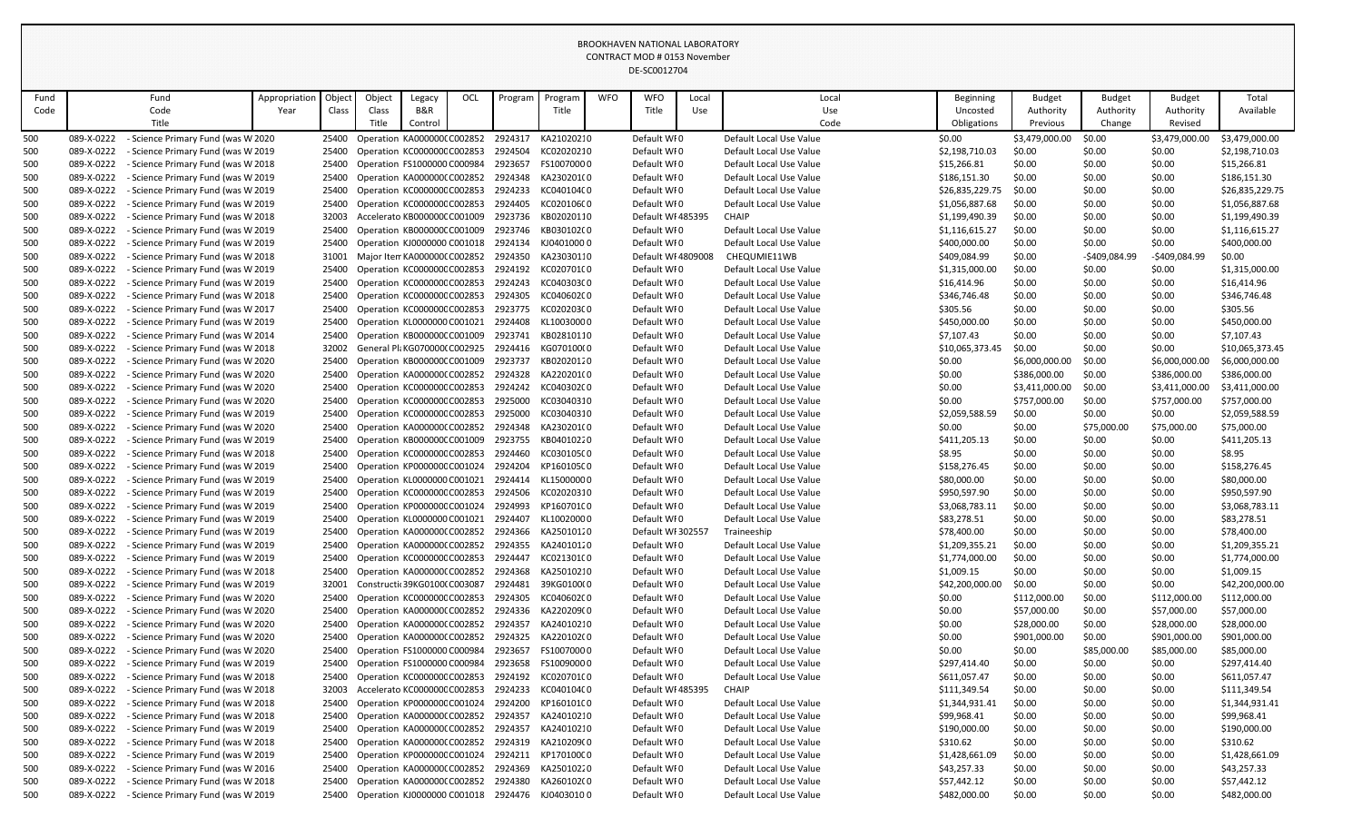BROOKHAVEN NATIONAL LABORATORY
CONTRACT MOD # 0153 November
DE-SC0012704

| Fund Code | Fund Code Title | Appropriation Year | Object Class | Object Class Title | Legacy B&R Control | OCL | Program | Program Title | WFO | WFO Title | Local Use | Local Use Code | Beginning Uncosted Obligations | Budget Authority Previous | Budget Authority Change | Budget Authority Revised | Total Available |
|---|---|---|---|---|---|---|---|---|---|---|---|---|---|---|---|---|---|
| 500 | 089-X-0222 - Science Primary Fund (was W 2020 | | 25400 | Operation | KA000000C | C002852 | 2924317 | KA21020210 | | Default WF | 0 | Default Local Use Value | $0.00 | $3,479,000.00 | $0.00 | $3,479,000.00 | $3,479,000.00 |
| 500 | 089-X-0222 - Science Primary Fund (was W 2019 | | 25400 | Operation | KC000000C | C002853 | 2924504 | KC02020210 | | Default WF | 0 | Default Local Use Value | $2,198,710.03 | $0.00 | $0.00 | $0.00 | $2,198,710.03 |
| 500 | 089-X-0222 - Science Primary Fund (was W 2018 | | 25400 | Operation | FS1000000 | C000984 | 2923657 | FS10070000 | | Default WF | 0 | Default Local Use Value | $15,266.81 | $0.00 | $0.00 | $0.00 | $15,266.81 |
| 500 | 089-X-0222 - Science Primary Fund (was W 2019 | | 25400 | Operation | KA000000C | C002852 | 2924348 | KA230201C | 0 | Default WF | 0 | Default Local Use Value | $186,151.30 | $0.00 | $0.00 | $0.00 | $186,151.30 |
| 500 | 089-X-0222 - Science Primary Fund (was W 2019 | | 25400 | Operation | KC000000C | C002853 | 2924233 | KC040104C | 0 | Default WF | 0 | Default Local Use Value | $26,835,229.75 | $0.00 | $0.00 | $0.00 | $26,835,229.75 |
| 500 | 089-X-0222 - Science Primary Fund (was W 2019 | | 25400 | Operation | KC000000C | C002853 | 2924405 | KC020106C | 0 | Default WF | 0 | Default Local Use Value | $1,056,887.68 | $0.00 | $0.00 | $0.00 | $1,056,887.68 |
| 500 | 089-X-0222 - Science Primary Fund (was W 2018 | | 32003 | Accelerato | KB000000C | C001009 | 2923736 | KB02020110 | | Default WF | 485395 | CHAIP | $1,199,490.39 | $0.00 | $0.00 | $0.00 | $1,199,490.39 |
| 500 | 089-X-0222 - Science Primary Fund (was W 2019 | | 25400 | Operation | KB000000C | C001009 | 2923746 | KB030102C | 0 | Default WF | 0 | Default Local Use Value | $1,116,615.27 | $0.00 | $0.00 | $0.00 | $1,116,615.27 |
| 500 | 089-X-0222 - Science Primary Fund (was W 2019 | | 25400 | Operation | KJ0000000 | C001018 | 2924134 | KJ04010000 | | Default WF | 0 | Default Local Use Value | $400,000.00 | $0.00 | $0.00 | $0.00 | $400,000.00 |
| 500 | 089-X-0222 - Science Primary Fund (was W 2018 | | 31001 | Major Item | KA000000C | C002852 | 2924350 | KA23030110 | | Default WF | 4809008 | CHEQUMIE11WB | $409,084.99 | $0.00 | -$409,084.99 | -$409,084.99 | $0.00 |
| 500 | 089-X-0222 - Science Primary Fund (was W 2019 | | 25400 | Operation | KC000000C | C002853 | 2924192 | KC020701C | 0 | Default WF | 0 | Default Local Use Value | $1,315,000.00 | $0.00 | $0.00 | $0.00 | $1,315,000.00 |
| 500 | 089-X-0222 - Science Primary Fund (was W 2019 | | 25400 | Operation | KC000000C | C002853 | 2924243 | KC040303C | 0 | Default WF | 0 | Default Local Use Value | $16,414.96 | $0.00 | $0.00 | $0.00 | $16,414.96 |
| 500 | 089-X-0222 - Science Primary Fund (was W 2018 | | 25400 | Operation | KC000000C | C002853 | 2924305 | KC040602C | 0 | Default WF | 0 | Default Local Use Value | $346,746.48 | $0.00 | $0.00 | $0.00 | $346,746.48 |
| 500 | 089-X-0222 - Science Primary Fund (was W 2017 | | 25400 | Operation | KC000000C | C002853 | 2923775 | KC020203C | 0 | Default WF | 0 | Default Local Use Value | $305.56 | $0.00 | $0.00 | $0.00 | $305.56 |
| 500 | 089-X-0222 - Science Primary Fund (was W 2019 | | 25400 | Operation | KL0000000 | C001021 | 2924408 | KL10030000 | | Default WF | 0 | Default Local Use Value | $450,000.00 | $0.00 | $0.00 | $0.00 | $450,000.00 |
| 500 | 089-X-0222 - Science Primary Fund (was W 2014 | | 25400 | Operation | KB000000C | C001009 | 2923741 | KB02810110 | | Default WF | 0 | Default Local Use Value | $7,107.43 | $0.00 | $0.00 | $0.00 | $7,107.43 |
| 500 | 089-X-0222 - Science Primary Fund (was W 2018 | | 32002 | General Pl | KG070000 | C002925 | 2924416 | KG070100C | 0 | Default WF | 0 | Default Local Use Value | $10,065,373.45 | $0.00 | $0.00 | $0.00 | $10,065,373.45 |
| 500 | 089-X-0222 - Science Primary Fund (was W 2020 | | 25400 | Operation | KB000000C | C001009 | 2923737 | KB02020120 | | Default WF | 0 | Default Local Use Value | $0.00 | $6,000,000.00 | $0.00 | $6,000,000.00 | $6,000,000.00 |
| 500 | 089-X-0222 - Science Primary Fund (was W 2020 | | 25400 | Operation | KA000000C | C002852 | 2924328 | KA220201C | 0 | Default WF | 0 | Default Local Use Value | $0.00 | $386,000.00 | $0.00 | $386,000.00 | $386,000.00 |
| 500 | 089-X-0222 - Science Primary Fund (was W 2020 | | 25400 | Operation | KC000000C | C002853 | 2924242 | KC040302C | 0 | Default WF | 0 | Default Local Use Value | $0.00 | $3,411,000.00 | $0.00 | $3,411,000.00 | $3,411,000.00 |
| 500 | 089-X-0222 - Science Primary Fund (was W 2020 | | 25400 | Operation | KC000000C | C002853 | 2925000 | KC03040310 | | Default WF | 0 | Default Local Use Value | $0.00 | $757,000.00 | $0.00 | $757,000.00 | $757,000.00 |
| 500 | 089-X-0222 - Science Primary Fund (was W 2019 | | 25400 | Operation | KC000000C | C002853 | 2925000 | KC03040310 | | Default WF | 0 | Default Local Use Value | $2,059,588.59 | $0.00 | $0.00 | $0.00 | $2,059,588.59 |
| 500 | 089-X-0222 - Science Primary Fund (was W 2020 | | 25400 | Operation | KA000000C | C002852 | 2924348 | KA230201C | 0 | Default WF | 0 | Default Local Use Value | $0.00 | $0.00 | $75,000.00 | $75,000.00 | $75,000.00 |
| 500 | 089-X-0222 - Science Primary Fund (was W 2019 | | 25400 | Operation | KB000000C | C001009 | 2923755 | KB04010220 | | Default WF | 0 | Default Local Use Value | $411,205.13 | $0.00 | $0.00 | $0.00 | $411,205.13 |
| 500 | 089-X-0222 - Science Primary Fund (was W 2018 | | 25400 | Operation | KC000000C | C002853 | 2924460 | KC030105C | 0 | Default WF | 0 | Default Local Use Value | $8.95 | $0.00 | $0.00 | $0.00 | $8.95 |
| 500 | 089-X-0222 - Science Primary Fund (was W 2019 | | 25400 | Operation | KP000000C | C001024 | 2924204 | KP160105C | 0 | Default WF | 0 | Default Local Use Value | $158,276.45 | $0.00 | $0.00 | $0.00 | $158,276.45 |
| 500 | 089-X-0222 - Science Primary Fund (was W 2019 | | 25400 | Operation | KL0000000 | C001021 | 2924414 | KL15000000 | | Default WF | 0 | Default Local Use Value | $80,000.00 | $0.00 | $0.00 | $0.00 | $80,000.00 |
| 500 | 089-X-0222 - Science Primary Fund (was W 2019 | | 25400 | Operation | KC000000C | C002853 | 2924506 | KC02020310 | | Default WF | 0 | Default Local Use Value | $950,597.90 | $0.00 | $0.00 | $0.00 | $950,597.90 |
| 500 | 089-X-0222 - Science Primary Fund (was W 2019 | | 25400 | Operation | KP000000C | C001024 | 2924993 | KP160701C | 0 | Default WF | 0 | Default Local Use Value | $3,068,783.11 | $0.00 | $0.00 | $0.00 | $3,068,783.11 |
| 500 | 089-X-0222 - Science Primary Fund (was W 2019 | | 25400 | Operation | KL0000000 | C001021 | 2924407 | KL10020000 | | Default WF | 0 | Default Local Use Value | $83,278.51 | $0.00 | $0.00 | $0.00 | $83,278.51 |
| 500 | 089-X-0222 - Science Primary Fund (was W 2019 | | 25400 | Operation | KA000000C | C002852 | 2924366 | KA25010120 | | Default WF | 302557 | Traineeship | $78,400.00 | $0.00 | $0.00 | $0.00 | $78,400.00 |
| 500 | 089-X-0222 - Science Primary Fund (was W 2019 | | 25400 | Operation | KA000000C | C002852 | 2924355 | KA24010120 | | Default WF | 0 | Default Local Use Value | $1,209,355.21 | $0.00 | $0.00 | $0.00 | $1,209,355.21 |
| 500 | 089-X-0222 - Science Primary Fund (was W 2019 | | 25400 | Operation | KC000000C | C002853 | 2924447 | KC021301C | 0 | Default WF | 0 | Default Local Use Value | $1,774,000.00 | $0.00 | $0.00 | $0.00 | $1,774,000.00 |
| 500 | 089-X-0222 - Science Primary Fund (was W 2018 | | 25400 | Operation | KA000000C | C002852 | 2924368 | KA25010210 | | Default WF | 0 | Default Local Use Value | $1,009.15 | $0.00 | $0.00 | $0.00 | $1,009.15 |
| 500 | 089-X-0222 - Science Primary Fund (was W 2019 | | 32001 | Constructi | 39KG0100 | C003087 | 2924481 | 39KG0100C | 0 | Default WF | 0 | Default Local Use Value | $42,200,000.00 | $0.00 | $0.00 | $0.00 | $42,200,000.00 |
| 500 | 089-X-0222 - Science Primary Fund (was W 2020 | | 25400 | Operation | KC000000C | C002853 | 2924305 | KC040602C | 0 | Default WF | 0 | Default Local Use Value | $0.00 | $112,000.00 | $0.00 | $112,000.00 | $112,000.00 |
| 500 | 089-X-0222 - Science Primary Fund (was W 2020 | | 25400 | Operation | KA000000C | C002852 | 2924336 | KA220209C | 0 | Default WF | 0 | Default Local Use Value | $0.00 | $57,000.00 | $0.00 | $57,000.00 | $57,000.00 |
| 500 | 089-X-0222 - Science Primary Fund (was W 2020 | | 25400 | Operation | KA000000C | C002852 | 2924357 | KA24010210 | | Default WF | 0 | Default Local Use Value | $0.00 | $28,000.00 | $0.00 | $28,000.00 | $28,000.00 |
| 500 | 089-X-0222 - Science Primary Fund (was W 2020 | | 25400 | Operation | KA000000C | C002852 | 2924325 | KA220102C | 0 | Default WF | 0 | Default Local Use Value | $0.00 | $901,000.00 | $0.00 | $901,000.00 | $901,000.00 |
| 500 | 089-X-0222 - Science Primary Fund (was W 2020 | | 25400 | Operation | FS1000000 | C000984 | 2923657 | FS10070000 | | Default WF | 0 | Default Local Use Value | $0.00 | $0.00 | $85,000.00 | $85,000.00 | $85,000.00 |
| 500 | 089-X-0222 - Science Primary Fund (was W 2019 | | 25400 | Operation | FS1000000 | C000984 | 2923658 | FS10090000 | | Default WF | 0 | Default Local Use Value | $297,414.40 | $0.00 | $0.00 | $0.00 | $297,414.40 |
| 500 | 089-X-0222 - Science Primary Fund (was W 2018 | | 25400 | Operation | KC000000C | C002853 | 2924192 | KC020701C | 0 | Default WF | 0 | Default Local Use Value | $611,057.47 | $0.00 | $0.00 | $0.00 | $611,057.47 |
| 500 | 089-X-0222 - Science Primary Fund (was W 2018 | | 32003 | Accelerato | KC000000C | C002853 | 2924233 | KC040104C | 0 | Default WF | 485395 | CHAIP | $111,349.54 | $0.00 | $0.00 | $0.00 | $111,349.54 |
| 500 | 089-X-0222 - Science Primary Fund (was W 2018 | | 25400 | Operation | KP000000C | C001024 | 2924200 | KP160101C | 0 | Default WF | 0 | Default Local Use Value | $1,344,931.41 | $0.00 | $0.00 | $0.00 | $1,344,931.41 |
| 500 | 089-X-0222 - Science Primary Fund (was W 2018 | | 25400 | Operation | KA000000C | C002852 | 2924357 | KA24010210 | | Default WF | 0 | Default Local Use Value | $99,968.41 | $0.00 | $0.00 | $0.00 | $99,968.41 |
| 500 | 089-X-0222 - Science Primary Fund (was W 2019 | | 25400 | Operation | KA000000C | C002852 | 2924357 | KA24010210 | | Default WF | 0 | Default Local Use Value | $190,000.00 | $0.00 | $0.00 | $0.00 | $190,000.00 |
| 500 | 089-X-0222 - Science Primary Fund (was W 2018 | | 25400 | Operation | KA000000C | C002852 | 2924319 | KA210209C | 0 | Default WF | 0 | Default Local Use Value | $310.62 | $0.00 | $0.00 | $0.00 | $310.62 |
| 500 | 089-X-0222 - Science Primary Fund (was W 2019 | | 25400 | Operation | KP000000C | C001024 | 2924211 | KP170100C | 0 | Default WF | 0 | Default Local Use Value | $1,428,661.09 | $0.00 | $0.00 | $0.00 | $1,428,661.09 |
| 500 | 089-X-0222 - Science Primary Fund (was W 2016 | | 25400 | Operation | KA000000C | C002852 | 2924369 | KA25010220 | | Default WF | 0 | Default Local Use Value | $43,257.33 | $0.00 | $0.00 | $0.00 | $43,257.33 |
| 500 | 089-X-0222 - Science Primary Fund (was W 2018 | | 25400 | Operation | KA000000C | C002852 | 2924380 | KA260102C | 0 | Default WF | 0 | Default Local Use Value | $57,442.12 | $0.00 | $0.00 | $0.00 | $57,442.12 |
| 500 | 089-X-0222 - Science Primary Fund (was W 2019 | | 25400 | Operation | KJ0000000 | C001018 | 2924476 | KJ04030100 | | Default WF | 0 | Default Local Use Value | $482,000.00 | $0.00 | $0.00 | $0.00 | $482,000.00 |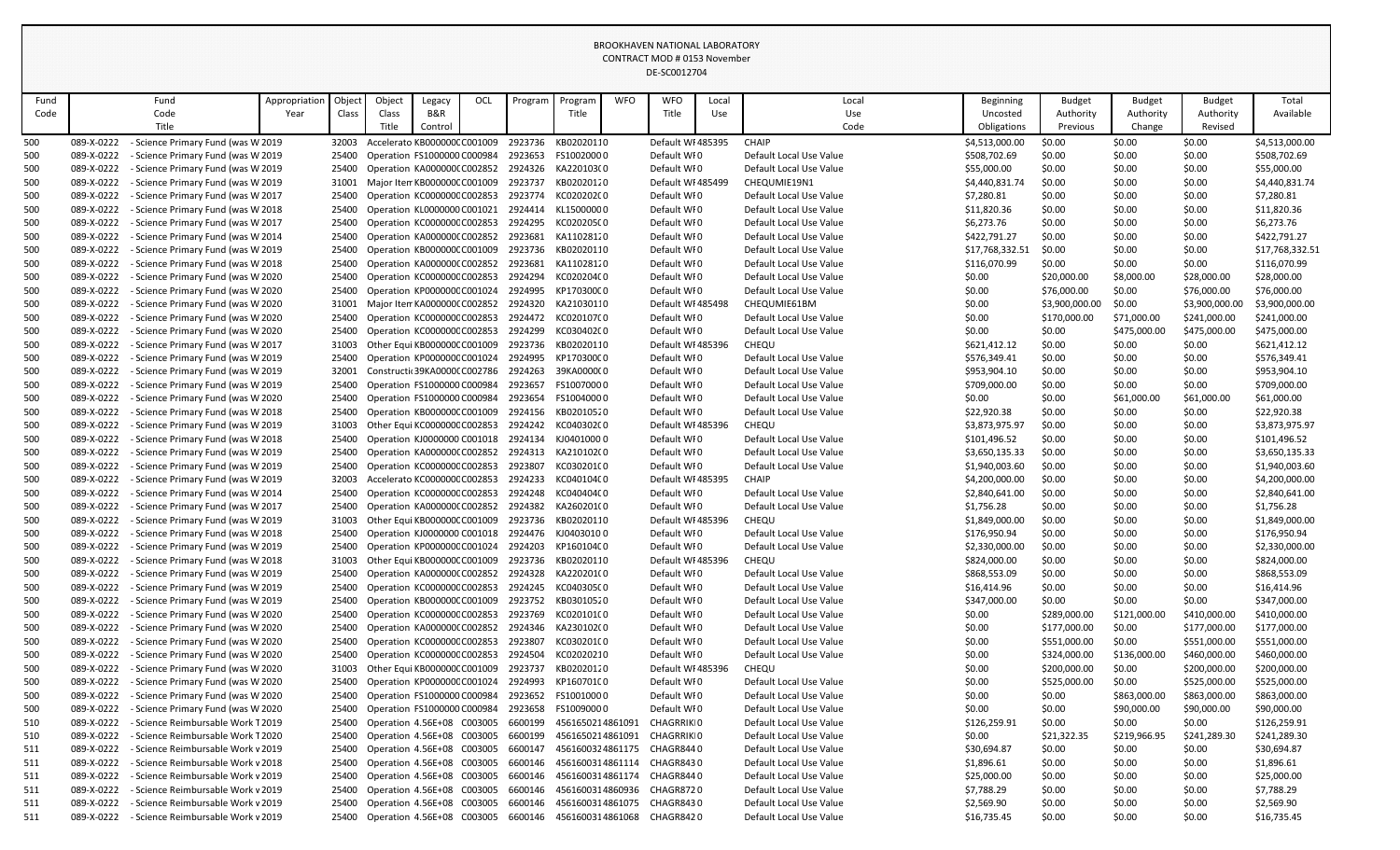BROOKHAVEN NATIONAL LABORATORY
CONTRACT MOD # 0153 November
DE-SC0012704

| Fund Code | Fund Code Title | Appropriation Year | Object Class | Object Class Title | Legacy B&R Control | OCL | Program | Program Title | WFO | WFO Title | Local Use | Local Use Code | Beginning Uncosted Obligations | Budget Authority Previous | Budget Authority Change | Budget Authority Revised | Total Available |
|---|---|---|---|---|---|---|---|---|---|---|---|---|---|---|---|---|---|
| 500 | 089-X-0222 - Science Primary Fund (was W 2019 | | 32003 | Accelerato KB000000C | C001009 | | 2923736 | KB0202011 | 0 | Default WF | 485395 | CHAIP | $4,513,000.00 | $0.00 | $0.00 | $0.00 | $4,513,000.00 |
| 500 | 089-X-0222 - Science Primary Fund (was W 2019 | | 25400 | Operation FS1000000 | C000984 | | 2923653 | FS1002000 | 0 | Default WF | 0 | Default Local Use Value | $508,702.69 | $0.00 | $0.00 | $0.00 | $508,702.69 |
| 500 | 089-X-0222 - Science Primary Fund (was W 2019 | | 25400 | Operation KA000000C | C002852 | | 2924326 | KA2201030 | 0 | Default WF | 0 | Default Local Use Value | $55,000.00 | $0.00 | $0.00 | $0.00 | $55,000.00 |
| 500 | 089-X-0222 - Science Primary Fund (was W 2019 | | 31001 | Major Item KB000000C | C001009 | | 2923737 | KB0202012 | 0 | Default WF | 485499 | CHEQUMIE19N1 | $4,440,831.74 | $0.00 | $0.00 | $0.00 | $4,440,831.74 |
| 500 | 089-X-0222 - Science Primary Fund (was W 2017 | | 25400 | Operation KC000000C | C002853 | | 2923774 | KC0202020 | 0 | Default WF | 0 | Default Local Use Value | $7,280.81 | $0.00 | $0.00 | $0.00 | $7,280.81 |
| 500 | 089-X-0222 - Science Primary Fund (was W 2018 | | 25400 | Operation KL0000000 | C001021 | | 2924414 | KL1500000 | 0 | Default WF | 0 | Default Local Use Value | $11,820.36 | $0.00 | $0.00 | $0.00 | $11,820.36 |
| 500 | 089-X-0222 - Science Primary Fund (was W 2017 | | 25400 | Operation KC000000C | C002853 | | 2924295 | KC0202050 | 0 | Default WF | 0 | Default Local Use Value | $6,273.76 | $0.00 | $0.00 | $0.00 | $6,273.76 |
| 500 | 089-X-0222 - Science Primary Fund (was W 2014 | | 25400 | Operation KA000000C | C002852 | | 2923681 | KA1102812 | 0 | Default WF | 0 | Default Local Use Value | $422,791.27 | $0.00 | $0.00 | $0.00 | $422,791.27 |
| 500 | 089-X-0222 - Science Primary Fund (was W 2019 | | 25400 | Operation KB000000C | C001009 | | 2923736 | KB0202011 | 0 | Default WF | 0 | Default Local Use Value | $17,768,332.51 | $0.00 | $0.00 | $0.00 | $17,768,332.51 |
| 500 | 089-X-0222 - Science Primary Fund (was W 2018 | | 25400 | Operation KA000000C | C002852 | | 2923681 | KA1102812 | 0 | Default WF | 0 | Default Local Use Value | $116,070.99 | $0.00 | $0.00 | $0.00 | $116,070.99 |
| 500 | 089-X-0222 - Science Primary Fund (was W 2020 | | 25400 | Operation KC000000C | C002853 | | 2924294 | KC0202040 | 0 | Default WF | 0 | Default Local Use Value | $0.00 | $20,000.00 | $8,000.00 | $28,000.00 | $28,000.00 |
| 500 | 089-X-0222 - Science Primary Fund (was W 2020 | | 25400 | Operation KP000000C | C001024 | | 2924995 | KP1703000 | 0 | Default WF | 0 | Default Local Use Value | $0.00 | $76,000.00 | $0.00 | $76,000.00 | $76,000.00 |
| 500 | 089-X-0222 - Science Primary Fund (was W 2020 | | 31001 | Major Item KA000000C | C002852 | | 2924320 | KA2103011 | 0 | Default WF | 485498 | CHEQUMIE61BM | $0.00 | $3,900,000.00 | $0.00 | $3,900,000.00 | $3,900,000.00 |
| 500 | 089-X-0222 - Science Primary Fund (was W 2020 | | 25400 | Operation KC000000C | C002853 | | 2924472 | KC0201070 | 0 | Default WF | 0 | Default Local Use Value | $0.00 | $170,000.00 | $71,000.00 | $241,000.00 | $241,000.00 |
| 500 | 089-X-0222 - Science Primary Fund (was W 2020 | | 25400 | Operation KC000000C | C002853 | | 2924299 | KC0304020 | 0 | Default WF | 0 | Default Local Use Value | $0.00 | $0.00 | $475,000.00 | $475,000.00 | $475,000.00 |
| 500 | 089-X-0222 - Science Primary Fund (was W 2017 | | 31003 | Other Equi KB000000C | C001009 | | 2923736 | KB0202011 | 0 | Default WF | 485396 | CHEQU | $621,412.12 | $0.00 | $0.00 | $0.00 | $621,412.12 |
| 500 | 089-X-0222 - Science Primary Fund (was W 2019 | | 25400 | Operation KP000000C | C001024 | | 2924995 | KP1703000 | 0 | Default WF | 0 | Default Local Use Value | $576,349.41 | $0.00 | $0.00 | $0.00 | $576,349.41 |
| 500 | 089-X-0222 - Science Primary Fund (was W 2019 | | 32001 | Constructi 39KA0000C | C002786 | | 2924263 | 39KA00000 | 0 | Default WF | 0 | Default Local Use Value | $953,904.10 | $0.00 | $0.00 | $0.00 | $953,904.10 |
| 500 | 089-X-0222 - Science Primary Fund (was W 2019 | | 25400 | Operation FS1000000 | C000984 | | 2923657 | FS1007000 | 0 | Default WF | 0 | Default Local Use Value | $709,000.00 | $0.00 | $0.00 | $0.00 | $709,000.00 |
| 500 | 089-X-0222 - Science Primary Fund (was W 2020 | | 25400 | Operation FS1000000 | C000984 | | 2923654 | FS1004000 | 0 | Default WF | 0 | Default Local Use Value | $0.00 | $0.00 | $61,000.00 | $61,000.00 | $61,000.00 |
| 500 | 089-X-0222 - Science Primary Fund (was W 2018 | | 25400 | Operation KB000000C | C001009 | | 2924156 | KB0201052 | 0 | Default WF | 0 | Default Local Use Value | $22,920.38 | $0.00 | $0.00 | $0.00 | $22,920.38 |
| 500 | 089-X-0222 - Science Primary Fund (was W 2019 | | 31003 | Other Equi KC000000C | C002853 | | 2924242 | KC0403020 | 0 | Default WF | 485396 | CHEQU | $3,873,975.97 | $0.00 | $0.00 | $0.00 | $3,873,975.97 |
| 500 | 089-X-0222 - Science Primary Fund (was W 2018 | | 25400 | Operation KJ0000000 | C001018 | | 2924134 | KJ0401000 | 0 | Default WF | 0 | Default Local Use Value | $101,496.52 | $0.00 | $0.00 | $0.00 | $101,496.52 |
| 500 | 089-X-0222 - Science Primary Fund (was W 2019 | | 25400 | Operation KA000000C | C002852 | | 2924313 | KA2101020 | 0 | Default WF | 0 | Default Local Use Value | $3,650,135.33 | $0.00 | $0.00 | $0.00 | $3,650,135.33 |
| 500 | 089-X-0222 - Science Primary Fund (was W 2019 | | 25400 | Operation KC000000C | C002853 | | 2923807 | KC0302010 | 0 | Default WF | 0 | Default Local Use Value | $1,940,003.60 | $0.00 | $0.00 | $0.00 | $1,940,003.60 |
| 500 | 089-X-0222 - Science Primary Fund (was W 2019 | | 32003 | Accelerato KC000000C | C002853 | | 2924233 | KC0401040 | 0 | Default WF | 485395 | CHAIP | $4,200,000.00 | $0.00 | $0.00 | $0.00 | $4,200,000.00 |
| 500 | 089-X-0222 - Science Primary Fund (was W 2014 | | 25400 | Operation KC000000C | C002853 | | 2924248 | KC0404040 | 0 | Default WF | 0 | Default Local Use Value | $2,840,641.00 | $0.00 | $0.00 | $0.00 | $2,840,641.00 |
| 500 | 089-X-0222 - Science Primary Fund (was W 2017 | | 25400 | Operation KA000000C | C002852 | | 2924382 | KA2602010 | 0 | Default WF | 0 | Default Local Use Value | $1,756.28 | $0.00 | $0.00 | $0.00 | $1,756.28 |
| 500 | 089-X-0222 - Science Primary Fund (was W 2019 | | 31003 | Other Equi KB000000C | C001009 | | 2923736 | KB0202011 | 0 | Default WF | 485396 | CHEQU | $1,849,000.00 | $0.00 | $0.00 | $0.00 | $1,849,000.00 |
| 500 | 089-X-0222 - Science Primary Fund (was W 2018 | | 25400 | Operation KJ0000000 | C001018 | | 2924476 | KJ0403010 | 0 | Default WF | 0 | Default Local Use Value | $176,950.94 | $0.00 | $0.00 | $0.00 | $176,950.94 |
| 500 | 089-X-0222 - Science Primary Fund (was W 2019 | | 25400 | Operation KP000000C | C001024 | | 2924203 | KP1601040 | 0 | Default WF | 0 | Default Local Use Value | $2,330,000.00 | $0.00 | $0.00 | $0.00 | $2,330,000.00 |
| 500 | 089-X-0222 - Science Primary Fund (was W 2018 | | 31003 | Other Equi KB000000C | C001009 | | 2923736 | KB0202011 | 0 | Default WF | 485396 | CHEQU | $824,000.00 | $0.00 | $0.00 | $0.00 | $824,000.00 |
| 500 | 089-X-0222 - Science Primary Fund (was W 2019 | | 25400 | Operation KA000000C | C002852 | | 2924328 | KA2202010 | 0 | Default WF | 0 | Default Local Use Value | $868,553.09 | $0.00 | $0.00 | $0.00 | $868,553.09 |
| 500 | 089-X-0222 - Science Primary Fund (was W 2019 | | 25400 | Operation KC000000C | C002853 | | 2924245 | KC0403050 | 0 | Default WF | 0 | Default Local Use Value | $16,414.96 | $0.00 | $0.00 | $0.00 | $16,414.96 |
| 500 | 089-X-0222 - Science Primary Fund (was W 2019 | | 25400 | Operation KB000000C | C001009 | | 2923752 | KB0301052 | 0 | Default WF | 0 | Default Local Use Value | $347,000.00 | $0.00 | $0.00 | $0.00 | $347,000.00 |
| 500 | 089-X-0222 - Science Primary Fund (was W 2020 | | 25400 | Operation KC000000C | C002853 | | 2923769 | KC0201010 | 0 | Default WF | 0 | Default Local Use Value | $0.00 | $289,000.00 | $121,000.00 | $410,000.00 | $410,000.00 |
| 500 | 089-X-0222 - Science Primary Fund (was W 2020 | | 25400 | Operation KA000000C | C002852 | | 2924346 | KA2301020 | 0 | Default WF | 0 | Default Local Use Value | $0.00 | $177,000.00 | $0.00 | $177,000.00 | $177,000.00 |
| 500 | 089-X-0222 - Science Primary Fund (was W 2020 | | 25400 | Operation KC000000C | C002853 | | 2923807 | KC0302010 | 0 | Default WF | 0 | Default Local Use Value | $0.00 | $551,000.00 | $0.00 | $551,000.00 | $551,000.00 |
| 500 | 089-X-0222 - Science Primary Fund (was W 2020 | | 25400 | Operation KC000000C | C002853 | | 2924504 | KC0202021 | 0 | Default WF | 0 | Default Local Use Value | $0.00 | $324,000.00 | $136,000.00 | $460,000.00 | $460,000.00 |
| 500 | 089-X-0222 - Science Primary Fund (was W 2020 | | 31003 | Other Equi KB000000C | C001009 | | 2923737 | KB0202012 | 0 | Default WF | 485396 | CHEQU | $0.00 | $200,000.00 | $0.00 | $200,000.00 | $200,000.00 |
| 500 | 089-X-0222 - Science Primary Fund (was W 2020 | | 25400 | Operation KP000000C | C001024 | | 2924993 | KP1607010 | 0 | Default WF | 0 | Default Local Use Value | $0.00 | $525,000.00 | $0.00 | $525,000.00 | $525,000.00 |
| 500 | 089-X-0222 - Science Primary Fund (was W 2020 | | 25400 | Operation FS1000000 | C000984 | | 2923652 | FS1001000 | 0 | Default WF | 0 | Default Local Use Value | $0.00 | $0.00 | $863,000.00 | $863,000.00 | $863,000.00 |
| 500 | 089-X-0222 - Science Primary Fund (was W 2020 | | 25400 | Operation FS1000000 | C000984 | | 2923658 | FS1009000 | 0 | Default WF | 0 | Default Local Use Value | $0.00 | $0.00 | $90,000.00 | $90,000.00 | $90,000.00 |
| 510 | 089-X-0222 - Science Reimbursable Work T 2019 | | 25400 | Operation 4.56E+08 | C003005 | | 6600199 | 4561650214861091 | | CHAGRRIK | 0 | Default Local Use Value | $126,259.91 | $0.00 | $0.00 | $0.00 | $126,259.91 |
| 510 | 089-X-0222 - Science Reimbursable Work T 2020 | | 25400 | Operation 4.56E+08 | C003005 | | 6600199 | 4561650214861091 | | CHAGRRIK | 0 | Default Local Use Value | $0.00 | $21,322.35 | $219,966.95 | $241,289.30 | $241,289.30 |
| 511 | 089-X-0222 - Science Reimbursable Work v 2019 | | 25400 | Operation 4.56E+08 | C003005 | | 6600147 | 4561600324861175 | | CHAGR844 | 0 | Default Local Use Value | $30,694.87 | $0.00 | $0.00 | $0.00 | $30,694.87 |
| 511 | 089-X-0222 - Science Reimbursable Work v 2018 | | 25400 | Operation 4.56E+08 | C003005 | | 6600146 | 4561600314861114 | | CHAGR843 | 0 | Default Local Use Value | $1,896.61 | $0.00 | $0.00 | $0.00 | $1,896.61 |
| 511 | 089-X-0222 - Science Reimbursable Work v 2019 | | 25400 | Operation 4.56E+08 | C003005 | | 6600146 | 4561600314861174 | | CHAGR844 | 0 | Default Local Use Value | $25,000.00 | $0.00 | $0.00 | $0.00 | $25,000.00 |
| 511 | 089-X-0222 - Science Reimbursable Work v 2019 | | 25400 | Operation 4.56E+08 | C003005 | | 6600146 | 4561600314860936 | | CHAGR872 | 0 | Default Local Use Value | $7,788.29 | $0.00 | $0.00 | $0.00 | $7,788.29 |
| 511 | 089-X-0222 - Science Reimbursable Work v 2019 | | 25400 | Operation 4.56E+08 | C003005 | | 6600146 | 4561600314861075 | | CHAGR843 | 0 | Default Local Use Value | $2,569.90 | $0.00 | $0.00 | $0.00 | $2,569.90 |
| 511 | 089-X-0222 - Science Reimbursable Work v 2019 | | 25400 | Operation 4.56E+08 | C003005 | | 6600146 | 4561600314861068 | | CHAGR842 | 0 | Default Local Use Value | $16,735.45 | $0.00 | $0.00 | $0.00 | $16,735.45 |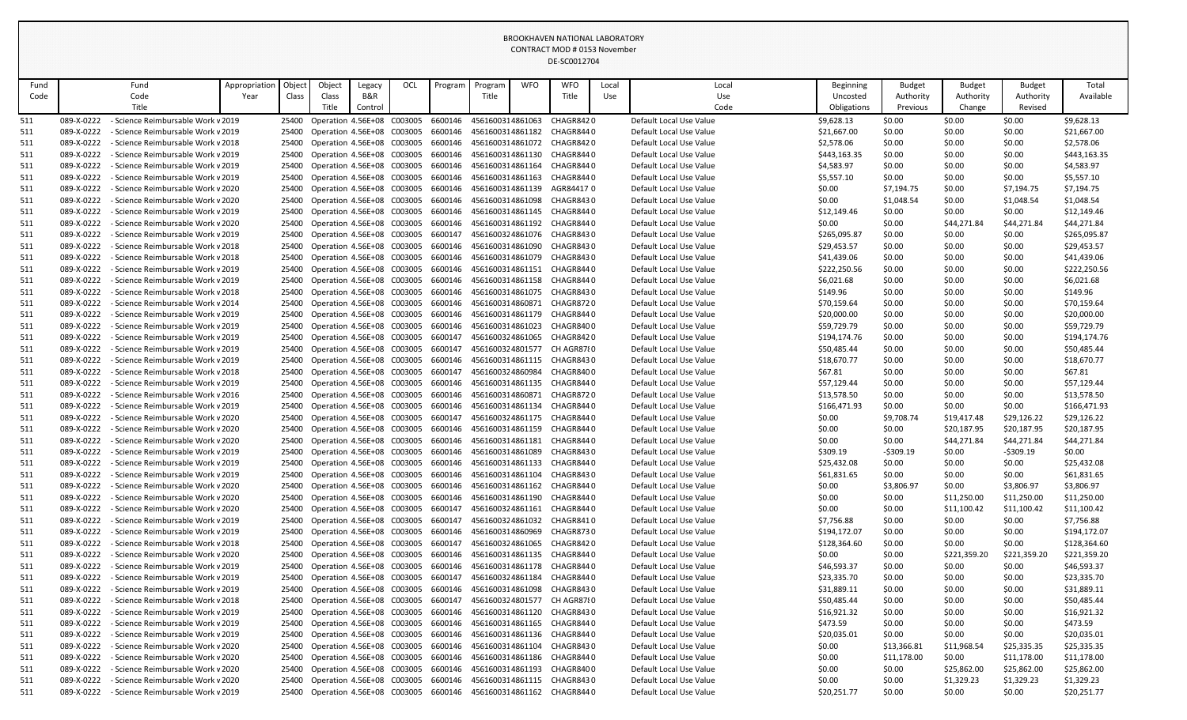BROOKHAVEN NATIONAL LABORATORY
CONTRACT MOD # 0153 November
DE-SC0012704

| Fund Code | Fund Code Title | Appropriation Year | Object Class | Object Class Title | Legacy B&R Control | OCL | Program | Program Title | WFO | WFO Title | Local Use | Local Use Code | Beginning Uncosted Obligations | Budget Authority Previous | Budget Authority Change | Budget Authority Revised | Total Available |
|---|---|---|---|---|---|---|---|---|---|---|---|---|---|---|---|---|---|
| 511 | 089-X-0222 - Science Reimbursable Work v | 2019 | 25400 | Operation | 4.56E+08 | C003005 | 6600146 | 4561600314861063 | | CHAGR842 | 0 | Default Local Use Value | $9,628.13 | $0.00 | $0.00 | $0.00 | $9,628.13 |
| 511 | 089-X-0222 - Science Reimbursable Work v | 2019 | 25400 | Operation | 4.56E+08 | C003005 | 6600146 | 4561600314861182 | | CHAGR844 | 0 | Default Local Use Value | $21,667.00 | $0.00 | $0.00 | $0.00 | $21,667.00 |
| 511 | 089-X-0222 - Science Reimbursable Work v | 2018 | 25400 | Operation | 4.56E+08 | C003005 | 6600146 | 4561600314861072 | | CHAGR842 | 0 | Default Local Use Value | $2,578.06 | $0.00 | $0.00 | $0.00 | $2,578.06 |
| 511 | 089-X-0222 - Science Reimbursable Work v | 2019 | 25400 | Operation | 4.56E+08 | C003005 | 6600146 | 4561600314861130 | | CHAGR844 | 0 | Default Local Use Value | $443,163.35 | $0.00 | $0.00 | $0.00 | $443,163.35 |
| 511 | 089-X-0222 - Science Reimbursable Work v | 2019 | 25400 | Operation | 4.56E+08 | C003005 | 6600146 | 4561600314861164 | | CHAGR844 | 0 | Default Local Use Value | $4,583.97 | $0.00 | $0.00 | $0.00 | $4,583.97 |
| 511 | 089-X-0222 - Science Reimbursable Work v | 2019 | 25400 | Operation | 4.56E+08 | C003005 | 6600146 | 4561600314861163 | | CHAGR844 | 0 | Default Local Use Value | $5,557.10 | $0.00 | $0.00 | $0.00 | $5,557.10 |
| 511 | 089-X-0222 - Science Reimbursable Work v | 2020 | 25400 | Operation | 4.56E+08 | C003005 | 6600146 | 4561600314861139 | | AGR84417 | 0 | Default Local Use Value | $0.00 | $7,194.75 | $0.00 | $7,194.75 | $7,194.75 |
| 511 | 089-X-0222 - Science Reimbursable Work v | 2020 | 25400 | Operation | 4.56E+08 | C003005 | 6600146 | 4561600314861098 | | CHAGR843 | 0 | Default Local Use Value | $0.00 | $1,048.54 | $0.00 | $1,048.54 | $1,048.54 |
| 511 | 089-X-0222 - Science Reimbursable Work v | 2019 | 25400 | Operation | 4.56E+08 | C003005 | 6600146 | 4561600314861145 | | CHAGR844 | 0 | Default Local Use Value | $12,149.46 | $0.00 | $0.00 | $0.00 | $12,149.46 |
| 511 | 089-X-0222 - Science Reimbursable Work v | 2020 | 25400 | Operation | 4.56E+08 | C003005 | 6600146 | 4561600314861192 | | CHAGR844 | 0 | Default Local Use Value | $0.00 | $0.00 | $44,271.84 | $44,271.84 | $44,271.84 |
| 511 | 089-X-0222 - Science Reimbursable Work v | 2019 | 25400 | Operation | 4.56E+08 | C003005 | 6600147 | 4561600324861076 | | CHAGR843 | 0 | Default Local Use Value | $265,095.87 | $0.00 | $0.00 | $0.00 | $265,095.87 |
| 511 | 089-X-0222 - Science Reimbursable Work v | 2018 | 25400 | Operation | 4.56E+08 | C003005 | 6600146 | 4561600314861090 | | CHAGR843 | 0 | Default Local Use Value | $29,453.57 | $0.00 | $0.00 | $0.00 | $29,453.57 |
| 511 | 089-X-0222 - Science Reimbursable Work v | 2018 | 25400 | Operation | 4.56E+08 | C003005 | 6600146 | 4561600314861079 | | CHAGR843 | 0 | Default Local Use Value | $41,439.06 | $0.00 | $0.00 | $0.00 | $41,439.06 |
| 511 | 089-X-0222 - Science Reimbursable Work v | 2019 | 25400 | Operation | 4.56E+08 | C003005 | 6600146 | 4561600314861151 | | CHAGR844 | 0 | Default Local Use Value | $222,250.56 | $0.00 | $0.00 | $0.00 | $222,250.56 |
| 511 | 089-X-0222 - Science Reimbursable Work v | 2019 | 25400 | Operation | 4.56E+08 | C003005 | 6600146 | 4561600314861158 | | CHAGR844 | 0 | Default Local Use Value | $6,021.68 | $0.00 | $0.00 | $0.00 | $6,021.68 |
| 511 | 089-X-0222 - Science Reimbursable Work v | 2018 | 25400 | Operation | 4.56E+08 | C003005 | 6600146 | 4561600314861075 | | CHAGR843 | 0 | Default Local Use Value | $149.96 | $0.00 | $0.00 | $0.00 | $149.96 |
| 511 | 089-X-0222 - Science Reimbursable Work v | 2014 | 25400 | Operation | 4.56E+08 | C003005 | 6600146 | 4561600314860871 | | CHAGR872 | 0 | Default Local Use Value | $70,159.64 | $0.00 | $0.00 | $0.00 | $70,159.64 |
| 511 | 089-X-0222 - Science Reimbursable Work v | 2019 | 25400 | Operation | 4.56E+08 | C003005 | 6600146 | 4561600314861179 | | CHAGR844 | 0 | Default Local Use Value | $20,000.00 | $0.00 | $0.00 | $0.00 | $20,000.00 |
| 511 | 089-X-0222 - Science Reimbursable Work v | 2019 | 25400 | Operation | 4.56E+08 | C003005 | 6600146 | 4561600314861023 | | CHAGR840 | 0 | Default Local Use Value | $59,729.79 | $0.00 | $0.00 | $0.00 | $59,729.79 |
| 511 | 089-X-0222 - Science Reimbursable Work v | 2019 | 25400 | Operation | 4.56E+08 | C003005 | 6600147 | 4561600324861065 | | CHAGR842 | 0 | Default Local Use Value | $194,174.76 | $0.00 | $0.00 | $0.00 | $194,174.76 |
| 511 | 089-X-0222 - Science Reimbursable Work v | 2019 | 25400 | Operation | 4.56E+08 | C003005 | 6600147 | 4561600324801577 | | CH AGR87 | 0 | Default Local Use Value | $50,485.44 | $0.00 | $0.00 | $0.00 | $50,485.44 |
| 511 | 089-X-0222 - Science Reimbursable Work v | 2019 | 25400 | Operation | 4.56E+08 | C003005 | 6600146 | 4561600314861115 | | CHAGR843 | 0 | Default Local Use Value | $18,670.77 | $0.00 | $0.00 | $0.00 | $18,670.77 |
| 511 | 089-X-0222 - Science Reimbursable Work v | 2018 | 25400 | Operation | 4.56E+08 | C003005 | 6600147 | 4561600324860984 | | CHAGR840 | 0 | Default Local Use Value | $67.81 | $0.00 | $0.00 | $0.00 | $67.81 |
| 511 | 089-X-0222 - Science Reimbursable Work v | 2019 | 25400 | Operation | 4.56E+08 | C003005 | 6600146 | 4561600314861135 | | CHAGR844 | 0 | Default Local Use Value | $57,129.44 | $0.00 | $0.00 | $0.00 | $57,129.44 |
| 511 | 089-X-0222 - Science Reimbursable Work v | 2016 | 25400 | Operation | 4.56E+08 | C003005 | 6600146 | 4561600314860871 | | CHAGR872 | 0 | Default Local Use Value | $13,578.50 | $0.00 | $0.00 | $0.00 | $13,578.50 |
| 511 | 089-X-0222 - Science Reimbursable Work v | 2019 | 25400 | Operation | 4.56E+08 | C003005 | 6600146 | 4561600314861134 | | CHAGR844 | 0 | Default Local Use Value | $166,471.93 | $0.00 | $0.00 | $0.00 | $166,471.93 |
| 511 | 089-X-0222 - Science Reimbursable Work v | 2020 | 25400 | Operation | 4.56E+08 | C003005 | 6600147 | 4561600324861175 | | CHAGR844 | 0 | Default Local Use Value | $0.00 | $9,708.74 | $19,417.48 | $29,126.22 | $29,126.22 |
| 511 | 089-X-0222 - Science Reimbursable Work v | 2020 | 25400 | Operation | 4.56E+08 | C003005 | 6600146 | 4561600314861159 | | CHAGR844 | 0 | Default Local Use Value | $0.00 | $0.00 | $20,187.95 | $20,187.95 | $20,187.95 |
| 511 | 089-X-0222 - Science Reimbursable Work v | 2020 | 25400 | Operation | 4.56E+08 | C003005 | 6600146 | 4561600314861181 | | CHAGR844 | 0 | Default Local Use Value | $0.00 | $0.00 | $44,271.84 | $44,271.84 | $44,271.84 |
| 511 | 089-X-0222 - Science Reimbursable Work v | 2019 | 25400 | Operation | 4.56E+08 | C003005 | 6600146 | 4561600314861089 | | CHAGR843 | 0 | Default Local Use Value | $309.19 | -$309.19 | $0.00 | -$309.19 | $0.00 |
| 511 | 089-X-0222 - Science Reimbursable Work v | 2019 | 25400 | Operation | 4.56E+08 | C003005 | 6600146 | 4561600314861133 | | CHAGR844 | 0 | Default Local Use Value | $25,432.08 | $0.00 | $0.00 | $0.00 | $25,432.08 |
| 511 | 089-X-0222 - Science Reimbursable Work v | 2019 | 25400 | Operation | 4.56E+08 | C003005 | 6600146 | 4561600314861104 | | CHAGR843 | 0 | Default Local Use Value | $61,831.65 | $0.00 | $0.00 | $0.00 | $61,831.65 |
| 511 | 089-X-0222 - Science Reimbursable Work v | 2020 | 25400 | Operation | 4.56E+08 | C003005 | 6600146 | 4561600314861162 | | CHAGR844 | 0 | Default Local Use Value | $0.00 | $3,806.97 | $0.00 | $3,806.97 | $3,806.97 |
| 511 | 089-X-0222 - Science Reimbursable Work v | 2020 | 25400 | Operation | 4.56E+08 | C003005 | 6600146 | 4561600314861190 | | CHAGR844 | 0 | Default Local Use Value | $0.00 | $0.00 | $11,250.00 | $11,250.00 | $11,250.00 |
| 511 | 089-X-0222 - Science Reimbursable Work v | 2020 | 25400 | Operation | 4.56E+08 | C003005 | 6600147 | 4561600324861161 | | CHAGR844 | 0 | Default Local Use Value | $0.00 | $0.00 | $11,100.42 | $11,100.42 | $11,100.42 |
| 511 | 089-X-0222 - Science Reimbursable Work v | 2019 | 25400 | Operation | 4.56E+08 | C003005 | 6600147 | 4561600324861032 | | CHAGR841 | 0 | Default Local Use Value | $7,756.88 | $0.00 | $0.00 | $0.00 | $7,756.88 |
| 511 | 089-X-0222 - Science Reimbursable Work v | 2019 | 25400 | Operation | 4.56E+08 | C003005 | 6600146 | 4561600314860969 | | CHAGR873 | 0 | Default Local Use Value | $194,172.07 | $0.00 | $0.00 | $0.00 | $194,172.07 |
| 511 | 089-X-0222 - Science Reimbursable Work v | 2018 | 25400 | Operation | 4.56E+08 | C003005 | 6600147 | 4561600324861065 | | CHAGR842 | 0 | Default Local Use Value | $128,364.60 | $0.00 | $0.00 | $0.00 | $128,364.60 |
| 511 | 089-X-0222 - Science Reimbursable Work v | 2020 | 25400 | Operation | 4.56E+08 | C003005 | 6600146 | 4561600314861135 | | CHAGR844 | 0 | Default Local Use Value | $0.00 | $0.00 | $221,359.20 | $221,359.20 | $221,359.20 |
| 511 | 089-X-0222 - Science Reimbursable Work v | 2019 | 25400 | Operation | 4.56E+08 | C003005 | 6600146 | 4561600314861178 | | CHAGR844 | 0 | Default Local Use Value | $46,593.37 | $0.00 | $0.00 | $0.00 | $46,593.37 |
| 511 | 089-X-0222 - Science Reimbursable Work v | 2019 | 25400 | Operation | 4.56E+08 | C003005 | 6600147 | 4561600324861184 | | CHAGR844 | 0 | Default Local Use Value | $23,335.70 | $0.00 | $0.00 | $0.00 | $23,335.70 |
| 511 | 089-X-0222 - Science Reimbursable Work v | 2019 | 25400 | Operation | 4.56E+08 | C003005 | 6600146 | 4561600314861098 | | CHAGR843 | 0 | Default Local Use Value | $31,889.11 | $0.00 | $0.00 | $0.00 | $31,889.11 |
| 511 | 089-X-0222 - Science Reimbursable Work v | 2018 | 25400 | Operation | 4.56E+08 | C003005 | 6600147 | 4561600324801577 | | CH AGR87 | 0 | Default Local Use Value | $50,485.44 | $0.00 | $0.00 | $0.00 | $50,485.44 |
| 511 | 089-X-0222 - Science Reimbursable Work v | 2019 | 25400 | Operation | 4.56E+08 | C003005 | 6600146 | 4561600314861120 | | CHAGR843 | 0 | Default Local Use Value | $16,921.32 | $0.00 | $0.00 | $0.00 | $16,921.32 |
| 511 | 089-X-0222 - Science Reimbursable Work v | 2019 | 25400 | Operation | 4.56E+08 | C003005 | 6600146 | 4561600314861165 | | CHAGR844 | 0 | Default Local Use Value | $473.59 | $0.00 | $0.00 | $0.00 | $473.59 |
| 511 | 089-X-0222 - Science Reimbursable Work v | 2019 | 25400 | Operation | 4.56E+08 | C003005 | 6600146 | 4561600314861136 | | CHAGR844 | 0 | Default Local Use Value | $20,035.01 | $0.00 | $0.00 | $0.00 | $20,035.01 |
| 511 | 089-X-0222 - Science Reimbursable Work v | 2020 | 25400 | Operation | 4.56E+08 | C003005 | 6600146 | 4561600314861104 | | CHAGR843 | 0 | Default Local Use Value | $0.00 | $13,366.81 | $11,968.54 | $25,335.35 | $25,335.35 |
| 511 | 089-X-0222 - Science Reimbursable Work v | 2020 | 25400 | Operation | 4.56E+08 | C003005 | 6600146 | 4561600314861186 | | CHAGR844 | 0 | Default Local Use Value | $0.00 | $11,178.00 | $0.00 | $11,178.00 | $11,178.00 |
| 511 | 089-X-0222 - Science Reimbursable Work v | 2020 | 25400 | Operation | 4.56E+08 | C003005 | 6600146 | 4561600314861193 | | CHAGR840 | 0 | Default Local Use Value | $0.00 | $0.00 | $25,862.00 | $25,862.00 | $25,862.00 |
| 511 | 089-X-0222 - Science Reimbursable Work v | 2020 | 25400 | Operation | 4.56E+08 | C003005 | 6600146 | 4561600314861115 | | CHAGR843 | 0 | Default Local Use Value | $0.00 | $0.00 | $1,329.23 | $1,329.23 | $1,329.23 |
| 511 | 089-X-0222 - Science Reimbursable Work v | 2019 | 25400 | Operation | 4.56E+08 | C003005 | 6600146 | 4561600314861162 | | CHAGR844 | 0 | Default Local Use Value | $20,251.77 | $0.00 | $0.00 | $0.00 | $20,251.77 |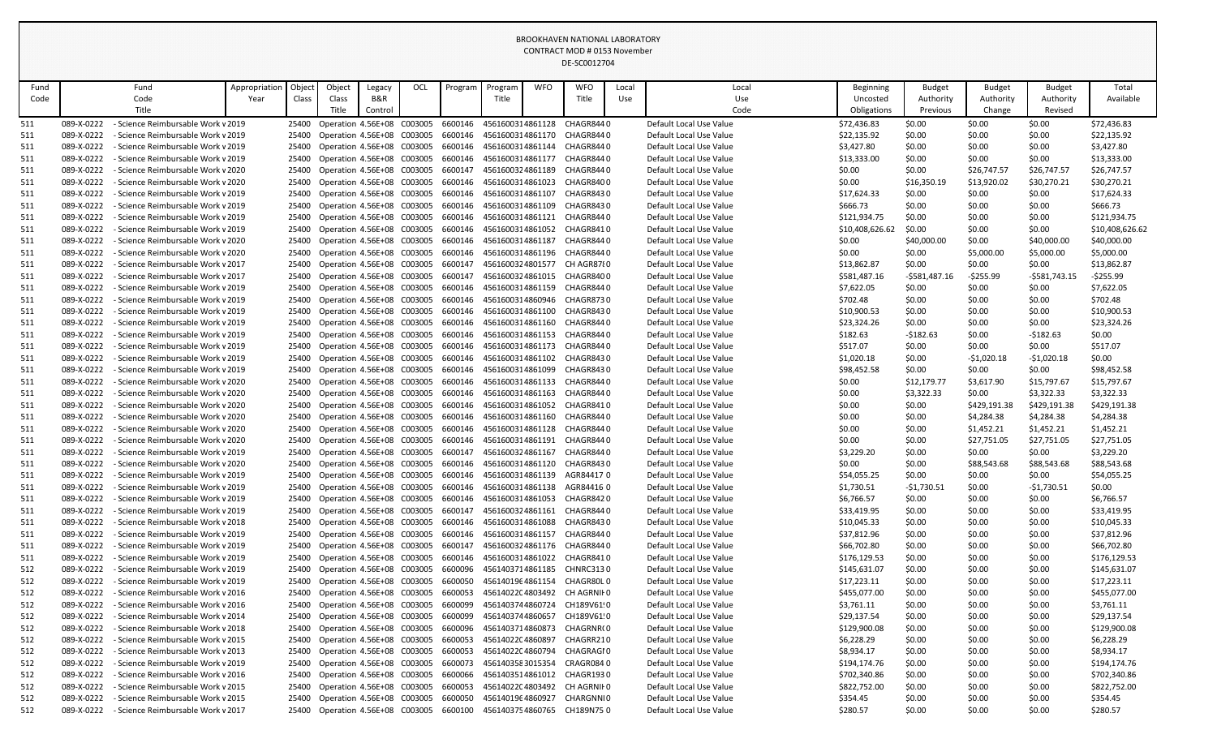BROOKHAVEN NATIONAL LABORATORY
CONTRACT MOD # 0153 November
DE-SC0012704

| Fund Code | Fund Code Title | Appropriation Year | Object Class | Object Class Title | Legacy B&R Control | OCL | Program | Program Title | WFO | WFO Title | Local Use | Local Use Code | Beginning Uncosted Obligations | Budget Authority Previous | Budget Authority Change | Budget Authority Revised | Total Available |
|---|---|---|---|---|---|---|---|---|---|---|---|---|---|---|---|---|---|
| 511 | 089-X-0222 - Science Reimbursable Work v | 2019 | 25400 | Operation | 4.56E+08 | C003005 | 6600146 | 4561600314861128 | CHAGR844 | 0 | | Default Local Use Value | $72,436.83 | $0.00 | $0.00 | $0.00 | $72,436.83 |
| 511 | 089-X-0222 - Science Reimbursable Work v | 2019 | 25400 | Operation | 4.56E+08 | C003005 | 6600146 | 4561600314861170 | CHAGR844 | 0 | | Default Local Use Value | $22,135.92 | $0.00 | $0.00 | $0.00 | $22,135.92 |
| 511 | 089-X-0222 - Science Reimbursable Work v | 2019 | 25400 | Operation | 4.56E+08 | C003005 | 6600146 | 4561600314861144 | CHAGR844 | 0 | | Default Local Use Value | $3,427.80 | $0.00 | $0.00 | $0.00 | $3,427.80 |
| 511 | 089-X-0222 - Science Reimbursable Work v | 2019 | 25400 | Operation | 4.56E+08 | C003005 | 6600146 | 4561600314861177 | CHAGR844 | 0 | | Default Local Use Value | $13,333.00 | $0.00 | $0.00 | $0.00 | $13,333.00 |
| 511 | 089-X-0222 - Science Reimbursable Work v | 2020 | 25400 | Operation | 4.56E+08 | C003005 | 6600147 | 4561600324861189 | CHAGR844 | 0 | | Default Local Use Value | $0.00 | $0.00 | $26,747.57 | $26,747.57 | $26,747.57 |
| 511 | 089-X-0222 - Science Reimbursable Work v | 2020 | 25400 | Operation | 4.56E+08 | C003005 | 6600146 | 4561600314861023 | CHAGR840 | 0 | | Default Local Use Value | $0.00 | $16,350.19 | $13,920.02 | $30,270.21 | $30,270.21 |
| 511 | 089-X-0222 - Science Reimbursable Work v | 2019 | 25400 | Operation | 4.56E+08 | C003005 | 6600146 | 4561600314861107 | CHAGR843 | 0 | | Default Local Use Value | $17,624.33 | $0.00 | $0.00 | $0.00 | $17,624.33 |
| 511 | 089-X-0222 - Science Reimbursable Work v | 2019 | 25400 | Operation | 4.56E+08 | C003005 | 6600146 | 4561600314861109 | CHAGR843 | 0 | | Default Local Use Value | $666.73 | $0.00 | $0.00 | $0.00 | $666.73 |
| 511 | 089-X-0222 - Science Reimbursable Work v | 2019 | 25400 | Operation | 4.56E+08 | C003005 | 6600146 | 4561600314861121 | CHAGR844 | 0 | | Default Local Use Value | $121,934.75 | $0.00 | $0.00 | $0.00 | $121,934.75 |
| 511 | 089-X-0222 - Science Reimbursable Work v | 2019 | 25400 | Operation | 4.56E+08 | C003005 | 6600146 | 4561600314861052 | CHAGR841 | 0 | | Default Local Use Value | $10,408,626.62 | $0.00 | $0.00 | $0.00 | $10,408,626.62 |
| 511 | 089-X-0222 - Science Reimbursable Work v | 2020 | 25400 | Operation | 4.56E+08 | C003005 | 6600146 | 4561600314861187 | CHAGR844 | 0 | | Default Local Use Value | $0.00 | $40,000.00 | $0.00 | $40,000.00 | $40,000.00 |
| 511 | 089-X-0222 - Science Reimbursable Work v | 2020 | 25400 | Operation | 4.56E+08 | C003005 | 6600146 | 4561600314861196 | CHAGR844 | 0 | | Default Local Use Value | $0.00 | $0.00 | $5,000.00 | $5,000.00 | $5,000.00 |
| 511 | 089-X-0222 - Science Reimbursable Work v | 2017 | 25400 | Operation | 4.56E+08 | C003005 | 6600147 | 4561600324801577 | CH AGR87 | 0 | | Default Local Use Value | $13,862.87 | $0.00 | $0.00 | $0.00 | $13,862.87 |
| 511 | 089-X-0222 - Science Reimbursable Work v | 2017 | 25400 | Operation | 4.56E+08 | C003005 | 6600147 | 4561600324861015 | CHAGR840 | 0 | | Default Local Use Value | $581,487.16 | -$581,487.16 | -$255.99 | -$581,743.15 | -$255.99 |
| 511 | 089-X-0222 - Science Reimbursable Work v | 2019 | 25400 | Operation | 4.56E+08 | C003005 | 6600146 | 4561600314861159 | CHAGR844 | 0 | | Default Local Use Value | $7,622.05 | $0.00 | $0.00 | $0.00 | $7,622.05 |
| 511 | 089-X-0222 - Science Reimbursable Work v | 2019 | 25400 | Operation | 4.56E+08 | C003005 | 6600146 | 4561600314860946 | CHAGR873 | 0 | | Default Local Use Value | $702.48 | $0.00 | $0.00 | $0.00 | $702.48 |
| 511 | 089-X-0222 - Science Reimbursable Work v | 2019 | 25400 | Operation | 4.56E+08 | C003005 | 6600146 | 4561600314861100 | CHAGR843 | 0 | | Default Local Use Value | $10,900.53 | $0.00 | $0.00 | $0.00 | $10,900.53 |
| 511 | 089-X-0222 - Science Reimbursable Work v | 2019 | 25400 | Operation | 4.56E+08 | C003005 | 6600146 | 4561600314861160 | CHAGR844 | 0 | | Default Local Use Value | $23,324.26 | $0.00 | $0.00 | $0.00 | $23,324.26 |
| 511 | 089-X-0222 - Science Reimbursable Work v | 2019 | 25400 | Operation | 4.56E+08 | C003005 | 6600146 | 4561600314861153 | CHAGR844 | 0 | | Default Local Use Value | $182.63 | -$182.63 | $0.00 | -$182.63 | $0.00 |
| 511 | 089-X-0222 - Science Reimbursable Work v | 2019 | 25400 | Operation | 4.56E+08 | C003005 | 6600146 | 4561600314861173 | CHAGR844 | 0 | | Default Local Use Value | $517.07 | $0.00 | $0.00 | $0.00 | $517.07 |
| 511 | 089-X-0222 - Science Reimbursable Work v | 2019 | 25400 | Operation | 4.56E+08 | C003005 | 6600146 | 4561600314861102 | CHAGR843 | 0 | | Default Local Use Value | $1,020.18 | $0.00 | -$1,020.18 | -$1,020.18 | $0.00 |
| 511 | 089-X-0222 - Science Reimbursable Work v | 2019 | 25400 | Operation | 4.56E+08 | C003005 | 6600146 | 4561600314861099 | CHAGR843 | 0 | | Default Local Use Value | $98,452.58 | $0.00 | $0.00 | $0.00 | $98,452.58 |
| 511 | 089-X-0222 - Science Reimbursable Work v | 2020 | 25400 | Operation | 4.56E+08 | C003005 | 6600146 | 4561600314861133 | CHAGR844 | 0 | | Default Local Use Value | $0.00 | $12,179.77 | $3,617.90 | $15,797.67 | $15,797.67 |
| 511 | 089-X-0222 - Science Reimbursable Work v | 2020 | 25400 | Operation | 4.56E+08 | C003005 | 6600146 | 4561600314861163 | CHAGR844 | 0 | | Default Local Use Value | $0.00 | $3,322.33 | $0.00 | $3,322.33 | $3,322.33 |
| 511 | 089-X-0222 - Science Reimbursable Work v | 2020 | 25400 | Operation | 4.56E+08 | C003005 | 6600146 | 4561600314861052 | CHAGR841 | 0 | | Default Local Use Value | $0.00 | $0.00 | $429,191.38 | $429,191.38 | $429,191.38 |
| 511 | 089-X-0222 - Science Reimbursable Work v | 2020 | 25400 | Operation | 4.56E+08 | C003005 | 6600146 | 4561600314861160 | CHAGR844 | 0 | | Default Local Use Value | $0.00 | $0.00 | $4,284.38 | $4,284.38 | $4,284.38 |
| 511 | 089-X-0222 - Science Reimbursable Work v | 2020 | 25400 | Operation | 4.56E+08 | C003005 | 6600146 | 4561600314861128 | CHAGR844 | 0 | | Default Local Use Value | $0.00 | $0.00 | $1,452.21 | $1,452.21 | $1,452.21 |
| 511 | 089-X-0222 - Science Reimbursable Work v | 2020 | 25400 | Operation | 4.56E+08 | C003005 | 6600146 | 4561600314861191 | CHAGR844 | 0 | | Default Local Use Value | $0.00 | $0.00 | $27,751.05 | $27,751.05 | $27,751.05 |
| 511 | 089-X-0222 - Science Reimbursable Work v | 2019 | 25400 | Operation | 4.56E+08 | C003005 | 6600147 | 4561600324861167 | CHAGR844 | 0 | | Default Local Use Value | $3,229.20 | $0.00 | $0.00 | $0.00 | $3,229.20 |
| 511 | 089-X-0222 - Science Reimbursable Work v | 2020 | 25400 | Operation | 4.56E+08 | C003005 | 6600146 | 4561600314861120 | CHAGR843 | 0 | | Default Local Use Value | $0.00 | $0.00 | $88,543.68 | $88,543.68 | $88,543.68 |
| 511 | 089-X-0222 - Science Reimbursable Work v | 2019 | 25400 | Operation | 4.56E+08 | C003005 | 6600146 | 4561600314861139 | AGR84417 | 0 | | Default Local Use Value | $54,055.25 | $0.00 | $0.00 | $0.00 | $54,055.25 |
| 511 | 089-X-0222 - Science Reimbursable Work v | 2019 | 25400 | Operation | 4.56E+08 | C003005 | 6600146 | 4561600314861138 | AGR84416 | 0 | | Default Local Use Value | $1,730.51 | -$1,730.51 | $0.00 | -$1,730.51 | $0.00 |
| 511 | 089-X-0222 - Science Reimbursable Work v | 2019 | 25400 | Operation | 4.56E+08 | C003005 | 6600146 | 4561600314861053 | CHAGR842 | 0 | | Default Local Use Value | $6,766.57 | $0.00 | $0.00 | $0.00 | $6,766.57 |
| 511 | 089-X-0222 - Science Reimbursable Work v | 2019 | 25400 | Operation | 4.56E+08 | C003005 | 6600147 | 4561600324861161 | CHAGR844 | 0 | | Default Local Use Value | $33,419.95 | $0.00 | $0.00 | $0.00 | $33,419.95 |
| 511 | 089-X-0222 - Science Reimbursable Work v | 2018 | 25400 | Operation | 4.56E+08 | C003005 | 6600146 | 4561600314861088 | CHAGR843 | 0 | | Default Local Use Value | $10,045.33 | $0.00 | $0.00 | $0.00 | $10,045.33 |
| 511 | 089-X-0222 - Science Reimbursable Work v | 2019 | 25400 | Operation | 4.56E+08 | C003005 | 6600146 | 4561600314861157 | CHAGR844 | 0 | | Default Local Use Value | $37,812.96 | $0.00 | $0.00 | $0.00 | $37,812.96 |
| 511 | 089-X-0222 - Science Reimbursable Work v | 2019 | 25400 | Operation | 4.56E+08 | C003005 | 6600147 | 4561600324861176 | CHAGR844 | 0 | | Default Local Use Value | $66,702.80 | $0.00 | $0.00 | $0.00 | $66,702.80 |
| 511 | 089-X-0222 - Science Reimbursable Work v | 2019 | 25400 | Operation | 4.56E+08 | C003005 | 6600146 | 4561600314861022 | CHAGR841 | 0 | | Default Local Use Value | $176,129.53 | $0.00 | $0.00 | $0.00 | $176,129.53 |
| 512 | 089-X-0222 - Science Reimbursable Work v | 2019 | 25400 | Operation | 4.56E+08 | C003005 | 6600096 | 4561403714861185 | CHNRC313 | 0 | | Default Local Use Value | $145,631.07 | $0.00 | $0.00 | $0.00 | $145,631.07 |
| 512 | 089-X-0222 - Science Reimbursable Work v | 2019 | 25400 | Operation | 4.56E+08 | C003005 | 6600050 | 4561401964861154 | CHAGR80L | 0 | | Default Local Use Value | $17,223.11 | $0.00 | $0.00 | $0.00 | $17,223.11 |
| 512 | 089-X-0222 - Science Reimbursable Work v | 2016 | 25400 | Operation | 4.56E+08 | C003005 | 6600053 | 456140220C4803492 | CH AGRNI | 0 | | Default Local Use Value | $455,077.00 | $0.00 | $0.00 | $0.00 | $455,077.00 |
| 512 | 089-X-0222 - Science Reimbursable Work v | 2016 | 25400 | Operation | 4.56E+08 | C003005 | 6600099 | 4561403744860724 | CH189V61 | 0 | | Default Local Use Value | $3,761.11 | $0.00 | $0.00 | $0.00 | $3,761.11 |
| 512 | 089-X-0222 - Science Reimbursable Work v | 2014 | 25400 | Operation | 4.56E+08 | C003005 | 6600099 | 4561403744860657 | CH189V61 | 0 | | Default Local Use Value | $29,137.54 | $0.00 | $0.00 | $0.00 | $29,137.54 |
| 512 | 089-X-0222 - Science Reimbursable Work v | 2018 | 25400 | Operation | 4.56E+08 | C003005 | 6600096 | 4561403714860873 | CHAGRNR | 0 | | Default Local Use Value | $129,900.08 | $0.00 | $0.00 | $0.00 | $129,900.08 |
| 512 | 089-X-0222 - Science Reimbursable Work v | 2015 | 25400 | Operation | 4.56E+08 | C003005 | 6600053 | 456140220C4860897 | CHAGRR21 | 0 | | Default Local Use Value | $6,228.29 | $0.00 | $0.00 | $0.00 | $6,228.29 |
| 512 | 089-X-0222 - Science Reimbursable Work v | 2013 | 25400 | Operation | 4.56E+08 | C003005 | 6600053 | 456140220C4860794 | CHAGRAGI | 0 | | Default Local Use Value | $8,934.17 | $0.00 | $0.00 | $0.00 | $8,934.17 |
| 512 | 089-X-0222 - Science Reimbursable Work v | 2019 | 25400 | Operation | 4.56E+08 | C003005 | 6600073 | 4561403583015354 | CRAGR084 | 0 | | Default Local Use Value | $194,174.76 | $0.00 | $0.00 | $0.00 | $194,174.76 |
| 512 | 089-X-0222 - Science Reimbursable Work v | 2016 | 25400 | Operation | 4.56E+08 | C003005 | 6600066 | 4561403514861012 | CHAGR193 | 0 | | Default Local Use Value | $702,340.86 | $0.00 | $0.00 | $0.00 | $702,340.86 |
| 512 | 089-X-0222 - Science Reimbursable Work v | 2015 | 25400 | Operation | 4.56E+08 | C003005 | 6600053 | 456140220C4803492 | CH AGRNI | 0 | | Default Local Use Value | $822,752.00 | $0.00 | $0.00 | $0.00 | $822,752.00 |
| 512 | 089-X-0222 - Science Reimbursable Work v | 2015 | 25400 | Operation | 4.56E+08 | C003005 | 6600050 | 4561401964860927 | CHARGNNI | 0 | | Default Local Use Value | $354.45 | $0.00 | $0.00 | $0.00 | $354.45 |
| 512 | 089-X-0222 - Science Reimbursable Work v | 2017 | 25400 | Operation | 4.56E+08 | C003005 | 6600100 | 4561403754860765 | CH189N75 | 0 | | Default Local Use Value | $280.57 | $0.00 | $0.00 | $0.00 | $280.57 |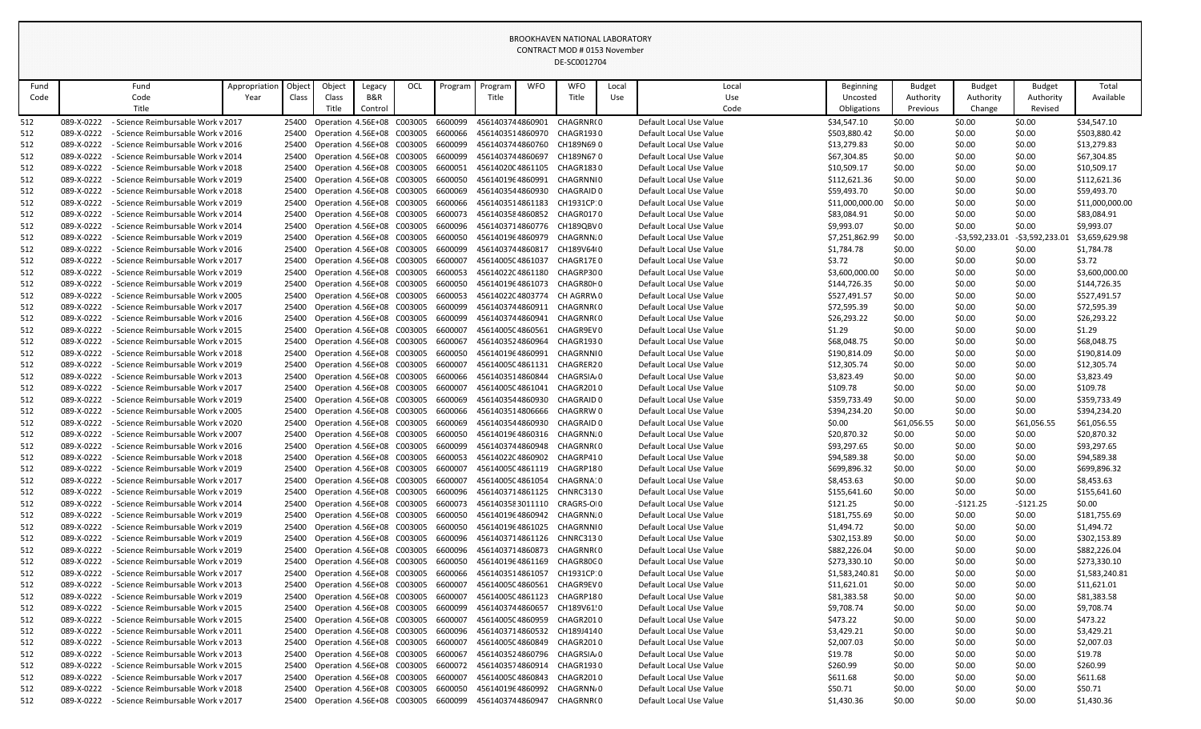BROOKHAVEN NATIONAL LABORATORY
CONTRACT MOD # 0153 November
DE-SC0012704

| Fund Code | Fund Code Title | Appropriation Year | Object Class | Object Class Title | Legacy B&R Control | OCL | Program | Program Title | WFO | WFO Title | Local Use | Local Use Code | Beginning Uncosted Obligations | Budget Authority Previous | Budget Authority Change | Budget Authority Revised | Total Available |
|---|---|---|---|---|---|---|---|---|---|---|---|---|---|---|---|---|---|
| 512 | 089-X-0222 - Science Reimbursable Work v | 2017 | 25400 | Operation | 4.56E+08 | C003005 | 6600099 | 4561403744860901 | | CHAGRNR( 0 | | Default Local Use Value | $34,547.10 | $0.00 | $0.00 | $0.00 | $34,547.10 |
| 512 | 089-X-0222 - Science Reimbursable Work v | 2016 | 25400 | Operation | 4.56E+08 | C003005 | 6600066 | 4561403514860970 | | CHAGR193 0 | | Default Local Use Value | $503,880.42 | $0.00 | $0.00 | $0.00 | $503,880.42 |
| 512 | 089-X-0222 - Science Reimbursable Work v | 2016 | 25400 | Operation | 4.56E+08 | C003005 | 6600099 | 4561403744860760 | | CH189N69 0 | | Default Local Use Value | $13,279.83 | $0.00 | $0.00 | $0.00 | $13,279.83 |
| 512 | 089-X-0222 - Science Reimbursable Work v | 2014 | 25400 | Operation | 4.56E+08 | C003005 | 6600099 | 4561403744860697 | | CH189N67 0 | | Default Local Use Value | $67,304.85 | $0.00 | $0.00 | $0.00 | $67,304.85 |
| 512 | 089-X-0222 - Science Reimbursable Work v | 2018 | 25400 | Operation | 4.56E+08 | C003005 | 6600051 | 456140200C4861105 | | CHAGR183 0 | | Default Local Use Value | $10,509.17 | $0.00 | $0.00 | $0.00 | $10,509.17 |
| 512 | 089-X-0222 - Science Reimbursable Work v | 2019 | 25400 | Operation | 4.56E+08 | C003005 | 6600050 | 456140196 4860991 | | CHAGRNNI 0 | | Default Local Use Value | $112,621.36 | $0.00 | $0.00 | $0.00 | $112,621.36 |
| 512 | 089-X-0222 - Science Reimbursable Work v | 2018 | 25400 | Operation | 4.56E+08 | C003005 | 6600069 | 4561403544860930 | | CHAGRAID 0 | | Default Local Use Value | $59,493.70 | $0.00 | $0.00 | $0.00 | $59,493.70 |
| 512 | 089-X-0222 - Science Reimbursable Work v | 2019 | 25400 | Operation | 4.56E+08 | C003005 | 6600066 | 4561403514861183 | | CH1931CP: 0 | | Default Local Use Value | $11,000,000.00 | $0.00 | $0.00 | $0.00 | $11,000,000.00 |
| 512 | 089-X-0222 - Science Reimbursable Work v | 2014 | 25400 | Operation | 4.56E+08 | C003005 | 6600073 | 4561403584860852 | | CHAGR0170 | | Default Local Use Value | $83,084.91 | $0.00 | $0.00 | $0.00 | $83,084.91 |
| 512 | 089-X-0222 - Science Reimbursable Work v | 2014 | 25400 | Operation | 4.56E+08 | C003005 | 6600096 | 4561403714860776 | | CH189QBV 0 | | Default Local Use Value | $9,993.07 | $0.00 | $0.00 | $0.00 | $9,993.07 |
| 512 | 089-X-0222 - Science Reimbursable Work v | 2019 | 25400 | Operation | 4.56E+08 | C003005 | 6600050 | 456140196 4860979 | | CHAGRNN 0 | | Default Local Use Value | $7,251,862.99 | $0.00 | -$3,592,233.01 | -$3,592,233.01 | $3,659,629.98 |
| 512 | 089-X-0222 - Science Reimbursable Work v | 2016 | 25400 | Operation | 4.56E+08 | C003005 | 6600099 | 4561403744860817 | | CH189V64 0 | | Default Local Use Value | $1,784.78 | $0.00 | $0.00 | $0.00 | $1,784.78 |
| 512 | 089-X-0222 - Science Reimbursable Work v | 2017 | 25400 | Operation | 4.56E+08 | C003005 | 6600007 | 456140050C4861037 | | CHAGR17E 0 | | Default Local Use Value | $3.72 | $0.00 | $0.00 | $0.00 | $3.72 |
| 512 | 089-X-0222 - Science Reimbursable Work v | 2019 | 25400 | Operation | 4.56E+08 | C003005 | 6600053 | 456140220C4861180 | | CHAGRP30 0 | | Default Local Use Value | $3,600,000.00 | $0.00 | $0.00 | $0.00 | $3,600,000.00 |
| 512 | 089-X-0222 - Science Reimbursable Work v | 2019 | 25400 | Operation | 4.56E+08 | C003005 | 6600050 | 456140196 4861073 | | CHAGR80H 0 | | Default Local Use Value | $144,726.35 | $0.00 | $0.00 | $0.00 | $144,726.35 |
| 512 | 089-X-0222 - Science Reimbursable Work v | 2005 | 25400 | Operation | 4.56E+08 | C003005 | 6600053 | 456140220C4803774 | | CH AGRRW 0 | | Default Local Use Value | $527,491.57 | $0.00 | $0.00 | $0.00 | $527,491.57 |
| 512 | 089-X-0222 - Science Reimbursable Work v | 2017 | 25400 | Operation | 4.56E+08 | C003005 | 6600099 | 4561403744860911 | | CHAGRNR( 0 | | Default Local Use Value | $72,595.39 | $0.00 | $0.00 | $0.00 | $72,595.39 |
| 512 | 089-X-0222 - Science Reimbursable Work v | 2016 | 25400 | Operation | 4.56E+08 | C003005 | 6600099 | 4561403744860941 | | CHAGRNR( 0 | | Default Local Use Value | $26,293.22 | $0.00 | $0.00 | $0.00 | $26,293.22 |
| 512 | 089-X-0222 - Science Reimbursable Work v | 2015 | 25400 | Operation | 4.56E+08 | C003005 | 6600007 | 456140050C4860561 | | CHAGR9EV 0 | | Default Local Use Value | $1.29 | $0.00 | $0.00 | $0.00 | $1.29 |
| 512 | 089-X-0222 - Science Reimbursable Work v | 2015 | 25400 | Operation | 4.56E+08 | C003005 | 6600067 | 4561403524860964 | | CHAGR193 0 | | Default Local Use Value | $68,048.75 | $0.00 | $0.00 | $0.00 | $68,048.75 |
| 512 | 089-X-0222 - Science Reimbursable Work v | 2018 | 25400 | Operation | 4.56E+08 | C003005 | 6600050 | 456140196 4860991 | | CHAGRNNI 0 | | Default Local Use Value | $190,814.09 | $0.00 | $0.00 | $0.00 | $190,814.09 |
| 512 | 089-X-0222 - Science Reimbursable Work v | 2019 | 25400 | Operation | 4.56E+08 | C003005 | 6600007 | 456140050C4861131 | | CHAGRER2 0 | | Default Local Use Value | $12,305.74 | $0.00 | $0.00 | $0.00 | $12,305.74 |
| 512 | 089-X-0222 - Science Reimbursable Work v | 2013 | 25400 | Operation | 4.56E+08 | C003005 | 6600066 | 4561403514860844 | | CHAGRSIA 0 | | Default Local Use Value | $3,823.49 | $0.00 | $0.00 | $0.00 | $3,823.49 |
| 512 | 089-X-0222 - Science Reimbursable Work v | 2017 | 25400 | Operation | 4.56E+08 | C003005 | 6600007 | 456140050C4861041 | | CHAGR201 0 | | Default Local Use Value | $109.78 | $0.00 | $0.00 | $0.00 | $109.78 |
| 512 | 089-X-0222 - Science Reimbursable Work v | 2019 | 25400 | Operation | 4.56E+08 | C003005 | 6600069 | 4561403544860930 | | CHAGRAID 0 | | Default Local Use Value | $359,733.49 | $0.00 | $0.00 | $0.00 | $359,733.49 |
| 512 | 089-X-0222 - Science Reimbursable Work v | 2005 | 25400 | Operation | 4.56E+08 | C003005 | 6600066 | 4561403514806666 | | CHAGRRW 0 | | Default Local Use Value | $394,234.20 | $0.00 | $0.00 | $0.00 | $394,234.20 |
| 512 | 089-X-0222 - Science Reimbursable Work v | 2020 | 25400 | Operation | 4.56E+08 | C003005 | 6600069 | 4561403544860930 | | CHAGRAID 0 | | Default Local Use Value | $0.00 | $61,056.55 | $0.00 | $61,056.55 | $61,056.55 |
| 512 | 089-X-0222 - Science Reimbursable Work v | 2007 | 25400 | Operation | 4.56E+08 | C003005 | 6600050 | 456140196 4860316 | | CHAGRNN 0 | | Default Local Use Value | $20,870.32 | $0.00 | $0.00 | $0.00 | $20,870.32 |
| 512 | 089-X-0222 - Science Reimbursable Work v | 2016 | 25400 | Operation | 4.56E+08 | C003005 | 6600099 | 4561403744860948 | | CHAGRNR( 0 | | Default Local Use Value | $93,297.65 | $0.00 | $0.00 | $0.00 | $93,297.65 |
| 512 | 089-X-0222 - Science Reimbursable Work v | 2018 | 25400 | Operation | 4.56E+08 | C003005 | 6600053 | 456140220C4860902 | | CHAGRP41 0 | | Default Local Use Value | $94,589.38 | $0.00 | $0.00 | $0.00 | $94,589.38 |
| 512 | 089-X-0222 - Science Reimbursable Work v | 2019 | 25400 | Operation | 4.56E+08 | C003005 | 6600007 | 456140050C4861119 | | CHAGRP18 0 | | Default Local Use Value | $699,896.32 | $0.00 | $0.00 | $0.00 | $699,896.32 |
| 512 | 089-X-0222 - Science Reimbursable Work v | 2017 | 25400 | Operation | 4.56E+08 | C003005 | 6600007 | 456140050C4861054 | | CHAGRNA: 0 | | Default Local Use Value | $8,453.63 | $0.00 | $0.00 | $0.00 | $8,453.63 |
| 512 | 089-X-0222 - Science Reimbursable Work v | 2019 | 25400 | Operation | 4.56E+08 | C003005 | 6600096 | 4561403714861125 | | CHNRC313 0 | | Default Local Use Value | $155,641.60 | $0.00 | $0.00 | $0.00 | $155,641.60 |
| 512 | 089-X-0222 - Science Reimbursable Work v | 2014 | 25400 | Operation | 4.56E+08 | C003005 | 6600073 | 4561403583011110 | | CRAGRS-OI 0 | | Default Local Use Value | $121.25 | $0.00 | -$121.25 | -$121.25 | $0.00 |
| 512 | 089-X-0222 - Science Reimbursable Work v | 2019 | 25400 | Operation | 4.56E+08 | C003005 | 6600050 | 456140196 4860942 | | CHAGRNN 0 | | Default Local Use Value | $181,755.69 | $0.00 | $0.00 | $0.00 | $181,755.69 |
| 512 | 089-X-0222 - Science Reimbursable Work v | 2019 | 25400 | Operation | 4.56E+08 | C003005 | 6600050 | 456140196 4861025 | | CHAGRNNI 0 | | Default Local Use Value | $1,494.72 | $0.00 | $0.00 | $0.00 | $1,494.72 |
| 512 | 089-X-0222 - Science Reimbursable Work v | 2019 | 25400 | Operation | 4.56E+08 | C003005 | 6600096 | 4561403714861126 | | CHNRC313 0 | | Default Local Use Value | $302,153.89 | $0.00 | $0.00 | $0.00 | $302,153.89 |
| 512 | 089-X-0222 - Science Reimbursable Work v | 2019 | 25400 | Operation | 4.56E+08 | C003005 | 6600096 | 4561403714860873 | | CHAGRNR( 0 | | Default Local Use Value | $882,226.04 | $0.00 | $0.00 | $0.00 | $882,226.04 |
| 512 | 089-X-0222 - Science Reimbursable Work v | 2019 | 25400 | Operation | 4.56E+08 | C003005 | 6600050 | 456140196 4861169 | | CHAGR80C 0 | | Default Local Use Value | $273,330.10 | $0.00 | $0.00 | $0.00 | $273,330.10 |
| 512 | 089-X-0222 - Science Reimbursable Work v | 2017 | 25400 | Operation | 4.56E+08 | C003005 | 6600066 | 4561403514861057 | | CH1931CP: 0 | | Default Local Use Value | $1,583,240.81 | $0.00 | $0.00 | $0.00 | $1,583,240.81 |
| 512 | 089-X-0222 - Science Reimbursable Work v | 2013 | 25400 | Operation | 4.56E+08 | C003005 | 6600007 | 456140050C4860561 | | CHAGR9EV 0 | | Default Local Use Value | $11,621.01 | $0.00 | $0.00 | $0.00 | $11,621.01 |
| 512 | 089-X-0222 - Science Reimbursable Work v | 2019 | 25400 | Operation | 4.56E+08 | C003005 | 6600007 | 456140050C4861123 | | CHAGRP18 0 | | Default Local Use Value | $81,383.58 | $0.00 | $0.00 | $0.00 | $81,383.58 |
| 512 | 089-X-0222 - Science Reimbursable Work v | 2015 | 25400 | Operation | 4.56E+08 | C003005 | 6600099 | 4561403744860657 | | CH189V61! 0 | | Default Local Use Value | $9,708.74 | $0.00 | $0.00 | $0.00 | $9,708.74 |
| 512 | 089-X-0222 - Science Reimbursable Work v | 2015 | 25400 | Operation | 4.56E+08 | C003005 | 6600007 | 456140050C4860959 | | CHAGR201 0 | | Default Local Use Value | $473.22 | $0.00 | $0.00 | $0.00 | $473.22 |
| 512 | 089-X-0222 - Science Reimbursable Work v | 2011 | 25400 | Operation | 4.56E+08 | C003005 | 6600096 | 4561403714860532 | | CH189J414 0 | | Default Local Use Value | $3,429.21 | $0.00 | $0.00 | $0.00 | $3,429.21 |
| 512 | 089-X-0222 - Science Reimbursable Work v | 2013 | 25400 | Operation | 4.56E+08 | C003005 | 6600007 | 456140050C4860849 | | CHAGR201 0 | | Default Local Use Value | $2,007.03 | $0.00 | $0.00 | $0.00 | $2,007.03 |
| 512 | 089-X-0222 - Science Reimbursable Work v | 2013 | 25400 | Operation | 4.56E+08 | C003005 | 6600067 | 4561403524860796 | | CHAGRSIA 0 | | Default Local Use Value | $19.78 | $0.00 | $0.00 | $0.00 | $19.78 |
| 512 | 089-X-0222 - Science Reimbursable Work v | 2015 | 25400 | Operation | 4.56E+08 | C003005 | 6600072 | 4561403574860914 | | CHAGR193 0 | | Default Local Use Value | $260.99 | $0.00 | $0.00 | $0.00 | $260.99 |
| 512 | 089-X-0222 - Science Reimbursable Work v | 2017 | 25400 | Operation | 4.56E+08 | C003005 | 6600007 | 456140050C4860843 | | CHAGR201 0 | | Default Local Use Value | $611.68 | $0.00 | $0.00 | $0.00 | $611.68 |
| 512 | 089-X-0222 - Science Reimbursable Work v | 2018 | 25400 | Operation | 4.56E+08 | C003005 | 6600050 | 456140196 4860992 | | CHAGRNN 0 | | Default Local Use Value | $50.71 | $0.00 | $0.00 | $0.00 | $50.71 |
| 512 | 089-X-0222 - Science Reimbursable Work v | 2017 | 25400 | Operation | 4.56E+08 | C003005 | 6600099 | 4561403744860947 | | CHAGRNR( 0 | | Default Local Use Value | $1,430.36 | $0.00 | $0.00 | $0.00 | $1,430.36 |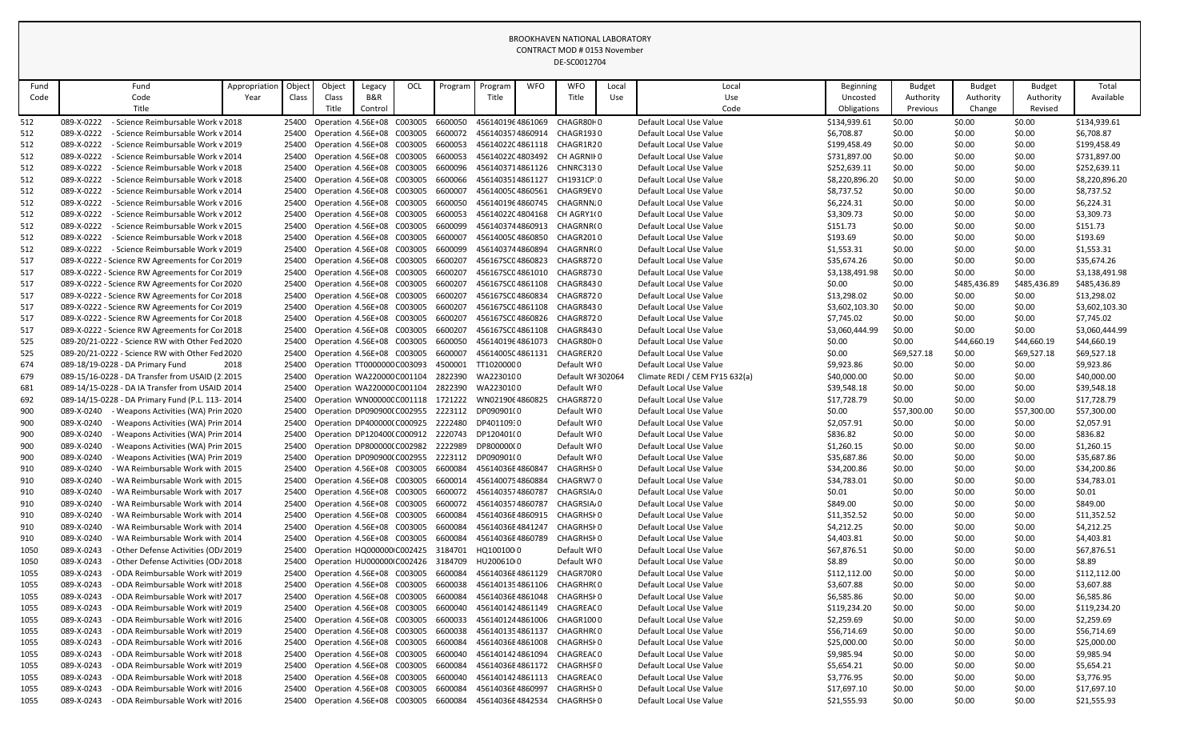BROOKHAVEN NATIONAL LABORATORY
CONTRACT MOD # 0153 November
DE-SC0012704

| Fund Code | Fund Code Title | Appropriation Year | Object Class | Object Class Title | Legacy B&R Control | OCL | Program | Program Title | WFO | WFO Title | Local Use | Local Use Code | Beginning Uncosted Obligations | Budget Authority Previous | Budget Authority Change | Budget Authority Revised | Total Available |
|---|---|---|---|---|---|---|---|---|---|---|---|---|---|---|---|---|---|
| 512 | 089-X-0222 - Science Reimbursable Work v | 2018 | 25400 | Operation | 4.56E+08 | C003005 | 6600050 | 4561401964861069 | | CHAGR80H0 | | Default Local Use Value | $134,939.61 | $0.00 | $0.00 | $0.00 | $134,939.61 |
| 512 | 089-X-0222 - Science Reimbursable Work v | 2014 | 25400 | Operation | 4.56E+08 | C003005 | 6600072 | 4561403574860914 | | CHAGR1930 | | Default Local Use Value | $6,708.87 | $0.00 | $0.00 | $0.00 | $6,708.87 |
| 512 | 089-X-0222 - Science Reimbursable Work v | 2019 | 25400 | Operation | 4.56E+08 | C003005 | 6600053 | 45614022C4861118 | | CHAGR1R20 | | Default Local Use Value | $199,458.49 | $0.00 | $0.00 | $0.00 | $199,458.49 |
| 512 | 089-X-0222 - Science Reimbursable Work v | 2014 | 25400 | Operation | 4.56E+08 | C003005 | 6600053 | 45614022C4803492 | | CH AGRNIH0 | | Default Local Use Value | $731,897.00 | $0.00 | $0.00 | $0.00 | $731,897.00 |
| 512 | 089-X-0222 - Science Reimbursable Work v | 2018 | 25400 | Operation | 4.56E+08 | C003005 | 6600096 | 4561403714861126 | | CHNRC3130 | | Default Local Use Value | $252,639.11 | $0.00 | $0.00 | $0.00 | $252,639.11 |
| 512 | 089-X-0222 - Science Reimbursable Work v | 2018 | 25400 | Operation | 4.56E+08 | C003005 | 6600066 | 4561403514861127 | | CH1931CP0 | | Default Local Use Value | $8,220,896.20 | $0.00 | $0.00 | $0.00 | $8,220,896.20 |
| 512 | 089-X-0222 - Science Reimbursable Work v | 2014 | 25400 | Operation | 4.56E+08 | C003005 | 6600007 | 45614005C4860561 | | CHAGR9EV0 | | Default Local Use Value | $8,737.52 | $0.00 | $0.00 | $0.00 | $8,737.52 |
| 512 | 089-X-0222 - Science Reimbursable Work v | 2016 | 25400 | Operation | 4.56E+08 | C003005 | 6600050 | 4561401964860745 | | CHAGRNN0 | | Default Local Use Value | $6,224.31 | $0.00 | $0.00 | $0.00 | $6,224.31 |
| 512 | 089-X-0222 - Science Reimbursable Work v | 2012 | 25400 | Operation | 4.56E+08 | C003005 | 6600053 | 45614022C4804168 | | CH AGRY1(0 | | Default Local Use Value | $3,309.73 | $0.00 | $0.00 | $0.00 | $3,309.73 |
| 512 | 089-X-0222 - Science Reimbursable Work v | 2015 | 25400 | Operation | 4.56E+08 | C003005 | 6600099 | 4561403744860913 | | CHAGRNR0 | | Default Local Use Value | $151.73 | $0.00 | $0.00 | $0.00 | $151.73 |
| 512 | 089-X-0222 - Science Reimbursable Work v | 2018 | 25400 | Operation | 4.56E+08 | C003005 | 6600007 | 45614005C4860850 | | CHAGR2010 | | Default Local Use Value | $193.69 | $0.00 | $0.00 | $0.00 | $193.69 |
| 512 | 089-X-0222 - Science Reimbursable Work v | 2019 | 25400 | Operation | 4.56E+08 | C003005 | 6600099 | 4561403744860894 | | CHAGRNR0 | | Default Local Use Value | $1,553.31 | $0.00 | $0.00 | $0.00 | $1,553.31 |
| 517 | 089-X-0222 - Science RW Agreements for Cor | 2019 | 25400 | Operation | 4.56E+08 | C003005 | 6600207 | 456167SCC4860823 | | CHAGR8720 | | Default Local Use Value | $35,674.26 | $0.00 | $0.00 | $0.00 | $35,674.26 |
| 517 | 089-X-0222 - Science RW Agreements for Cor | 2019 | 25400 | Operation | 4.56E+08 | C003005 | 6600207 | 456167SCC4861010 | | CHAGR8730 | | Default Local Use Value | $3,138,491.98 | $0.00 | $0.00 | $0.00 | $3,138,491.98 |
| 517 | 089-X-0222 - Science RW Agreements for Cor | 2020 | 25400 | Operation | 4.56E+08 | C003005 | 6600207 | 456167SCC4861108 | | CHAGR8430 | | Default Local Use Value | $0.00 | $0.00 | $485,436.89 | $485,436.89 | $485,436.89 |
| 517 | 089-X-0222 - Science RW Agreements for Cor | 2018 | 25400 | Operation | 4.56E+08 | C003005 | 6600207 | 456167SCC4860834 | | CHAGR8720 | | Default Local Use Value | $13,298.02 | $0.00 | $0.00 | $0.00 | $13,298.02 |
| 517 | 089-X-0222 - Science RW Agreements for Cor | 2019 | 25400 | Operation | 4.56E+08 | C003005 | 6600207 | 456167SCC4861108 | | CHAGR8430 | | Default Local Use Value | $3,602,103.30 | $0.00 | $0.00 | $0.00 | $3,602,103.30 |
| 517 | 089-X-0222 - Science RW Agreements for Cor | 2018 | 25400 | Operation | 4.56E+08 | C003005 | 6600207 | 456167SCC4860826 | | CHAGR8720 | | Default Local Use Value | $7,745.02 | $0.00 | $0.00 | $0.00 | $7,745.02 |
| 517 | 089-X-0222 - Science RW Agreements for Cor | 2018 | 25400 | Operation | 4.56E+08 | C003005 | 6600207 | 456167SCC4861108 | | CHAGR8430 | | Default Local Use Value | $3,060,444.99 | $0.00 | $0.00 | $0.00 | $3,060,444.99 |
| 525 | 089-20/21-0222 - Science RW with Other Fed | 2020 | 25400 | Operation | 4.56E+08 | C003005 | 6600050 | 4561401964861073 | | CHAGR80H0 | | Default Local Use Value | $0.00 | $0.00 | $44,660.19 | $44,660.19 | $44,660.19 |
| 525 | 089-20/21-0222 - Science RW with Other Fed | 2020 | 25400 | Operation | 4.56E+08 | C003005 | 6600007 | 45614005C4861131 | | CHAGRER20 | | Default Local Use Value | $0.00 | $69,527.18 | $0.00 | $69,527.18 | $69,527.18 |
| 674 | 089-18/19-0228 - DA Primary Fund | 2018 | 25400 | Operation | TT0000000 | C003093 | 4500001 | TT1020000 | 0 | Default WF | 0 | Default Local Use Value | $9,923.86 | $0.00 | $0.00 | $0.00 | $9,923.86 |
| 679 | 089-15/16-0228 - DA Transfer from USAID (2 | 2015 | 25400 | Operation | WA220000 | C001104 | 2822390 | WA2230100 | | Default WF | 302064 | Climate REDI / CEM FY15 632(a) | $40,000.00 | $0.00 | $0.00 | $0.00 | $40,000.00 |
| 681 | 089-14/15-0228 - DA IA Transfer from USAID | 2014 | 25400 | Operation | WA220000 | C001104 | 2822390 | WA2230100 | | Default WF | 0 | Default Local Use Value | $39,548.18 | $0.00 | $0.00 | $0.00 | $39,548.18 |
| 692 | 089-14/15-0228 - DA Primary Fund (P.L. 113- | 2014 | 25400 | Operation | WN000000 | C001118 | 1721222 | WN0219064860825 | | CHAGR8720 | | Default Local Use Value | $17,728.79 | $0.00 | $0.00 | $0.00 | $17,728.79 |
| 900 | 089-X-0240 - Weapons Activities (WA) Prir | 2020 | 25400 | Operation | DP090900 | C002955 | 2223112 | DP090901 | 0 | Default WF | 0 | Default Local Use Value | $0.00 | $57,300.00 | $0.00 | $57,300.00 | $57,300.00 |
| 900 | 089-X-0240 - Weapons Activities (WA) Prir | 2014 | 25400 | Operation | DP400000 | C000925 | 2222480 | DP401109 | 0 | Default WF | 0 | Default Local Use Value | $2,057.91 | $0.00 | $0.00 | $0.00 | $2,057.91 |
| 900 | 089-X-0240 - Weapons Activities (WA) Prir | 2014 | 25400 | Operation | DP120400 | C000912 | 2220743 | DP120401 | 0 | Default WF | 0 | Default Local Use Value | $836.82 | $0.00 | $0.00 | $0.00 | $836.82 |
| 900 | 089-X-0240 - Weapons Activities (WA) Prir | 2015 | 25400 | Operation | DP800000 | C002982 | 2222989 | DP800000 | 0 | Default WF | 0 | Default Local Use Value | $1,260.15 | $0.00 | $0.00 | $0.00 | $1,260.15 |
| 900 | 089-X-0240 - Weapons Activities (WA) Prir | 2019 | 25400 | Operation | DP090900 | C002955 | 2223112 | DP090901 | 0 | Default WF | 0 | Default Local Use Value | $35,687.86 | $0.00 | $0.00 | $0.00 | $35,687.86 |
| 910 | 089-X-0240 - WA Reimbursable Work with | 2015 | 25400 | Operation | 4.56E+08 | C003005 | 6600084 | 456140366E4860847 | | CHAGRHSH0 | | Default Local Use Value | $34,200.86 | $0.00 | $0.00 | $0.00 | $34,200.86 |
| 910 | 089-X-0240 - WA Reimbursable Work with | 2015 | 25400 | Operation | 4.56E+08 | C003005 | 6600014 | 4561400754860884 | | CHAGRW70 | | Default Local Use Value | $34,783.01 | $0.00 | $0.00 | $0.00 | $34,783.01 |
| 910 | 089-X-0240 - WA Reimbursable Work with | 2017 | 25400 | Operation | 4.56E+08 | C003005 | 6600072 | 4561403574860787 | | CHAGRSIA0 | | Default Local Use Value | $0.01 | $0.00 | $0.00 | $0.00 | $0.01 |
| 910 | 089-X-0240 - WA Reimbursable Work with | 2014 | 25400 | Operation | 4.56E+08 | C003005 | 6600072 | 4561403574860787 | | CHAGRSIA0 | | Default Local Use Value | $849.00 | $0.00 | $0.00 | $0.00 | $849.00 |
| 910 | 089-X-0240 - WA Reimbursable Work with | 2014 | 25400 | Operation | 4.56E+08 | C003005 | 6600084 | 456140366E4860915 | | CHAGRHSH0 | | Default Local Use Value | $11,352.52 | $0.00 | $0.00 | $0.00 | $11,352.52 |
| 910 | 089-X-0240 - WA Reimbursable Work with | 2014 | 25400 | Operation | 4.56E+08 | C003005 | 6600084 | 456140366E4841247 | | CHAGRHSH0 | | Default Local Use Value | $4,212.25 | $0.00 | $0.00 | $0.00 | $4,212.25 |
| 910 | 089-X-0240 - WA Reimbursable Work with | 2014 | 25400 | Operation | 4.56E+08 | C003005 | 6600084 | 456140366E4860789 | | CHAGRHSH0 | | Default Local Use Value | $4,403.81 | $0.00 | $0.00 | $0.00 | $4,403.81 |
| 1050 | 089-X-0243 - Other Defense Activities (OD/ | 2019 | 25400 | Operation | HQ000000 | C002425 | 3184701 | HQ1001000 | | Default WF | 0 | Default Local Use Value | $67,876.51 | $0.00 | $0.00 | $0.00 | $67,876.51 |
| 1050 | 089-X-0243 - Other Defense Activities (OD/ | 2018 | 25400 | Operation | HU000000 | C002426 | 3184709 | HU2006100 | | Default WF | 0 | Default Local Use Value | $8.89 | $0.00 | $0.00 | $0.00 | $8.89 |
| 1055 | 089-X-0243 - ODA Reimbursable Work with | 2019 | 25400 | Operation | 4.56E+08 | C003005 | 6600084 | 456140366E4861129 | | CHAGR70R0 | | Default Local Use Value | $112,112.00 | $0.00 | $0.00 | $0.00 | $112,112.00 |
| 1055 | 089-X-0243 - ODA Reimbursable Work with | 2018 | 25400 | Operation | 4.56E+08 | C003005 | 6600038 | 4561401354861106 | | CHAGRHR0 | | Default Local Use Value | $3,607.88 | $0.00 | $0.00 | $0.00 | $3,607.88 |
| 1055 | 089-X-0243 - ODA Reimbursable Work with | 2017 | 25400 | Operation | 4.56E+08 | C003005 | 6600084 | 456140366E4861048 | | CHAGRHSH0 | | Default Local Use Value | $6,585.86 | $0.00 | $0.00 | $0.00 | $6,585.86 |
| 1055 | 089-X-0243 - ODA Reimbursable Work with | 2019 | 25400 | Operation | 4.56E+08 | C003005 | 6600040 | 4561401424861149 | | CHAGREAC0 | | Default Local Use Value | $119,234.20 | $0.00 | $0.00 | $0.00 | $119,234.20 |
| 1055 | 089-X-0243 - ODA Reimbursable Work with | 2016 | 25400 | Operation | 4.56E+08 | C003005 | 6600033 | 4561401244861006 | | CHAGR1000 | | Default Local Use Value | $2,259.69 | $0.00 | $0.00 | $0.00 | $2,259.69 |
| 1055 | 089-X-0243 - ODA Reimbursable Work with | 2019 | 25400 | Operation | 4.56E+08 | C003005 | 6600038 | 4561401354861137 | | CHAGRHR0 | | Default Local Use Value | $56,714.69 | $0.00 | $0.00 | $0.00 | $56,714.69 |
| 1055 | 089-X-0243 - ODA Reimbursable Work with | 2016 | 25400 | Operation | 4.56E+08 | C003005 | 6600084 | 456140366E4861008 | | CHAGRHSH0 | | Default Local Use Value | $25,000.00 | $0.00 | $0.00 | $0.00 | $25,000.00 |
| 1055 | 089-X-0243 - ODA Reimbursable Work with | 2018 | 25400 | Operation | 4.56E+08 | C003005 | 6600040 | 4561401424861094 | | CHAGREAC0 | | Default Local Use Value | $9,985.94 | $0.00 | $0.00 | $0.00 | $9,985.94 |
| 1055 | 089-X-0243 - ODA Reimbursable Work with | 2019 | 25400 | Operation | 4.56E+08 | C003005 | 6600084 | 456140366E4861172 | | CHAGRHSF0 | | Default Local Use Value | $5,654.21 | $0.00 | $0.00 | $0.00 | $5,654.21 |
| 1055 | 089-X-0243 - ODA Reimbursable Work with | 2018 | 25400 | Operation | 4.56E+08 | C003005 | 6600040 | 4561401424861113 | | CHAGREAC0 | | Default Local Use Value | $3,776.95 | $0.00 | $0.00 | $0.00 | $3,776.95 |
| 1055 | 089-X-0243 - ODA Reimbursable Work with | 2016 | 25400 | Operation | 4.56E+08 | C003005 | 6600084 | 456140366E4860997 | | CHAGRHSH0 | | Default Local Use Value | $17,697.10 | $0.00 | $0.00 | $0.00 | $17,697.10 |
| 1055 | 089-X-0243 - ODA Reimbursable Work with | 2016 | 25400 | Operation | 4.56E+08 | C003005 | 6600084 | 456140366E4842534 | | CHAGRHSH0 | | Default Local Use Value | $21,555.93 | $0.00 | $0.00 | $0.00 | $21,555.93 |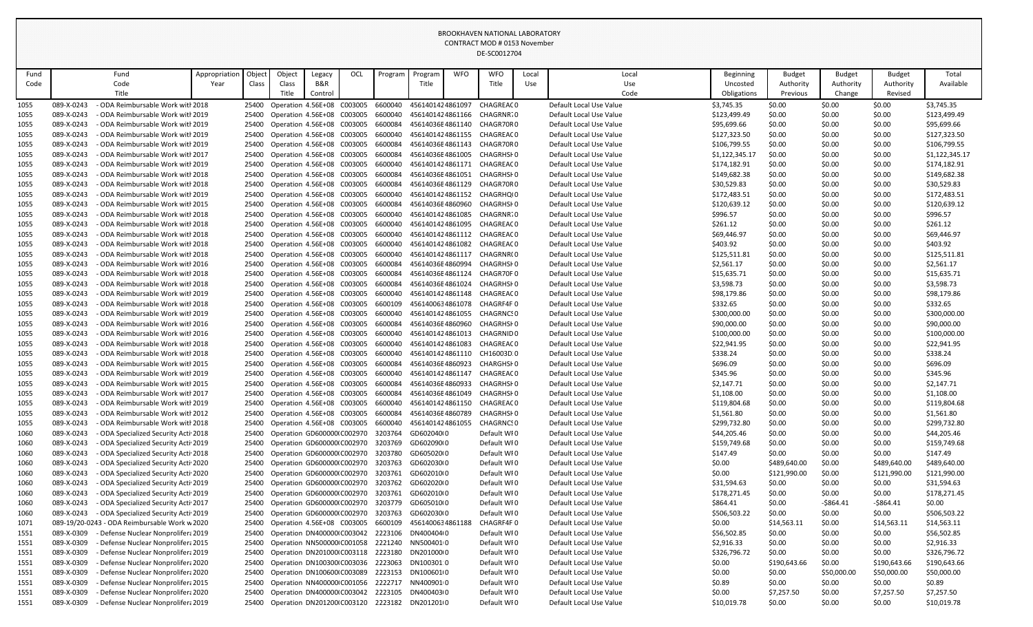# BROOKHAVEN NATIONAL LABORATORY

CONTRACT MOD # 0153 November

DE-SC0012704

| Fund Code | Fund Code Title | Appropriation Year | Object Class | Object Class Title | Legacy B&R Control | OCL | Program | Program Title | WFO | WFO Title | Local Use | Local Use Code | Beginning Uncosted Obligations | Budget Authority Previous | Budget Authority Change | Budget Authority Revised | Total Available |
|---|---|---|---|---|---|---|---|---|---|---|---|---|---|---|---|---|---|
| 1055 | 089-X-0243 - ODA Reimbursable Work with 2018 | | 25400 | Operation | 4.56E+08 | C003005 | 6600040 | 456140142 | 4861097 | CHAGREAC | 0 | Default Local Use Value | $3,745.35 | $0.00 | $0.00 | $0.00 | $3,745.35 |
| 1055 | 089-X-0243 - ODA Reimbursable Work with 2019 | | 25400 | Operation | 4.56E+08 | C003005 | 6600040 | 456140142 | 4861166 | CHAGRNR | 0 | Default Local Use Value | $123,499.49 | $0.00 | $0.00 | $0.00 | $123,499.49 |
| 1055 | 089-X-0243 - ODA Reimbursable Work with 2019 | | 25400 | Operation | 4.56E+08 | C003005 | 6600084 | 456140368 | 4861140 | CHAGR70R | 0 | Default Local Use Value | $95,699.66 | $0.00 | $0.00 | $0.00 | $95,699.66 |
| 1055 | 089-X-0243 - ODA Reimbursable Work with 2019 | | 25400 | Operation | 4.56E+08 | C003005 | 6600040 | 456140142 | 4861155 | CHAGREAC | 0 | Default Local Use Value | $127,323.50 | $0.00 | $0.00 | $0.00 | $127,323.50 |
| 1055 | 089-X-0243 - ODA Reimbursable Work with 2019 | | 25400 | Operation | 4.56E+08 | C003005 | 6600084 | 456140368 | 4861143 | CHAGR70R | 0 | Default Local Use Value | $106,799.55 | $0.00 | $0.00 | $0.00 | $106,799.55 |
| 1055 | 089-X-0243 - ODA Reimbursable Work with 2017 | | 25400 | Operation | 4.56E+08 | C003005 | 6600084 | 456140368 | 4861005 | CHAGRHSH | 0 | Default Local Use Value | $1,122,345.17 | $0.00 | $0.00 | $0.00 | $1,122,345.17 |
| 1055 | 089-X-0243 - ODA Reimbursable Work with 2019 | | 25400 | Operation | 4.56E+08 | C003005 | 6600040 | 456140142 | 4861171 | CHAGREAC | 0 | Default Local Use Value | $174,182.91 | $0.00 | $0.00 | $0.00 | $174,182.91 |
| 1055 | 089-X-0243 - ODA Reimbursable Work with 2018 | | 25400 | Operation | 4.56E+08 | C003005 | 6600084 | 456140368 | 4861051 | CHAGRHSH | 0 | Default Local Use Value | $149,682.38 | $0.00 | $0.00 | $0.00 | $149,682.38 |
| 1055 | 089-X-0243 - ODA Reimbursable Work with 2018 | | 25400 | Operation | 4.56E+08 | C003005 | 6600084 | 456140368 | 4861129 | CHAGR70R | 0 | Default Local Use Value | $30,529.83 | $0.00 | $0.00 | $0.00 | $30,529.83 |
| 1055 | 089-X-0243 - ODA Reimbursable Work with 2019 | | 25400 | Operation | 4.56E+08 | C003005 | 6600040 | 456140142 | 4861152 | CHAGRHQ | 0 | Default Local Use Value | $172,483.51 | $0.00 | $0.00 | $0.00 | $172,483.51 |
| 1055 | 089-X-0243 - ODA Reimbursable Work with 2015 | | 25400 | Operation | 4.56E+08 | C003005 | 6600084 | 456140368 | 4860960 | CHAGRHSH | 0 | Default Local Use Value | $120,639.12 | $0.00 | $0.00 | $0.00 | $120,639.12 |
| 1055 | 089-X-0243 - ODA Reimbursable Work with 2018 | | 25400 | Operation | 4.56E+08 | C003005 | 6600040 | 456140142 | 4861085 | CHAGRNR | 0 | Default Local Use Value | $996.57 | $0.00 | $0.00 | $0.00 | $996.57 |
| 1055 | 089-X-0243 - ODA Reimbursable Work with 2018 | | 25400 | Operation | 4.56E+08 | C003005 | 6600040 | 456140142 | 4861095 | CHAGREAC | 0 | Default Local Use Value | $261.12 | $0.00 | $0.00 | $0.00 | $261.12 |
| 1055 | 089-X-0243 - ODA Reimbursable Work with 2018 | | 25400 | Operation | 4.56E+08 | C003005 | 6600040 | 456140142 | 4861112 | CHAGREAC | 0 | Default Local Use Value | $69,446.97 | $0.00 | $0.00 | $0.00 | $69,446.97 |
| 1055 | 089-X-0243 - ODA Reimbursable Work with 2018 | | 25400 | Operation | 4.56E+08 | C003005 | 6600040 | 456140142 | 4861082 | CHAGREAC | 0 | Default Local Use Value | $403.92 | $0.00 | $0.00 | $0.00 | $403.92 |
| 1055 | 089-X-0243 - ODA Reimbursable Work with 2018 | | 25400 | Operation | 4.56E+08 | C003005 | 6600040 | 456140142 | 4861117 | CHAGRNR | 0 | Default Local Use Value | $125,511.81 | $0.00 | $0.00 | $0.00 | $125,511.81 |
| 1055 | 089-X-0243 - ODA Reimbursable Work with 2016 | | 25400 | Operation | 4.56E+08 | C003005 | 6600084 | 456140368 | 4860994 | CHAGRHSH | 0 | Default Local Use Value | $2,561.17 | $0.00 | $0.00 | $0.00 | $2,561.17 |
| 1055 | 089-X-0243 - ODA Reimbursable Work with 2018 | | 25400 | Operation | 4.56E+08 | C003005 | 6600084 | 456140368 | 4861124 | CHAGR70F | 0 | Default Local Use Value | $15,635.71 | $0.00 | $0.00 | $0.00 | $15,635.71 |
| 1055 | 089-X-0243 - ODA Reimbursable Work with 2018 | | 25400 | Operation | 4.56E+08 | C003005 | 6600084 | 456140368 | 4861024 | CHAGRHSH | 0 | Default Local Use Value | $3,598.73 | $0.00 | $0.00 | $0.00 | $3,598.73 |
| 1055 | 089-X-0243 - ODA Reimbursable Work with 2019 | | 25400 | Operation | 4.56E+08 | C003005 | 6600040 | 456140142 | 4861148 | CHAGREAC | 0 | Default Local Use Value | $98,179.86 | $0.00 | $0.00 | $0.00 | $98,179.86 |
| 1055 | 089-X-0243 - ODA Reimbursable Work with 2018 | | 25400 | Operation | 4.56E+08 | C003005 | 6600109 | 456140063 | 4861078 | CHAGRF4F | 0 | Default Local Use Value | $332.65 | $0.00 | $0.00 | $0.00 | $332.65 |
| 1055 | 089-X-0243 - ODA Reimbursable Work with 2019 | | 25400 | Operation | 4.56E+08 | C003005 | 6600040 | 456140142 | 4861055 | CHAGRNCS | 0 | Default Local Use Value | $300,000.00 | $0.00 | $0.00 | $0.00 | $300,000.00 |
| 1055 | 089-X-0243 - ODA Reimbursable Work with 2016 | | 25400 | Operation | 4.56E+08 | C003005 | 6600084 | 456140368 | 4860960 | CHAGRHSH | 0 | Default Local Use Value | $90,000.00 | $0.00 | $0.00 | $0.00 | $90,000.00 |
| 1055 | 089-X-0243 - ODA Reimbursable Work with 2016 | | 25400 | Operation | 4.56E+08 | C003005 | 6600040 | 456140142 | 4861013 | CHAGRNID | 0 | Default Local Use Value | $100,000.00 | $0.00 | $0.00 | $0.00 | $100,000.00 |
| 1055 | 089-X-0243 - ODA Reimbursable Work with 2018 | | 25400 | Operation | 4.56E+08 | C003005 | 6600040 | 456140142 | 4861083 | CHAGREAC | 0 | Default Local Use Value | $22,941.95 | $0.00 | $0.00 | $0.00 | $22,941.95 |
| 1055 | 089-X-0243 - ODA Reimbursable Work with 2018 | | 25400 | Operation | 4.56E+08 | C003005 | 6600040 | 456140142 | 4861110 | CH16003D | 0 | Default Local Use Value | $338.24 | $0.00 | $0.00 | $0.00 | $338.24 |
| 1055 | 089-X-0243 - ODA Reimbursable Work with 2015 | | 25400 | Operation | 4.56E+08 | C003005 | 6600084 | 456140368 | 4860923 | CHARGHSH | 0 | Default Local Use Value | $696.09 | $0.00 | $0.00 | $0.00 | $696.09 |
| 1055 | 089-X-0243 - ODA Reimbursable Work with 2019 | | 25400 | Operation | 4.56E+08 | C003005 | 6600040 | 456140142 | 4861147 | CHAGREAC | 0 | Default Local Use Value | $345.96 | $0.00 | $0.00 | $0.00 | $345.96 |
| 1055 | 089-X-0243 - ODA Reimbursable Work with 2015 | | 25400 | Operation | 4.56E+08 | C003005 | 6600084 | 456140368 | 4860933 | CHAGRHSH | 0 | Default Local Use Value | $2,147.71 | $0.00 | $0.00 | $0.00 | $2,147.71 |
| 1055 | 089-X-0243 - ODA Reimbursable Work with 2017 | | 25400 | Operation | 4.56E+08 | C003005 | 6600084 | 456140368 | 4861049 | CHAGRHSH | 0 | Default Local Use Value | $1,108.00 | $0.00 | $0.00 | $0.00 | $1,108.00 |
| 1055 | 089-X-0243 - ODA Reimbursable Work with 2019 | | 25400 | Operation | 4.56E+08 | C003005 | 6600040 | 456140142 | 4861150 | CHAGREAC | 0 | Default Local Use Value | $119,804.68 | $0.00 | $0.00 | $0.00 | $119,804.68 |
| 1055 | 089-X-0243 - ODA Reimbursable Work with 2012 | | 25400 | Operation | 4.56E+08 | C003005 | 6600084 | 456140368 | 4860789 | CHAGRHSH | 0 | Default Local Use Value | $1,561.80 | $0.00 | $0.00 | $0.00 | $1,561.80 |
| 1055 | 089-X-0243 - ODA Reimbursable Work with 2018 | | 25400 | Operation | 4.56E+08 | C003005 | 6600040 | 456140142 | 4861055 | CHAGRNCS | 0 | Default Local Use Value | $299,732.80 | $0.00 | $0.00 | $0.00 | $299,732.80 |
| 1060 | 089-X-0243 - ODA Specialized Security Acti 2018 | | 25400 | Operation | GD600000 | C002970 | 3203764 | GD602040 | 0 | Default WF | 0 | Default Local Use Value | $44,205.46 | $0.00 | $0.00 | $0.00 | $44,205.46 |
| 1060 | 089-X-0243 - ODA Specialized Security Acti 2019 | | 25400 | Operation | GD600000 | C002970 | 3203769 | GD602090 | 0 | Default WF | 0 | Default Local Use Value | $159,749.68 | $0.00 | $0.00 | $0.00 | $159,749.68 |
| 1060 | 089-X-0243 - ODA Specialized Security Acti 2018 | | 25400 | Operation | GD600000 | C002970 | 3203780 | GD605020 | 0 | Default WF | 0 | Default Local Use Value | $147.49 | $0.00 | $0.00 | $0.00 | $147.49 |
| 1060 | 089-X-0243 - ODA Specialized Security Acti 2020 | | 25400 | Operation | GD600000 | C002970 | 3203763 | GD602030 | 0 | Default WF | 0 | Default Local Use Value | $0.00 | $489,640.00 | $0.00 | $489,640.00 | $489,640.00 |
| 1060 | 089-X-0243 - ODA Specialized Security Acti 2020 | | 25400 | Operation | GD600000 | C002970 | 3203761 | GD602010 | 0 | Default WF | 0 | Default Local Use Value | $0.00 | $121,990.00 | $0.00 | $121,990.00 | $121,990.00 |
| 1060 | 089-X-0243 - ODA Specialized Security Acti 2019 | | 25400 | Operation | GD600000 | C002970 | 3203762 | GD602020 | 0 | Default WF | 0 | Default Local Use Value | $31,594.63 | $0.00 | $0.00 | $0.00 | $31,594.63 |
| 1060 | 089-X-0243 - ODA Specialized Security Acti 2019 | | 25400 | Operation | GD600000 | C002970 | 3203761 | GD602010 | 0 | Default WF | 0 | Default Local Use Value | $178,271.45 | $0.00 | $0.00 | $0.00 | $178,271.45 |
| 1060 | 089-X-0243 - ODA Specialized Security Acti 2017 | | 25400 | Operation | GD600000 | C002970 | 3203779 | GD605010 | 0 | Default WF | 0 | Default Local Use Value | $864.41 | $0.00 | -$864.41 | -$864.41 | $0.00 |
| 1060 | 089-X-0243 - ODA Specialized Security Acti 2019 | | 25400 | Operation | GD600000 | C002970 | 3203763 | GD602030 | 0 | Default WF | 0 | Default Local Use Value | $506,503.22 | $0.00 | $0.00 | $0.00 | $506,503.22 |
| 1071 | 089-19/20-0243 - ODA Reimbursable Work w 2020 | | 25400 | Operation | 4.56E+08 | C003005 | 6600109 | 456140063 | 4861188 | CHAGRF4F | 0 | Default Local Use Value | $0.00 | $14,563.11 | $0.00 | $14,563.11 | $14,563.11 |
| 1551 | 089-X-0309 - Defense Nuclear Nonprolifera 2019 | | 25400 | Operation | DN400000 | C003042 | 2223106 | DN400404 | 0 | Default WF | 0 | Default Local Use Value | $56,502.85 | $0.00 | $0.00 | $0.00 | $56,502.85 |
| 1551 | 089-X-0309 - Defense Nuclear Nonprolifera 2015 | | 25400 | Operation | NN500000 | C001058 | 2221240 | NN500401 | 0 | Default WF | 0 | Default Local Use Value | $2,916.33 | $0.00 | $0.00 | $0.00 | $2,916.33 |
| 1551 | 089-X-0309 - Defense Nuclear Nonprolifera 2019 | | 25400 | Operation | DN201000 | C003118 | 2223180 | DN201000 | 0 | Default WF | 0 | Default Local Use Value | $326,796.72 | $0.00 | $0.00 | $0.00 | $326,796.72 |
| 1551 | 089-X-0309 - Defense Nuclear Nonprolifera 2020 | | 25400 | Operation | DN100300 | C003036 | 2223063 | DN100301 | 0 | Default WF | 0 | Default Local Use Value | $0.00 | $190,643.66 | $0.00 | $190,643.66 | $190,643.66 |
| 1551 | 089-X-0309 - Defense Nuclear Nonprolifera 2020 | | 25400 | Operation | DN100600 | C003089 | 2223153 | DN100601 | 0 | Default WF | 0 | Default Local Use Value | $0.00 | $0.00 | $50,000.00 | $50,000.00 | $50,000.00 |
| 1551 | 089-X-0309 - Defense Nuclear Nonprolifera 2015 | | 25400 | Operation | NN400000 | C001056 | 2222717 | NN400901 | 0 | Default WF | 0 | Default Local Use Value | $0.89 | $0.00 | $0.00 | $0.00 | $0.89 |
| 1551 | 089-X-0309 - Defense Nuclear Nonprolifera 2020 | | 25400 | Operation | DN400000 | C003042 | 2223105 | DN400403 | 0 | Default WF | 0 | Default Local Use Value | $0.00 | $7,257.50 | $0.00 | $7,257.50 | $7,257.50 |
| 1551 | 089-X-0309 - Defense Nuclear Nonprolifera 2019 | | 25400 | Operation | DN201200 | C003120 | 2223182 | DN201201 | 0 | Default WF | 0 | Default Local Use Value | $10,019.78 | $0.00 | $0.00 | $0.00 | $10,019.78 |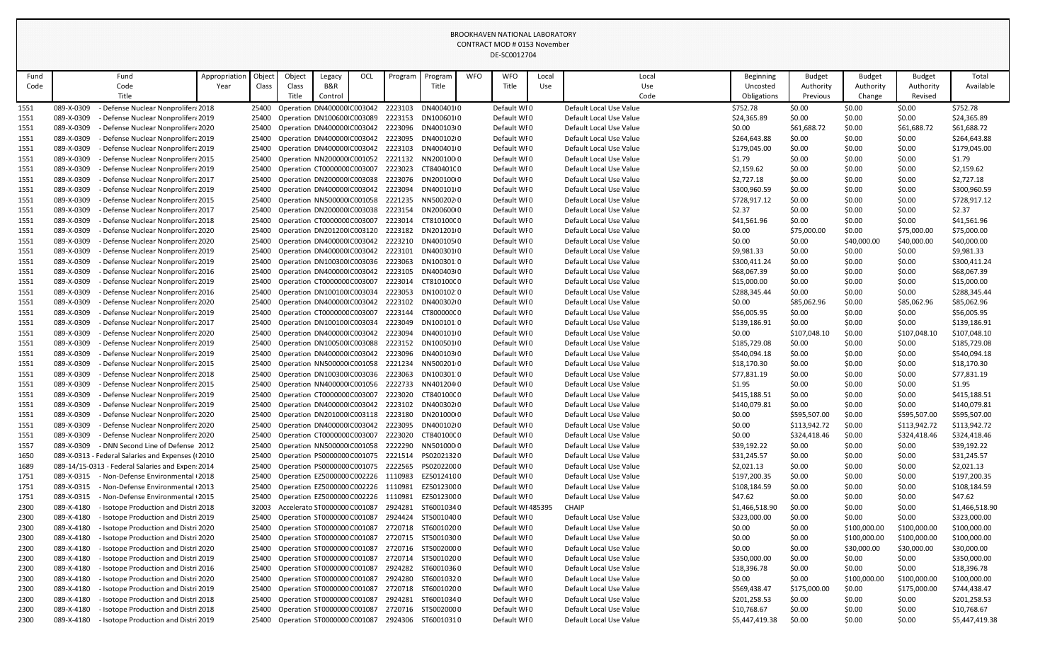BROOKHAVEN NATIONAL LABORATORY
CONTRACT MOD # 0153 November
DE-SC0012704

| Fund Code | Fund Code Title | Appropriation Year | Object Class | Object Class Title | Legacy B&R Control | OCL | Program | Program Title | WFO | WFO Title | Local Use | Local Use Code | Beginning Uncosted Obligations | Budget Authority Previous | Budget Authority Change | Budget Authority Revised | Total Available |
|---|---|---|---|---|---|---|---|---|---|---|---|---|---|---|---|---|---|
| 1551 | 089-X-0309 - Defense Nuclear Nonprolifera | 2018 | 25400 | Operation | DN400000 | C003042 | 2223103 | DN40040100 | | Default WF0 | | Default Local Use Value | $752.78 | $0.00 | $0.00 | $0.00 | $752.78 |
| 1551 | 089-X-0309 - Defense Nuclear Nonprolifera | 2019 | 25400 | Operation | DN100600 | C003089 | 2223153 | DN10060100 | | Default WF0 | | Default Local Use Value | $24,365.89 | $0.00 | $0.00 | $0.00 | $24,365.89 |
| 1551 | 089-X-0309 - Defense Nuclear Nonprolifera | 2020 | 25400 | Operation | DN400000 | C003042 | 2223096 | DN40010300 | | Default WF0 | | Default Local Use Value | $0.00 | $61,688.72 | $0.00 | $61,688.72 | $61,688.72 |
| 1551 | 089-X-0309 - Defense Nuclear Nonprolifera | 2019 | 25400 | Operation | DN400000 | C003042 | 2223095 | DN40010200 | | Default WF0 | | Default Local Use Value | $264,643.88 | $0.00 | $0.00 | $0.00 | $264,643.88 |
| 1551 | 089-X-0309 - Defense Nuclear Nonprolifera | 2019 | 25400 | Operation | DN400000 | C003042 | 2223103 | DN40040100 | | Default WF0 | | Default Local Use Value | $179,045.00 | $0.00 | $0.00 | $0.00 | $179,045.00 |
| 1551 | 089-X-0309 - Defense Nuclear Nonprolifera | 2015 | 25400 | Operation | NN200000 | C001052 | 2221132 | NN20010000 | | Default WF0 | | Default Local Use Value | $1.79 | $0.00 | $0.00 | $0.00 | $1.79 |
| 1551 | 089-X-0309 - Defense Nuclear Nonprolifera | 2019 | 25400 | Operation | CT000000 | C003007 | 2223023 | CT84040100 | | Default WF0 | | Default Local Use Value | $2,159.62 | $0.00 | $0.00 | $0.00 | $2,159.62 |
| 1551 | 089-X-0309 - Defense Nuclear Nonprolifera | 2017 | 25400 | Operation | DN200000 | C003038 | 2223076 | DN20010000 | | Default WF0 | | Default Local Use Value | $2,727.18 | $0.00 | $0.00 | $0.00 | $2,727.18 |
| 1551 | 089-X-0309 - Defense Nuclear Nonprolifera | 2019 | 25400 | Operation | DN400000 | C003042 | 2223094 | DN40010100 | | Default WF0 | | Default Local Use Value | $300,960.59 | $0.00 | $0.00 | $0.00 | $300,960.59 |
| 1551 | 089-X-0309 - Defense Nuclear Nonprolifera | 2015 | 25400 | Operation | NN500000 | C001058 | 2221235 | NN50020200 | | Default WF0 | | Default Local Use Value | $728,917.12 | $0.00 | $0.00 | $0.00 | $728,917.12 |
| 1551 | 089-X-0309 - Defense Nuclear Nonprolifera | 2017 | 25400 | Operation | DN200000 | C003038 | 2223154 | DN20060000 | | Default WF0 | | Default Local Use Value | $2.37 | $0.00 | $0.00 | $0.00 | $2.37 |
| 1551 | 089-X-0309 - Defense Nuclear Nonprolifera | 2018 | 25400 | Operation | CT000000 | C003007 | 2223014 | CT81010000 | | Default WF0 | | Default Local Use Value | $41,561.96 | $0.00 | $0.00 | $0.00 | $41,561.96 |
| 1551 | 089-X-0309 - Defense Nuclear Nonprolifera | 2020 | 25400 | Operation | DN201200 | C003120 | 2223182 | DN20120100 | | Default WF0 | | Default Local Use Value | $0.00 | $75,000.00 | $0.00 | $75,000.00 | $75,000.00 |
| 1551 | 089-X-0309 - Defense Nuclear Nonprolifera | 2020 | 25400 | Operation | DN400000 | C003042 | 2223210 | DN40010500 | | Default WF0 | | Default Local Use Value | $0.00 | $0.00 | $40,000.00 | $40,000.00 | $40,000.00 |
| 1551 | 089-X-0309 - Defense Nuclear Nonprolifera | 2019 | 25400 | Operation | DN400000 | C003042 | 2223101 | DN40030100 | | Default WF0 | | Default Local Use Value | $9,981.33 | $0.00 | $0.00 | $0.00 | $9,981.33 |
| 1551 | 089-X-0309 - Defense Nuclear Nonprolifera | 2019 | 25400 | Operation | DN100300 | C003036 | 2223063 | DN10030100 | | Default WF0 | | Default Local Use Value | $300,411.24 | $0.00 | $0.00 | $0.00 | $300,411.24 |
| 1551 | 089-X-0309 - Defense Nuclear Nonprolifera | 2016 | 25400 | Operation | DN400000 | C003042 | 2223105 | DN40040300 | | Default WF0 | | Default Local Use Value | $68,067.39 | $0.00 | $0.00 | $0.00 | $68,067.39 |
| 1551 | 089-X-0309 - Defense Nuclear Nonprolifera | 2019 | 25400 | Operation | CT000000 | C003007 | 2223014 | CT81010000 | | Default WF0 | | Default Local Use Value | $15,000.00 | $0.00 | $0.00 | $0.00 | $15,000.00 |
| 1551 | 089-X-0309 - Defense Nuclear Nonprolifera | 2016 | 25400 | Operation | DN100100 | C003034 | 2223053 | DN10010200 | | Default WF0 | | Default Local Use Value | $288,345.44 | $0.00 | $0.00 | $0.00 | $288,345.44 |
| 1551 | 089-X-0309 - Defense Nuclear Nonprolifera | 2020 | 25400 | Operation | DN400000 | C003042 | 2223102 | DN40030200 | | Default WF0 | | Default Local Use Value | $0.00 | $85,062.96 | $0.00 | $85,062.96 | $85,062.96 |
| 1551 | 089-X-0309 - Defense Nuclear Nonprolifera | 2019 | 25400 | Operation | CT000000 | C003007 | 2223144 | CT80000000 | | Default WF0 | | Default Local Use Value | $56,005.95 | $0.00 | $0.00 | $0.00 | $56,005.95 |
| 1551 | 089-X-0309 - Defense Nuclear Nonprolifera | 2017 | 25400 | Operation | DN100100 | C003034 | 2223049 | DN10010100 | | Default WF0 | | Default Local Use Value | $139,186.91 | $0.00 | $0.00 | $0.00 | $139,186.91 |
| 1551 | 089-X-0309 - Defense Nuclear Nonprolifera | 2020 | 25400 | Operation | DN400000 | C003042 | 2223094 | DN40010100 | | Default WF0 | | Default Local Use Value | $0.00 | $107,048.10 | $0.00 | $107,048.10 | $107,048.10 |
| 1551 | 089-X-0309 - Defense Nuclear Nonprolifera | 2019 | 25400 | Operation | DN100500 | C003088 | 2223152 | DN10050100 | | Default WF0 | | Default Local Use Value | $185,729.08 | $0.00 | $0.00 | $0.00 | $185,729.08 |
| 1551 | 089-X-0309 - Defense Nuclear Nonprolifera | 2019 | 25400 | Operation | DN400000 | C003042 | 2223096 | DN40010300 | | Default WF0 | | Default Local Use Value | $540,094.18 | $0.00 | $0.00 | $0.00 | $540,094.18 |
| 1551 | 089-X-0309 - Defense Nuclear Nonprolifera | 2015 | 25400 | Operation | NN500000 | C001058 | 2221234 | NN50020100 | | Default WF0 | | Default Local Use Value | $18,170.30 | $0.00 | $0.00 | $0.00 | $18,170.30 |
| 1551 | 089-X-0309 - Defense Nuclear Nonprolifera | 2018 | 25400 | Operation | DN100300 | C003036 | 2223063 | DN10030100 | | Default WF0 | | Default Local Use Value | $77,831.19 | $0.00 | $0.00 | $0.00 | $77,831.19 |
| 1551 | 089-X-0309 - Defense Nuclear Nonprolifera | 2015 | 25400 | Operation | NN400000 | C001056 | 2222733 | NN40120400 | | Default WF0 | | Default Local Use Value | $1.95 | $0.00 | $0.00 | $0.00 | $1.95 |
| 1551 | 089-X-0309 - Defense Nuclear Nonprolifera | 2019 | 25400 | Operation | CT000000 | C003007 | 2223020 | CT84010000 | | Default WF0 | | Default Local Use Value | $415,188.51 | $0.00 | $0.00 | $0.00 | $415,188.51 |
| 1551 | 089-X-0309 - Defense Nuclear Nonprolifera | 2019 | 25400 | Operation | DN400000 | C003042 | 2223102 | DN40030200 | | Default WF0 | | Default Local Use Value | $140,079.81 | $0.00 | $0.00 | $0.00 | $140,079.81 |
| 1551 | 089-X-0309 - Defense Nuclear Nonprolifera | 2020 | 25400 | Operation | DN201000 | C003118 | 2223180 | DN20100000 | | Default WF0 | | Default Local Use Value | $0.00 | $595,507.00 | $0.00 | $595,507.00 | $595,507.00 |
| 1551 | 089-X-0309 - Defense Nuclear Nonprolifera | 2020 | 25400 | Operation | DN400000 | C003042 | 2223095 | DN40010200 | | Default WF0 | | Default Local Use Value | $0.00 | $113,942.72 | $0.00 | $113,942.72 | $113,942.72 |
| 1551 | 089-X-0309 - Defense Nuclear Nonprolifera | 2020 | 25400 | Operation | CT000000 | C003007 | 2223020 | CT84010000 | | Default WF0 | | Default Local Use Value | $0.00 | $324,418.46 | $0.00 | $324,418.46 | $324,418.46 |
| 1557 | 089-X-0309 - DNN Second Line of Defense | 2012 | 25400 | Operation | NN500000 | C001058 | 2222290 | NN50100000 | | Default WF0 | | Default Local Use Value | $39,192.22 | $0.00 | $0.00 | $0.00 | $39,192.22 |
| 1650 | 089-X-0313 - Federal Salaries and Expenses ( | 2010 | 25400 | Operation | PS000000 | C001075 | 2221514 | PS02021320 | | Default WF0 | | Default Local Use Value | $31,245.57 | $0.00 | $0.00 | $0.00 | $31,245.57 |
| 1689 | 089-14/15-0313 - Federal Salaries and Expen | 2014 | 25400 | Operation | PS000000 | C001075 | 2222565 | PS02022000 | | Default WF0 | | Default Local Use Value | $2,021.13 | $0.00 | $0.00 | $0.00 | $2,021.13 |
| 1751 | 089-X-0315 - Non-Defense Environmental ( | 2018 | 25400 | Operation | EZ500000 | C002226 | 1110983 | EZ50124100 | | Default WF0 | | Default Local Use Value | $197,200.35 | $0.00 | $0.00 | $0.00 | $197,200.35 |
| 1751 | 089-X-0315 - Non-Defense Environmental ( | 2013 | 25400 | Operation | EZ500000 | C002226 | 1110981 | EZ50123000 | | Default WF0 | | Default Local Use Value | $108,184.59 | $0.00 | $0.00 | $0.00 | $108,184.59 |
| 1751 | 089-X-0315 - Non-Defense Environmental ( | 2015 | 25400 | Operation | EZ500000 | C002226 | 1110981 | EZ50123000 | | Default WF0 | | Default Local Use Value | $47.62 | $0.00 | $0.00 | $0.00 | $47.62 |
| 2300 | 089-X-4180 - Isotope Production and Distri | 2018 | 32003 | Accelerato | ST000000 | C001087 | 2924281 | ST60010340 | | Default WF | 485395 | CHAIP | $1,466,518.90 | $0.00 | $0.00 | $0.00 | $1,466,518.90 |
| 2300 | 089-X-4180 - Isotope Production and Distri | 2019 | 25400 | Operation | ST000000 | C001087 | 2924424 | ST50010400 | | Default WF0 | | Default Local Use Value | $323,000.00 | $0.00 | $0.00 | $0.00 | $323,000.00 |
| 2300 | 089-X-4180 - Isotope Production and Distri | 2020 | 25400 | Operation | ST000000 | C001087 | 2720718 | ST60010200 | | Default WF0 | | Default Local Use Value | $0.00 | $0.00 | $100,000.00 | $100,000.00 | $100,000.00 |
| 2300 | 089-X-4180 - Isotope Production and Distri | 2020 | 25400 | Operation | ST000000 | C001087 | 2720715 | ST50010300 | | Default WF0 | | Default Local Use Value | $0.00 | $0.00 | $100,000.00 | $100,000.00 | $100,000.00 |
| 2300 | 089-X-4180 - Isotope Production and Distri | 2020 | 25400 | Operation | ST000000 | C001087 | 2720716 | ST50020000 | | Default WF0 | | Default Local Use Value | $0.00 | $0.00 | $30,000.00 | $30,000.00 | $30,000.00 |
| 2300 | 089-X-4180 - Isotope Production and Distri | 2019 | 25400 | Operation | ST000000 | C001087 | 2720714 | ST50010200 | | Default WF0 | | Default Local Use Value | $350,000.00 | $0.00 | $0.00 | $0.00 | $350,000.00 |
| 2300 | 089-X-4180 - Isotope Production and Distri | 2016 | 25400 | Operation | ST000000 | C001087 | 2924282 | ST60010360 | | Default WF0 | | Default Local Use Value | $18,396.78 | $0.00 | $0.00 | $0.00 | $18,396.78 |
| 2300 | 089-X-4180 - Isotope Production and Distri | 2020 | 25400 | Operation | ST000000 | C001087 | 2924280 | ST60010320 | | Default WF0 | | Default Local Use Value | $0.00 | $0.00 | $100,000.00 | $100,000.00 | $100,000.00 |
| 2300 | 089-X-4180 - Isotope Production and Distri | 2019 | 25400 | Operation | ST000000 | C001087 | 2720718 | ST60010200 | | Default WF0 | | Default Local Use Value | $569,438.47 | $175,000.00 | $0.00 | $175,000.00 | $744,438.47 |
| 2300 | 089-X-4180 - Isotope Production and Distri | 2018 | 25400 | Operation | ST000000 | C001087 | 2924281 | ST60010340 | | Default WF0 | | Default Local Use Value | $201,258.53 | $0.00 | $0.00 | $0.00 | $201,258.53 |
| 2300 | 089-X-4180 - Isotope Production and Distri | 2018 | 25400 | Operation | ST000000 | C001087 | 2720716 | ST50020000 | | Default WF0 | | Default Local Use Value | $10,768.67 | $0.00 | $0.00 | $0.00 | $10,768.67 |
| 2300 | 089-X-4180 - Isotope Production and Distri | 2019 | 25400 | Operation | ST000000 | C001087 | 2924306 | ST60010310 | | Default WF0 | | Default Local Use Value | $5,447,419.38 | $0.00 | $0.00 | $0.00 | $5,447,419.38 |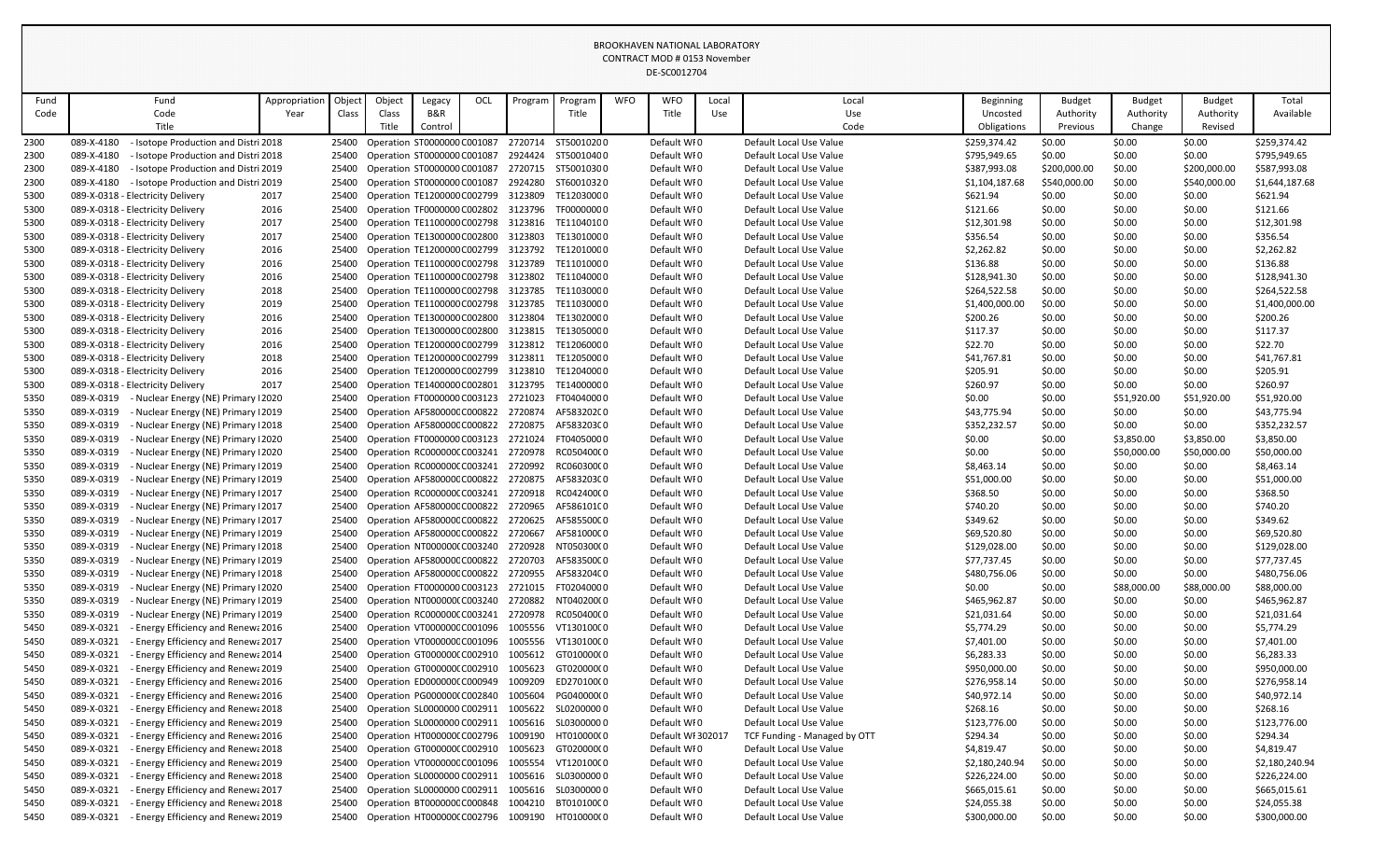BROOKHAVEN NATIONAL LABORATORY
CONTRACT MOD # 0153 November
DE-SC0012704

| Fund Code | Fund Code Title | Appropriation Year | Object Class | Object Class Title | Legacy B&R Control | OCL | Program | Program Title | WFO | WFO Title | Local Use | Local Use Code | Beginning Uncosted Obligations | Budget Authority Previous | Budget Authority Change | Budget Authority Revised | Total Available |
|---|---|---|---|---|---|---|---|---|---|---|---|---|---|---|---|---|---|
| 2300 | 089-X-4180 - Isotope Production and Distri 2018 | | 25400 | Operation | ST0000000 | C001087 | 2720714 | ST50010200 | | Default WF0 | | Default Local Use Value | $259,374.42 | $0.00 | $0.00 | $0.00 | $259,374.42 |
| 2300 | 089-X-4180 - Isotope Production and Distri 2018 | | 25400 | Operation | ST0000000 | C001087 | 2924424 | ST50010400 | | Default WF0 | | Default Local Use Value | $795,949.65 | $0.00 | $0.00 | $0.00 | $795,949.65 |
| 2300 | 089-X-4180 - Isotope Production and Distri 2019 | | 25400 | Operation | ST0000000 | C001087 | 2720715 | ST50010300 | | Default WF0 | | Default Local Use Value | $387,993.08 | $200,000.00 | $0.00 | $200,000.00 | $587,993.08 |
| 2300 | 089-X-4180 - Isotope Production and Distri 2019 | | 25400 | Operation | ST0000000 | C001087 | 2924280 | ST60010320 | | Default WF0 | | Default Local Use Value | $1,104,187.68 | $540,000.00 | $0.00 | $540,000.00 | $1,644,187.68 |
| 5300 | 089-X-0318 - Electricity Delivery | 2017 | 25400 | Operation | TE1200000 | C002799 | 3123809 | TE12030000 | | Default WF0 | | Default Local Use Value | $621.94 | $0.00 | $0.00 | $0.00 | $621.94 |
| 5300 | 089-X-0318 - Electricity Delivery | 2016 | 25400 | Operation | TF0000000 | C002802 | 3123796 | TF00000000 | | Default WF0 | | Default Local Use Value | $121.66 | $0.00 | $0.00 | $0.00 | $121.66 |
| 5300 | 089-X-0318 - Electricity Delivery | 2017 | 25400 | Operation | TE1100000 | C002798 | 3123816 | TE11040100 | | Default WF0 | | Default Local Use Value | $12,301.98 | $0.00 | $0.00 | $0.00 | $12,301.98 |
| 5300 | 089-X-0318 - Electricity Delivery | 2017 | 25400 | Operation | TE1300000 | C002800 | 3123803 | TE13010000 | | Default WF0 | | Default Local Use Value | $356.54 | $0.00 | $0.00 | $0.00 | $356.54 |
| 5300 | 089-X-0318 - Electricity Delivery | 2016 | 25400 | Operation | TE1200000 | C002799 | 3123792 | TE12010000 | | Default WF0 | | Default Local Use Value | $2,262.82 | $0.00 | $0.00 | $0.00 | $2,262.82 |
| 5300 | 089-X-0318 - Electricity Delivery | 2016 | 25400 | Operation | TE1100000 | C002798 | 3123789 | TE11010000 | | Default WF0 | | Default Local Use Value | $136.88 | $0.00 | $0.00 | $0.00 | $136.88 |
| 5300 | 089-X-0318 - Electricity Delivery | 2016 | 25400 | Operation | TE1100000 | C002798 | 3123802 | TE11040000 | | Default WF0 | | Default Local Use Value | $128,941.30 | $0.00 | $0.00 | $0.00 | $128,941.30 |
| 5300 | 089-X-0318 - Electricity Delivery | 2018 | 25400 | Operation | TE1100000 | C002798 | 3123785 | TE11030000 | | Default WF0 | | Default Local Use Value | $264,522.58 | $0.00 | $0.00 | $0.00 | $264,522.58 |
| 5300 | 089-X-0318 - Electricity Delivery | 2019 | 25400 | Operation | TE1100000 | C002798 | 3123785 | TE11030000 | | Default WF0 | | Default Local Use Value | $1,400,000.00 | $0.00 | $0.00 | $0.00 | $1,400,000.00 |
| 5300 | 089-X-0318 - Electricity Delivery | 2016 | 25400 | Operation | TE1300000 | C002800 | 3123804 | TE13020000 | | Default WF0 | | Default Local Use Value | $200.26 | $0.00 | $0.00 | $0.00 | $200.26 |
| 5300 | 089-X-0318 - Electricity Delivery | 2016 | 25400 | Operation | TE1300000 | C002800 | 3123815 | TE13050000 | | Default WF0 | | Default Local Use Value | $117.37 | $0.00 | $0.00 | $0.00 | $117.37 |
| 5300 | 089-X-0318 - Electricity Delivery | 2016 | 25400 | Operation | TE1200000 | C002799 | 3123812 | TE12060000 | | Default WF0 | | Default Local Use Value | $22.70 | $0.00 | $0.00 | $0.00 | $22.70 |
| 5300 | 089-X-0318 - Electricity Delivery | 2018 | 25400 | Operation | TE1200000 | C002799 | 3123811 | TE12050000 | | Default WF0 | | Default Local Use Value | $41,767.81 | $0.00 | $0.00 | $0.00 | $41,767.81 |
| 5300 | 089-X-0318 - Electricity Delivery | 2016 | 25400 | Operation | TE1200000 | C002799 | 3123810 | TE12040000 | | Default WF0 | | Default Local Use Value | $205.91 | $0.00 | $0.00 | $0.00 | $205.91 |
| 5300 | 089-X-0318 - Electricity Delivery | 2017 | 25400 | Operation | TE1400000 | C002801 | 3123795 | TE14000000 | | Default WF0 | | Default Local Use Value | $260.97 | $0.00 | $0.00 | $0.00 | $260.97 |
| 5350 | 089-X-0319 - Nuclear Energy (NE) Primary I 2020 | | 25400 | Operation | FT0000000 | C003123 | 2721023 | FT04040000 | | Default WF0 | | Default Local Use Value | $0.00 | $0.00 | $51,920.00 | $51,920.00 | $51,920.00 |
| 5350 | 089-X-0319 - Nuclear Energy (NE) Primary I 2019 | | 25400 | Operation | AF580000C | C000822 | 2720874 | AF583202C0 | | Default WF0 | | Default Local Use Value | $43,775.94 | $0.00 | $0.00 | $0.00 | $43,775.94 |
| 5350 | 089-X-0319 - Nuclear Energy (NE) Primary I 2018 | | 25400 | Operation | AF580000C | C000822 | 2720875 | AF583203C0 | | Default WF0 | | Default Local Use Value | $352,232.57 | $0.00 | $0.00 | $0.00 | $352,232.57 |
| 5350 | 089-X-0319 - Nuclear Energy (NE) Primary I 2020 | | 25400 | Operation | FT0000000 | C003123 | 2721024 | FT04050000 | | Default WF0 | | Default Local Use Value | $0.00 | $0.00 | $3,850.00 | $3,850.00 | $3,850.00 |
| 5350 | 089-X-0319 - Nuclear Energy (NE) Primary I 2020 | | 25400 | Operation | RC000000C | C003241 | 2720978 | RC050400C0 | | Default WF0 | | Default Local Use Value | $0.00 | $0.00 | $50,000.00 | $50,000.00 | $50,000.00 |
| 5350 | 089-X-0319 - Nuclear Energy (NE) Primary I 2019 | | 25400 | Operation | RC000000C | C003241 | 2720992 | RC060300C0 | | Default WF0 | | Default Local Use Value | $8,463.14 | $0.00 | $0.00 | $0.00 | $8,463.14 |
| 5350 | 089-X-0319 - Nuclear Energy (NE) Primary I 2019 | | 25400 | Operation | AF580000C | C000822 | 2720875 | AF583203C0 | | Default WF0 | | Default Local Use Value | $51,000.00 | $0.00 | $0.00 | $0.00 | $51,000.00 |
| 5350 | 089-X-0319 - Nuclear Energy (NE) Primary I 2017 | | 25400 | Operation | RC000000C | C003241 | 2720918 | RC042400C0 | | Default WF0 | | Default Local Use Value | $368.50 | $0.00 | $0.00 | $0.00 | $368.50 |
| 5350 | 089-X-0319 - Nuclear Energy (NE) Primary I 2017 | | 25400 | Operation | AF580000C | C000822 | 2720965 | AF586101C0 | | Default WF0 | | Default Local Use Value | $740.20 | $0.00 | $0.00 | $0.00 | $740.20 |
| 5350 | 089-X-0319 - Nuclear Energy (NE) Primary I 2017 | | 25400 | Operation | AF580000C | C000822 | 2720625 | AF585500C0 | | Default WF0 | | Default Local Use Value | $349.62 | $0.00 | $0.00 | $0.00 | $349.62 |
| 5350 | 089-X-0319 - Nuclear Energy (NE) Primary I 2019 | | 25400 | Operation | AF580000C | C000822 | 2720667 | AF581000C0 | | Default WF0 | | Default Local Use Value | $69,520.80 | $0.00 | $0.00 | $0.00 | $69,520.80 |
| 5350 | 089-X-0319 - Nuclear Energy (NE) Primary I 2018 | | 25400 | Operation | NT000000C | C003240 | 2720928 | NT050300C0 | | Default WF0 | | Default Local Use Value | $129,028.00 | $0.00 | $0.00 | $0.00 | $129,028.00 |
| 5350 | 089-X-0319 - Nuclear Energy (NE) Primary I 2019 | | 25400 | Operation | AF580000C | C000822 | 2720703 | AF583500C0 | | Default WF0 | | Default Local Use Value | $77,737.45 | $0.00 | $0.00 | $0.00 | $77,737.45 |
| 5350 | 089-X-0319 - Nuclear Energy (NE) Primary I 2018 | | 25400 | Operation | AF580000C | C000822 | 2720955 | AF583204C0 | | Default WF0 | | Default Local Use Value | $480,756.06 | $0.00 | $0.00 | $0.00 | $480,756.06 |
| 5350 | 089-X-0319 - Nuclear Energy (NE) Primary I 2020 | | 25400 | Operation | FT0000000 | C003123 | 2721015 | FT02040000 | | Default WF0 | | Default Local Use Value | $0.00 | $0.00 | $88,000.00 | $88,000.00 | $88,000.00 |
| 5350 | 089-X-0319 - Nuclear Energy (NE) Primary I 2019 | | 25400 | Operation | NT000000C | C003240 | 2720882 | NT040200C0 | | Default WF0 | | Default Local Use Value | $465,962.87 | $0.00 | $0.00 | $0.00 | $465,962.87 |
| 5350 | 089-X-0319 - Nuclear Energy (NE) Primary I 2019 | | 25400 | Operation | RC000000C | C003241 | 2720978 | RC050400C0 | | Default WF0 | | Default Local Use Value | $21,031.64 | $0.00 | $0.00 | $0.00 | $21,031.64 |
| 5450 | 089-X-0321 - Energy Efficiency and Renewa 2016 | | 25400 | Operation | VT000000C | C001096 | 1005556 | VT130100C0 | | Default WF0 | | Default Local Use Value | $5,774.29 | $0.00 | $0.00 | $0.00 | $5,774.29 |
| 5450 | 089-X-0321 - Energy Efficiency and Renewa 2017 | | 25400 | Operation | VT000000C | C001096 | 1005556 | VT130100C0 | | Default WF0 | | Default Local Use Value | $7,401.00 | $0.00 | $0.00 | $0.00 | $7,401.00 |
| 5450 | 089-X-0321 - Energy Efficiency and Renewa 2014 | | 25400 | Operation | GT000000C | C002910 | 1005612 | GT010000C0 | | Default WF0 | | Default Local Use Value | $6,283.33 | $0.00 | $0.00 | $0.00 | $6,283.33 |
| 5450 | 089-X-0321 - Energy Efficiency and Renewa 2019 | | 25400 | Operation | GT000000C | C002910 | 1005623 | GT020000C0 | | Default WF0 | | Default Local Use Value | $950,000.00 | $0.00 | $0.00 | $0.00 | $950,000.00 |
| 5450 | 089-X-0321 - Energy Efficiency and Renewa 2016 | | 25400 | Operation | ED000000C | C000949 | 1009209 | ED270100C0 | | Default WF0 | | Default Local Use Value | $276,958.14 | $0.00 | $0.00 | $0.00 | $276,958.14 |
| 5450 | 089-X-0321 - Energy Efficiency and Renewa 2016 | | 25400 | Operation | PG000000C | C002840 | 1005604 | PG040000C0 | | Default WF0 | | Default Local Use Value | $40,972.14 | $0.00 | $0.00 | $0.00 | $40,972.14 |
| 5450 | 089-X-0321 - Energy Efficiency and Renewa 2018 | | 25400 | Operation | SL0000000 | C002911 | 1005622 | SL02000000 | | Default WF0 | | Default Local Use Value | $268.16 | $0.00 | $0.00 | $0.00 | $268.16 |
| 5450 | 089-X-0321 - Energy Efficiency and Renewa 2019 | | 25400 | Operation | SL0000000 | C002911 | 1005616 | SL03000000 | | Default WF0 | | Default Local Use Value | $123,776.00 | $0.00 | $0.00 | $0.00 | $123,776.00 |
| 5450 | 089-X-0321 - Energy Efficiency and Renewa 2016 | | 25400 | Operation | HT000000C | C002796 | 1009190 | HT010000C0 | | Default WF | 302017 | TCF Funding - Managed by OTT | $294.34 | $0.00 | $0.00 | $0.00 | $294.34 |
| 5450 | 089-X-0321 - Energy Efficiency and Renewa 2018 | | 25400 | Operation | GT000000C | C002910 | 1005623 | GT020000C0 | | Default WF0 | | Default Local Use Value | $4,819.47 | $0.00 | $0.00 | $0.00 | $4,819.47 |
| 5450 | 089-X-0321 - Energy Efficiency and Renewa 2019 | | 25400 | Operation | VT000000C | C001096 | 1005554 | VT120100C0 | | Default WF0 | | Default Local Use Value | $2,180,240.94 | $0.00 | $0.00 | $0.00 | $2,180,240.94 |
| 5450 | 089-X-0321 - Energy Efficiency and Renewa 2018 | | 25400 | Operation | SL0000000 | C002911 | 1005616 | SL03000000 | | Default WF0 | | Default Local Use Value | $226,224.00 | $0.00 | $0.00 | $0.00 | $226,224.00 |
| 5450 | 089-X-0321 - Energy Efficiency and Renewa 2017 | | 25400 | Operation | SL0000000 | C002911 | 1005616 | SL03000000 | | Default WF0 | | Default Local Use Value | $665,015.61 | $0.00 | $0.00 | $0.00 | $665,015.61 |
| 5450 | 089-X-0321 - Energy Efficiency and Renewa 2018 | | 25400 | Operation | BT000000C | C000848 | 1004210 | BT010100C0 | | Default WF0 | | Default Local Use Value | $24,055.38 | $0.00 | $0.00 | $0.00 | $24,055.38 |
| 5450 | 089-X-0321 - Energy Efficiency and Renewa 2019 | | 25400 | Operation | HT000000C | C002796 | 1009190 | HT010000C0 | | Default WF0 | | Default Local Use Value | $300,000.00 | $0.00 | $0.00 | $0.00 | $300,000.00 |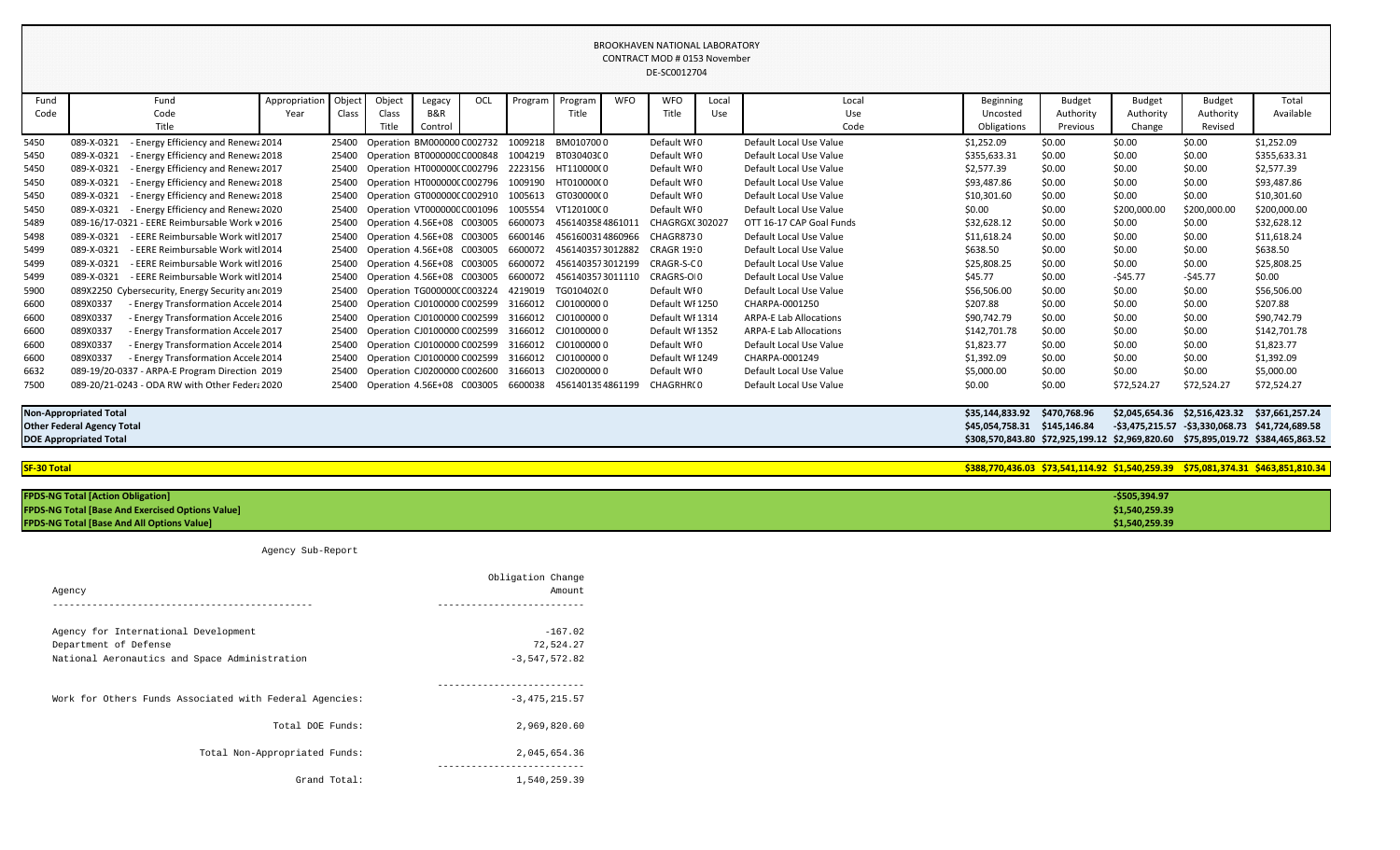BROOKHAVEN NATIONAL LABORATORY
CONTRACT MOD # 0153 November
DE-SC0012704

| Fund Code | Fund Code Title | Appropriation Year | Object Class | Object Class Title | Legacy B&R Control | OCL | Program | Program Title | WFO | WFO Title | Local Use | Local Use Code | Beginning Uncosted Obligations | Budget Authority Previous | Budget Authority Change | Budget Authority Revised | Total Available |
|---|---|---|---|---|---|---|---|---|---|---|---|---|---|---|---|---|---|
| 5450 | 089-X-0321 - Energy Efficiency and Renewa | 2014 | 25400 | Operation | BM000000 | C002732 | 1009218 | BM010700 | 0 | Default WF | 0 | Default Local Use Value | $1,252.09 | $0.00 | $0.00 | $0.00 | $1,252.09 |
| 5450 | 089-X-0321 - Energy Efficiency and Renewa | 2018 | 25400 | Operation | BT0000000 | C000848 | 1004219 | BT030403C | 0 | Default WF | 0 | Default Local Use Value | $355,633.31 | $0.00 | $0.00 | $0.00 | $355,633.31 |
| 5450 | 089-X-0321 - Energy Efficiency and Renewa | 2017 | 25400 | Operation | HT000000C | C002796 | 2223156 | HT110000C | 0 | Default WF | 0 | Default Local Use Value | $2,577.39 | $0.00 | $0.00 | $0.00 | $2,577.39 |
| 5450 | 089-X-0321 - Energy Efficiency and Renewa | 2018 | 25400 | Operation | HT000000C | C002796 | 1009190 | HT010000C | 0 | Default WF | 0 | Default Local Use Value | $93,487.86 | $0.00 | $0.00 | $0.00 | $93,487.86 |
| 5450 | 089-X-0321 - Energy Efficiency and Renewa | 2018 | 25400 | Operation | GT000000C | C002910 | 1005613 | GT030000C | 0 | Default WF | 0 | Default Local Use Value | $10,301.60 | $0.00 | $0.00 | $0.00 | $10,301.60 |
| 5450 | 089-X-0321 - Energy Efficiency and Renewa | 2020 | 25400 | Operation | VT000000C | C001096 | 1005554 | VT120100C | 0 | Default WF | 0 | Default Local Use Value | $0.00 | $0.00 | $200,000.00 | $200,000.00 | $200,000.00 |
| 5489 | 089-16/17-0321 - EERE Reimbursable Work v | 2016 | 25400 | Operation | 4.56E+08 | C003005 | 6600073 | 4561403584861011 | | CHAGRGX | 302027 | OTT 16-17 CAP Goal Funds | $32,628.12 | $0.00 | $0.00 | $0.00 | $32,628.12 |
| 5498 | 089-X-0321 - EERE Reimbursable Work witl | 2017 | 25400 | Operation | 4.56E+08 | C003005 | 6600146 | 4561600314860966 | | CHAGR873 | 0 | Default Local Use Value | $11,618.24 | $0.00 | $0.00 | $0.00 | $11,618.24 |
| 5499 | 089-X-0321 - EERE Reimbursable Work witl | 2014 | 25400 | Operation | 4.56E+08 | C003005 | 6600072 | 4561403573012882 | | CRAGR 19: | 0 | Default Local Use Value | $638.50 | $0.00 | $0.00 | $0.00 | $638.50 |
| 5499 | 089-X-0321 - EERE Reimbursable Work witl | 2016 | 25400 | Operation | 4.56E+08 | C003005 | 6600072 | 4561403573012199 | | CRAGR-S-C | 0 | Default Local Use Value | $25,808.25 | $0.00 | $0.00 | $0.00 | $25,808.25 |
| 5499 | 089-X-0321 - EERE Reimbursable Work witl | 2014 | 25400 | Operation | 4.56E+08 | C003005 | 6600072 | 4561403573011110 | | CRAGRS-OI | 0 | Default Local Use Value | $45.77 | $0.00 | -$45.77 | -$45.77 | $0.00 |
| 5900 | 089X2250 Cybersecurity, Energy Security an | 2019 | 25400 | Operation | TG000000C | C003224 | 4219019 | TG010402C | 0 | Default WF | 0 | Default Local Use Value | $56,506.00 | $0.00 | $0.00 | $0.00 | $56,506.00 |
| 6600 | 089X0337 - Energy Transformation Accele | 2014 | 25400 | Operation | CJ0100000 | C002599 | 3166012 | CJ0100000 | 0 | Default WF | 1250 | CHARPA-0001250 | $207.88 | $0.00 | $0.00 | $0.00 | $207.88 |
| 6600 | 089X0337 - Energy Transformation Accele | 2016 | 25400 | Operation | CJ0100000 | C002599 | 3166012 | CJ0100000 | 0 | Default WF | 1314 | ARPA-E Lab Allocations | $90,742.79 | $0.00 | $0.00 | $0.00 | $90,742.79 |
| 6600 | 089X0337 - Energy Transformation Accele | 2017 | 25400 | Operation | CJ0100000 | C002599 | 3166012 | CJ0100000 | 0 | Default WF | 1352 | ARPA-E Lab Allocations | $142,701.78 | $0.00 | $0.00 | $0.00 | $142,701.78 |
| 6600 | 089X0337 - Energy Transformation Accele | 2014 | 25400 | Operation | CJ0100000 | C002599 | 3166012 | CJ0100000 | 0 | Default WF | 0 | Default Local Use Value | $1,823.77 | $0.00 | $0.00 | $0.00 | $1,823.77 |
| 6600 | 089X0337 - Energy Transformation Accele | 2014 | 25400 | Operation | CJ0100000 | C002599 | 3166012 | CJ0100000 | 0 | Default WF | 1249 | CHARPA-0001249 | $1,392.09 | $0.00 | $0.00 | $0.00 | $1,392.09 |
| 6632 | 089-19/20-0337 - ARPA-E Program Direction | 2019 | 25400 | Operation | CJ0200000 | C002600 | 3166013 | CJ0200000 | 0 | Default WF | 0 | Default Local Use Value | $5,000.00 | $0.00 | $0.00 | $0.00 | $5,000.00 |
| 7500 | 089-20/21-0243 - ODA RW with Other Federa | 2020 | 25400 | Operation | 4.56E+08 | C003005 | 6600038 | 4561401354861199 | | CHAGRHR | 0 | Default Local Use Value | $0.00 | $0.00 | $72,524.27 | $72,524.27 | $72,524.27 |

| | Beginning Uncosted Obligations | Budget Authority Previous | Budget Authority Change | Budget Authority Revised | Total Available |
|---|---|---|---|---|---|
| **Non-Appropriated Total** | $35,144,833.92 | $470,768.96 | $2,045,654.36 | $2,516,423.32 | $37,661,257.24 |
| **Other Federal Agency Total** | $45,054,758.31 | $145,146.84 | -$3,475,215.57 | -$3,330,068.73 | $41,724,689.58 |
| **DOE Appropriated Total** | $308,570,843.80 | $72,925,199.12 | $2,969,820.60 | $75,895,019.72 | $384,465,863.52 |
| **SF-30 Total** | $388,770,436.03 | $73,541,114.92 | $1,540,259.39 | $75,081,374.31 | $463,851,810.34 |

| | |
|---|---|
| **FPDS-NG Total [Action Obligation]** | -$505,394.97 |
| **FPDS-NG Total [Base And Exercised Options Value]** | $1,540,259.39 |
| **FPDS-NG Total [Base And All Options Value]** | $1,540,259.39 |

Agency Sub-Report

| Agency | Obligation Change Amount |
|---|---|
| Agency for International Development | -167.02 |
| Department of Defense | 72,524.27 |
| National Aeronautics and Space Administration | -3,547,572.82 |
| Work for Others Funds Associated with Federal Agencies: | -3,475,215.57 |
| Total DOE Funds: | 2,969,820.60 |
| Total Non-Appropriated Funds: | 2,045,654.36 |
| Grand Total: | 1,540,259.39 |